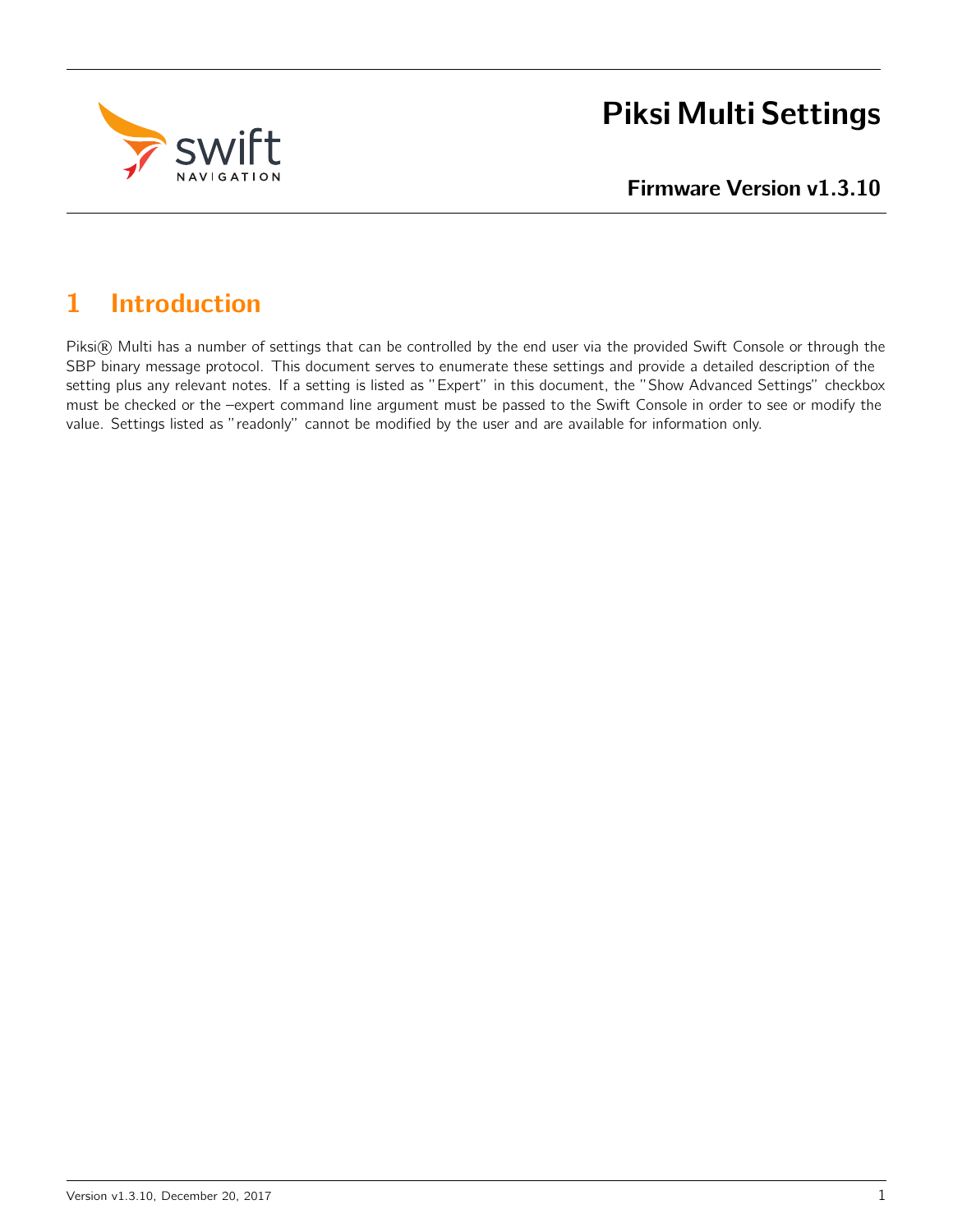# Piksi Multi Settings

**Firmware Version v1.3.10**

## 1 Introduction

Piksi® Multi has a number of settings that can be controlled by the end user via the provided Swift Console or through the SBP binary message protocol. This document serves to enumerate these settings and provide a detailed description of the setting plus any relevant notes. If a setting is listed as "Expert" in this document, the "Show Advanced Settings" checkbox must be checked or the –expert command line argument must be passed to the Swift Console in order to see or modify the value. Settings listed as "readonly" cannot be modified by the user and are available for information only.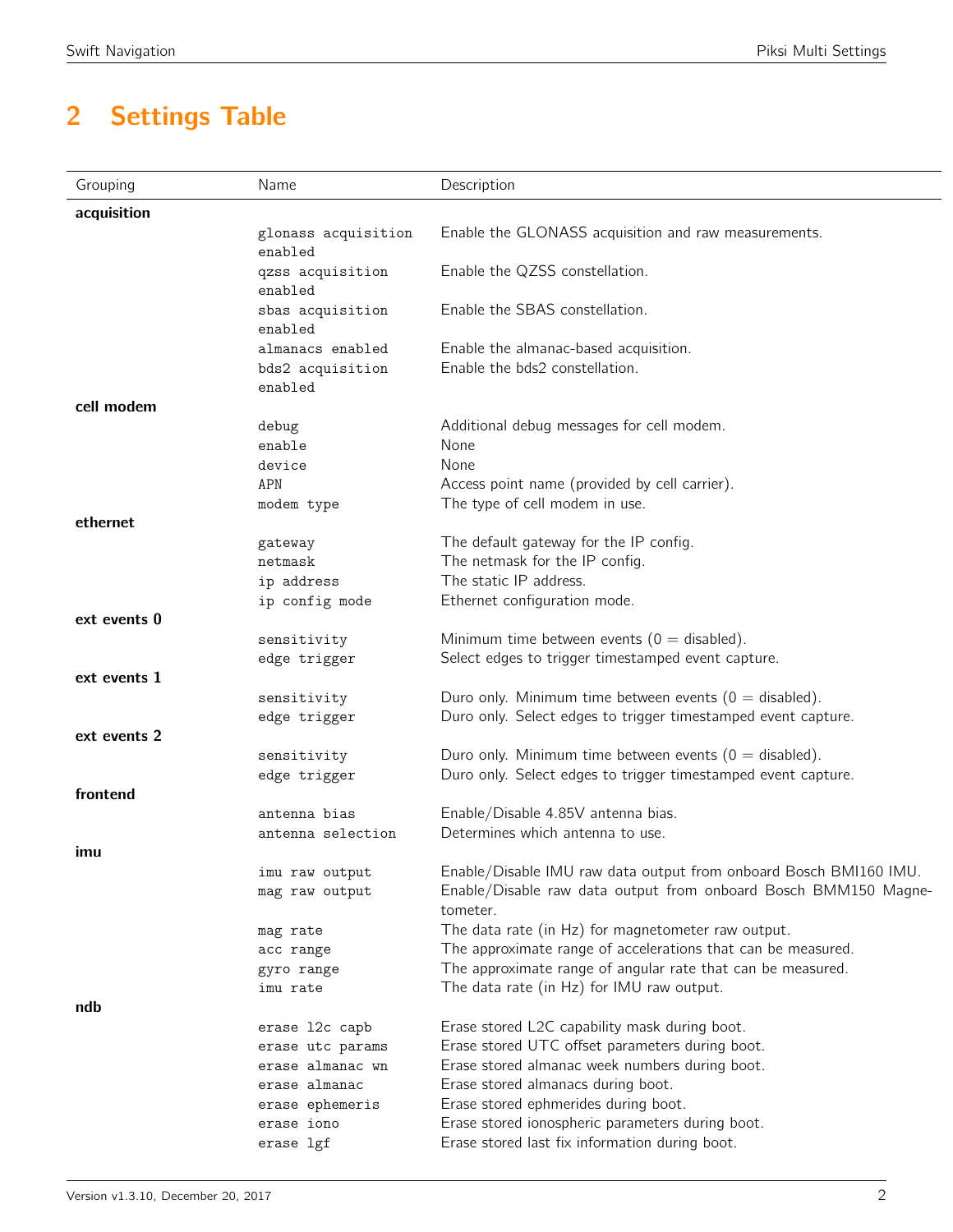## 2 Settings Table

| Grouping | Name | Description |
|---|---|---|
| **acquisition** | | |
| | glonass acquisition enabled | Enable the GLONASS acquisition and raw measurements. |
| | qzss acquisition enabled | Enable the QZSS constellation. |
| | sbas acquisition enabled | Enable the SBAS constellation. |
| | almanacs enabled | Enable the almanac-based acquisition. |
| | bds2 acquisition enabled | Enable the bds2 constellation. |
| **cell modem** | | |
| | debug | Additional debug messages for cell modem. |
| | enable | None |
| | device | None |
| | APN | Access point name (provided by cell carrier). |
| | modem type | The type of cell modem in use. |
| **ethernet** | | |
| | gateway | The default gateway for the IP config. |
| | netmask | The netmask for the IP config. |
| | ip address | The static IP address. |
| | ip config mode | Ethernet configuration mode. |
| **ext events 0** | | |
| | sensitivity | Minimum time between events (0 = disabled). |
| | edge trigger | Select edges to trigger timestamped event capture. |
| **ext events 1** | | |
| | sensitivity | Duro only. Minimum time between events (0 = disabled). |
| | edge trigger | Duro only. Select edges to trigger timestamped event capture. |
| **ext events 2** | | |
| | sensitivity | Duro only. Minimum time between events (0 = disabled). |
| | edge trigger | Duro only. Select edges to trigger timestamped event capture. |
| **frontend** | | |
| | antenna bias | Enable/Disable 4.85V antenna bias. |
| | antenna selection | Determines which antenna to use. |
| **imu** | | |
| | imu raw output | Enable/Disable IMU raw data output from onboard Bosch BMI160 IMU. |
| | mag raw output | Enable/Disable raw data output from onboard Bosch BMM150 Magnetometer. |
| | mag rate | The data rate (in Hz) for magnetometer raw output. |
| | acc range | The approximate range of accelerations that can be measured. |
| | gyro range | The approximate range of angular rate that can be measured. |
| | imu rate | The data rate (in Hz) for IMU raw output. |
| **ndb** | | |
| | erase l2c capb | Erase stored L2C capability mask during boot. |
| | erase utc params | Erase stored UTC offset parameters during boot. |
| | erase almanac wn | Erase stored almanac week numbers during boot. |
| | erase almanac | Erase stored almanacs during boot. |
| | erase ephemeris | Erase stored ephmerides during boot. |
| | erase iono | Erase stored ionospheric parameters during boot. |
| | erase lgf | Erase stored last fix information during boot. |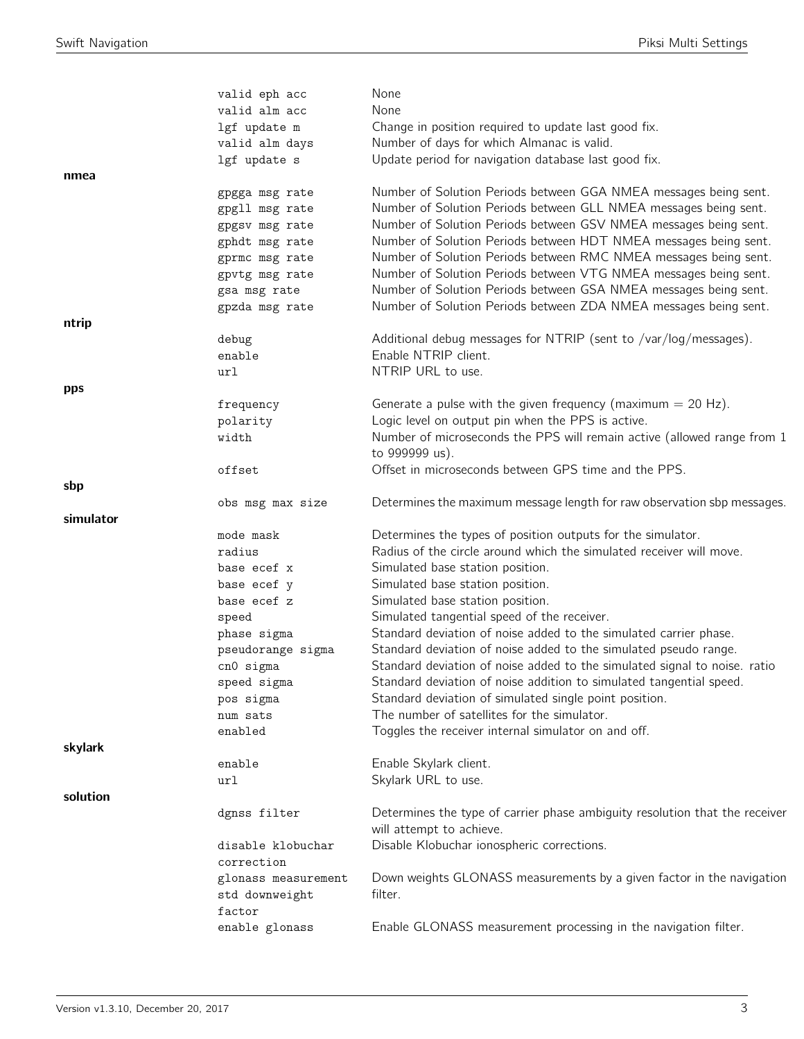| | | |
|---|---|---|
| | valid eph acc | None |
| | valid alm acc | None |
| | lgf update m | Change in position required to update last good fix. |
| | valid alm days | Number of days for which Almanac is valid. |
| | lgf update s | Update period for navigation database last good fix. |
| **nmea** | | |
| | gpgga msg rate | Number of Solution Periods between GGA NMEA messages being sent. |
| | gpgll msg rate | Number of Solution Periods between GLL NMEA messages being sent. |
| | gpgsv msg rate | Number of Solution Periods between GSV NMEA messages being sent. |
| | gphdt msg rate | Number of Solution Periods between HDT NMEA messages being sent. |
| | gprmc msg rate | Number of Solution Periods between RMC NMEA messages being sent. |
| | gpvtg msg rate | Number of Solution Periods between VTG NMEA messages being sent. |
| | gsa msg rate | Number of Solution Periods between GSA NMEA messages being sent. |
| | gpzda msg rate | Number of Solution Periods between ZDA NMEA messages being sent. |
| **ntrip** | | |
| | debug | Additional debug messages for NTRIP (sent to /var/log/messages). |
| | enable | Enable NTRIP client. |
| | url | NTRIP URL to use. |
| **pps** | | |
| | frequency | Generate a pulse with the given frequency (maximum = 20 Hz). |
| | polarity | Logic level on output pin when the PPS is active. |
| | width | Number of microseconds the PPS will remain active (allowed range from 1 to 999999 us). |
| | offset | Offset in microseconds between GPS time and the PPS. |
| **sbp** | | |
| | obs msg max size | Determines the maximum message length for raw observation sbp messages. |
| **simulator** | | |
| | mode mask | Determines the types of position outputs for the simulator. |
| | radius | Radius of the circle around which the simulated receiver will move. |
| | base ecef x | Simulated base station position. |
| | base ecef y | Simulated base station position. |
| | base ecef z | Simulated base station position. |
| | speed | Simulated tangential speed of the receiver. |
| | phase sigma | Standard deviation of noise added to the simulated carrier phase. |
| | pseudorange sigma | Standard deviation of noise added to the simulated pseudo range. |
| | cn0 sigma | Standard deviation of noise added to the simulated signal to noise. ratio |
| | speed sigma | Standard deviation of noise addition to simulated tangential speed. |
| | pos sigma | Standard deviation of simulated single point position. |
| | num sats | The number of satellites for the simulator. |
| | enabled | Toggles the receiver internal simulator on and off. |
| **skylark** | | |
| | enable | Enable Skylark client. |
| | url | Skylark URL to use. |
| **solution** | | |
| | dgnss filter | Determines the type of carrier phase ambiguity resolution that the receiver will attempt to achieve. |
| | disable klobuchar correction | Disable Klobuchar ionospheric corrections. |
| | glonass measurement std downweight factor | Down weights GLONASS measurements by a given factor in the navigation filter. |
| | enable glonass | Enable GLONASS measurement processing in the navigation filter. |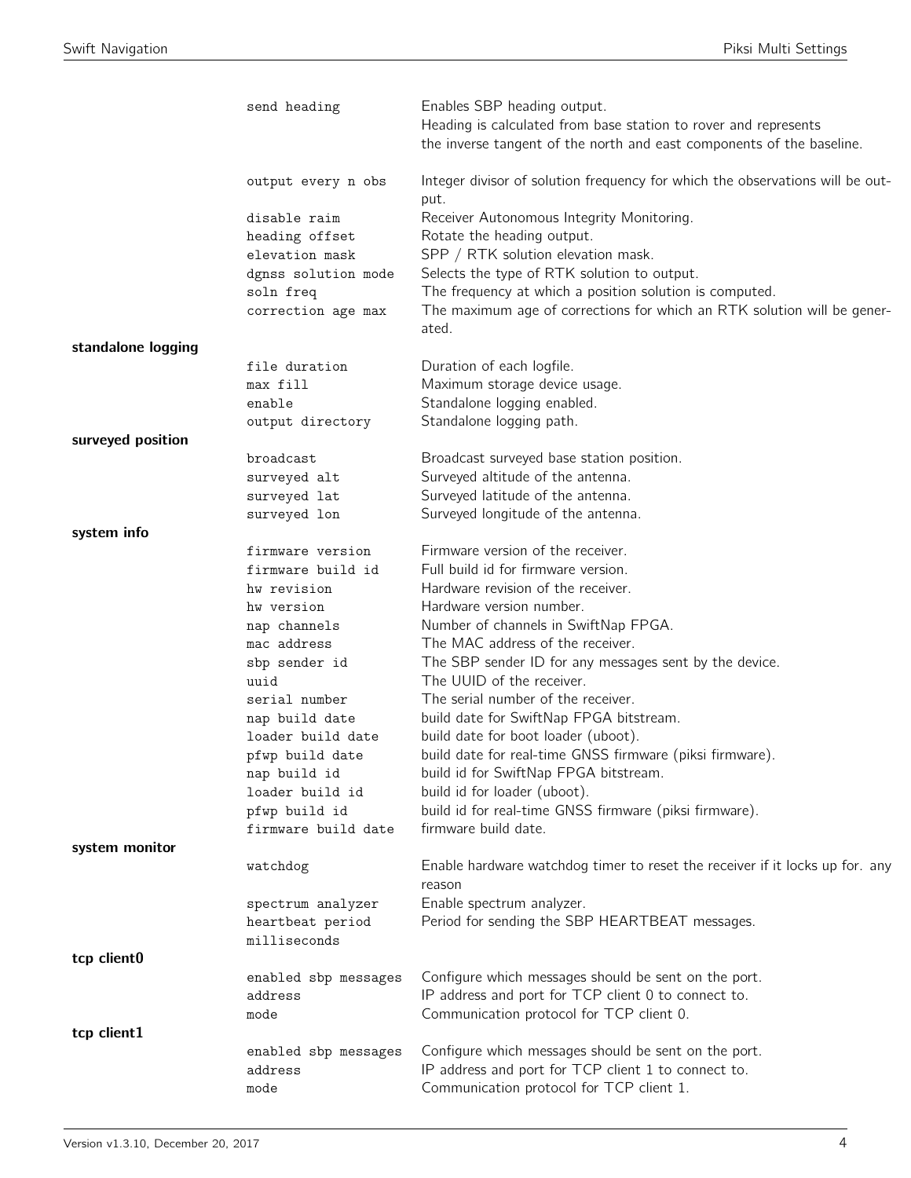| | | |
|---|---|---|
| | send heading | Enables SBP heading output. Heading is calculated from base station to rover and represents the inverse tangent of the north and east components of the baseline. |
| | output every n obs | Integer divisor of solution frequency for which the observations will be output. |
| | disable raim | Receiver Autonomous Integrity Monitoring. |
| | heading offset | Rotate the heading output. |
| | elevation mask | SPP / RTK solution elevation mask. |
| | dgnss solution mode | Selects the type of RTK solution to output. |
| | soln freq | The frequency at which a position solution is computed. |
| | correction age max | The maximum age of corrections for which an RTK solution will be generated. |
| **standalone logging** | | |
| | file duration | Duration of each logfile. |
| | max fill | Maximum storage device usage. |
| | enable | Standalone logging enabled. |
| | output directory | Standalone logging path. |
| **surveyed position** | | |
| | broadcast | Broadcast surveyed base station position. |
| | surveyed alt | Surveyed altitude of the antenna. |
| | surveyed lat | Surveyed latitude of the antenna. |
| | surveyed lon | Surveyed longitude of the antenna. |
| **system info** | | |
| | firmware version | Firmware version of the receiver. |
| | firmware build id | Full build id for firmware version. |
| | hw revision | Hardware revision of the receiver. |
| | hw version | Hardware version number. |
| | nap channels | Number of channels in SwiftNap FPGA. |
| | mac address | The MAC address of the receiver. |
| | sbp sender id | The SBP sender ID for any messages sent by the device. |
| | uuid | The UUID of the receiver. |
| | serial number | The serial number of the receiver. |
| | nap build date | build date for SwiftNap FPGA bitstream. |
| | loader build date | build date for boot loader (uboot). |
| | pfwp build date | build date for real-time GNSS firmware (piksi firmware). |
| | nap build id | build id for SwiftNap FPGA bitstream. |
| | loader build id | build id for loader (uboot). |
| | pfwp build id | build id for real-time GNSS firmware (piksi firmware). |
| | firmware build date | firmware build date. |
| **system monitor** | | |
| | watchdog | Enable hardware watchdog timer to reset the receiver if it locks up for. any reason |
| | spectrum analyzer | Enable spectrum analyzer. |
| | heartbeat period milliseconds | Period for sending the SBP HEARTBEAT messages. |
| **tcp client0** | | |
| | enabled sbp messages | Configure which messages should be sent on the port. |
| | address | IP address and port for TCP client 0 to connect to. |
| | mode | Communication protocol for TCP client 0. |
| **tcp client1** | | |
| | enabled sbp messages | Configure which messages should be sent on the port. |
| | address | IP address and port for TCP client 1 to connect to. |
| | mode | Communication protocol for TCP client 1. |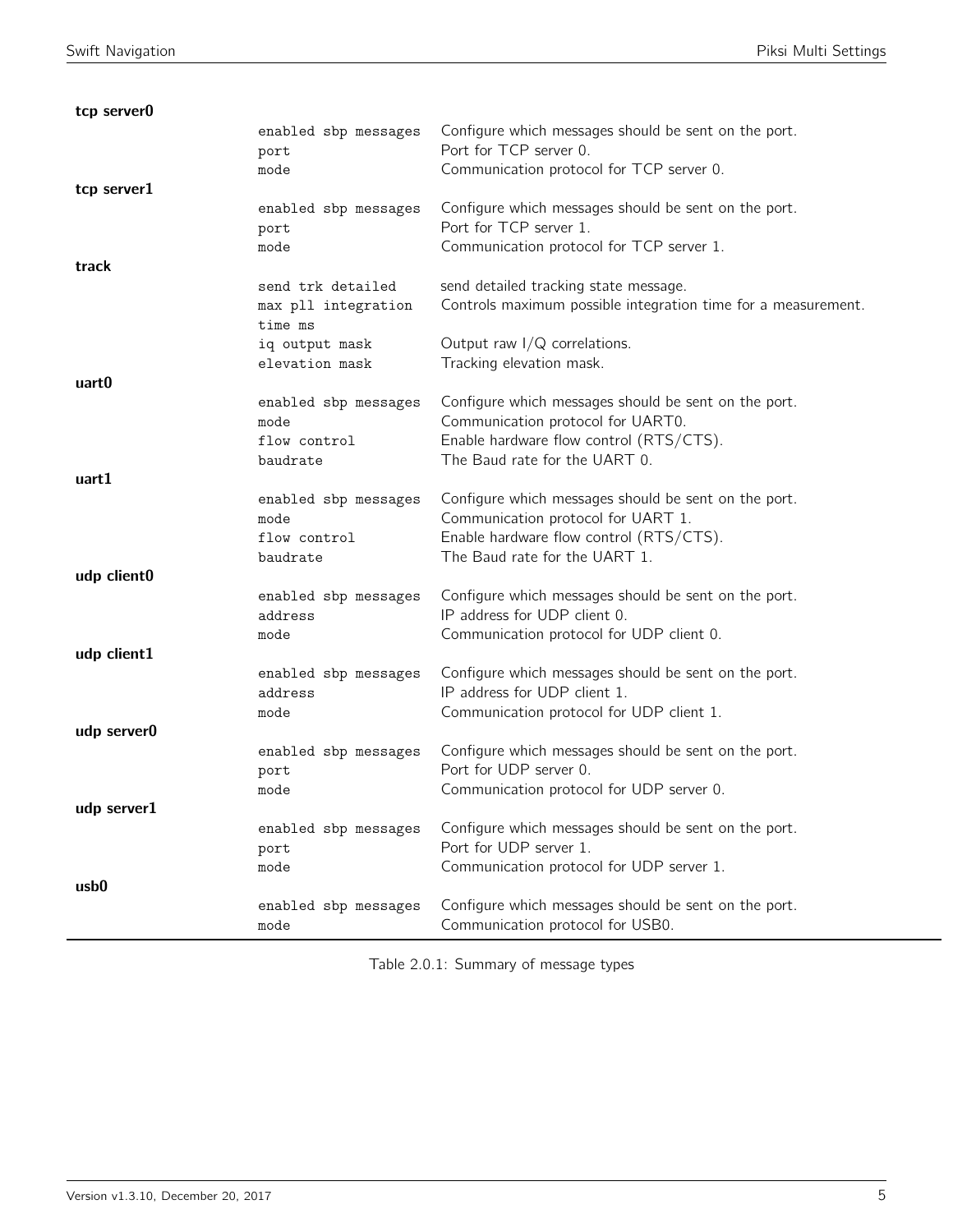| | | |
|---|---|---|
| **tcp server0** | | |
| | `enabled sbp messages` | Configure which messages should be sent on the port. |
| | `port` | Port for TCP server 0. |
| | `mode` | Communication protocol for TCP server 0. |
| **tcp server1** | | |
| | `enabled sbp messages` | Configure which messages should be sent on the port. |
| | `port` | Port for TCP server 1. |
| | `mode` | Communication protocol for TCP server 1. |
| **track** | | |
| | `send trk detailed` | send detailed tracking state message. |
| | `max pll integration time ms` | Controls maximum possible integration time for a measurement. |
| | `iq output mask` | Output raw I/Q correlations. |
| | `elevation mask` | Tracking elevation mask. |
| **uart0** | | |
| | `enabled sbp messages` | Configure which messages should be sent on the port. |
| | `mode` | Communication protocol for UART0. |
| | `flow control` | Enable hardware flow control (RTS/CTS). |
| | `baudrate` | The Baud rate for the UART 0. |
| **uart1** | | |
| | `enabled sbp messages` | Configure which messages should be sent on the port. |
| | `mode` | Communication protocol for UART 1. |
| | `flow control` | Enable hardware flow control (RTS/CTS). |
| | `baudrate` | The Baud rate for the UART 1. |
| **udp client0** | | |
| | `enabled sbp messages` | Configure which messages should be sent on the port. |
| | `address` | IP address for UDP client 0. |
| | `mode` | Communication protocol for UDP client 0. |
| **udp client1** | | |
| | `enabled sbp messages` | Configure which messages should be sent on the port. |
| | `address` | IP address for UDP client 1. |
| | `mode` | Communication protocol for UDP client 1. |
| **udp server0** | | |
| | `enabled sbp messages` | Configure which messages should be sent on the port. |
| | `port` | Port for UDP server 0. |
| | `mode` | Communication protocol for UDP server 0. |
| **udp server1** | | |
| | `enabled sbp messages` | Configure which messages should be sent on the port. |
| | `port` | Port for UDP server 1. |
| | `mode` | Communication protocol for UDP server 1. |
| **usb0** | | |
| | `enabled sbp messages` | Configure which messages should be sent on the port. |
| | `mode` | Communication protocol for USB0. |

Table 2.0.1: Summary of message types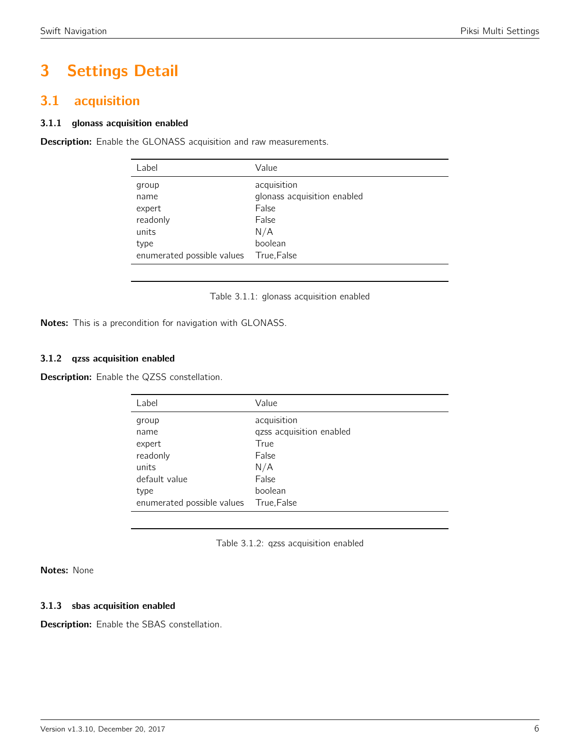# 3 Settings Detail

## 3.1 acquisition

### 3.1.1 glonass acquisition enabled

**Description:** Enable the GLONASS acquisition and raw measurements.

| Label | Value |
|---|---|
| group | acquisition |
| name | glonass acquisition enabled |
| expert | False |
| readonly | False |
| units | N/A |
| type | boolean |
| enumerated possible values | True,False |

Table 3.1.1: glonass acquisition enabled

**Notes:** This is a precondition for navigation with GLONASS.

### 3.1.2 qzss acquisition enabled

**Description:** Enable the QZSS constellation.

| Label | Value |
|---|---|
| group | acquisition |
| name | qzss acquisition enabled |
| expert | True |
| readonly | False |
| units | N/A |
| default value | False |
| type | boolean |
| enumerated possible values | True,False |

Table 3.1.2: qzss acquisition enabled

**Notes:** None

### 3.1.3 sbas acquisition enabled

**Description:** Enable the SBAS constellation.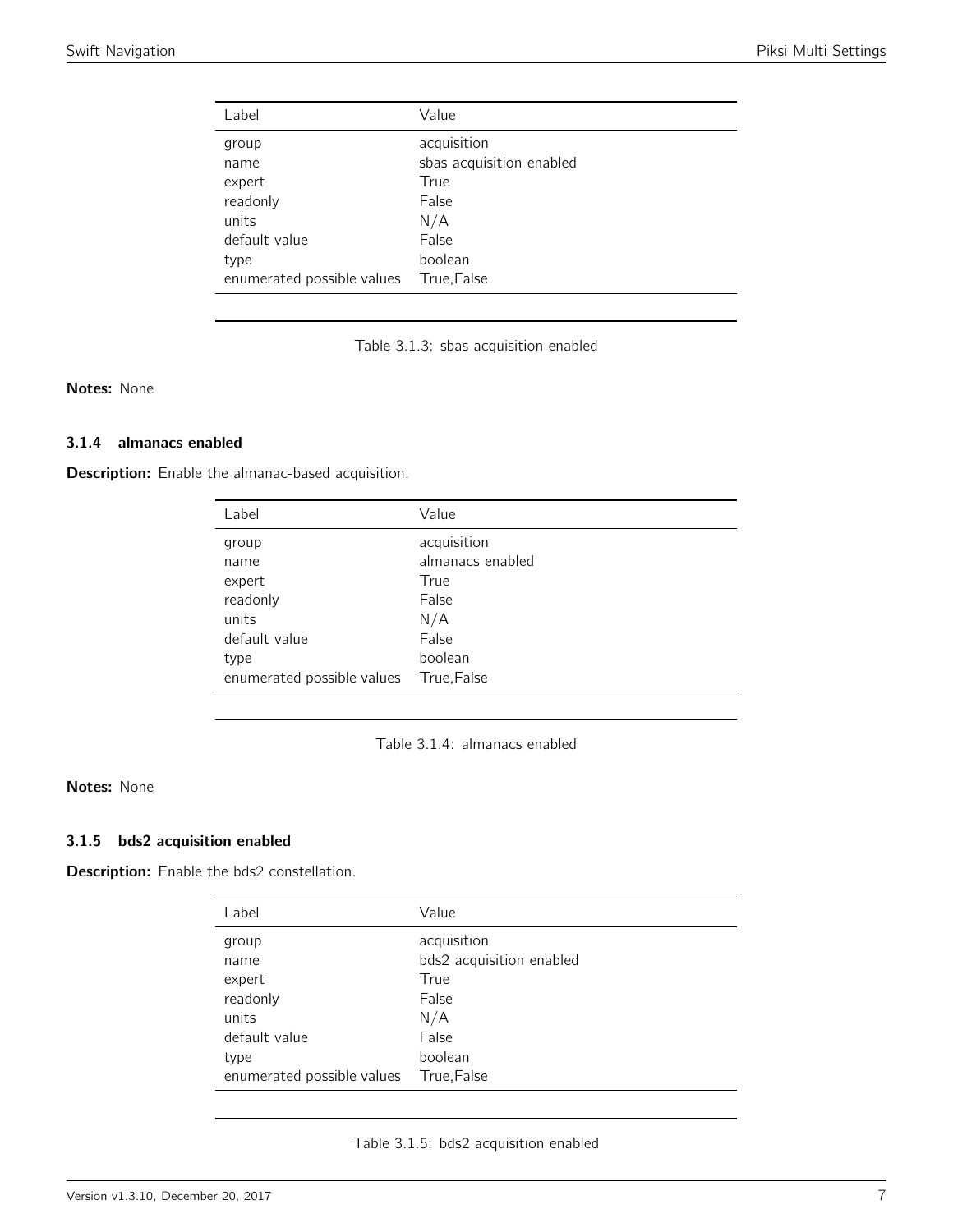| Label | Value |
| --- | --- |
| group | acquisition |
| name | sbas acquisition enabled |
| expert | True |
| readonly | False |
| units | N/A |
| default value | False |
| type | boolean |
| enumerated possible values | True,False |

Table 3.1.3: sbas acquisition enabled

**Notes:** None

### 3.1.4 almanacs enabled

**Description:** Enable the almanac-based acquisition.

| Label | Value |
| --- | --- |
| group | acquisition |
| name | almanacs enabled |
| expert | True |
| readonly | False |
| units | N/A |
| default value | False |
| type | boolean |
| enumerated possible values | True,False |

Table 3.1.4: almanacs enabled

**Notes:** None

### 3.1.5 bds2 acquisition enabled

**Description:** Enable the bds2 constellation.

| Label | Value |
| --- | --- |
| group | acquisition |
| name | bds2 acquisition enabled |
| expert | True |
| readonly | False |
| units | N/A |
| default value | False |
| type | boolean |
| enumerated possible values | True,False |

Table 3.1.5: bds2 acquisition enabled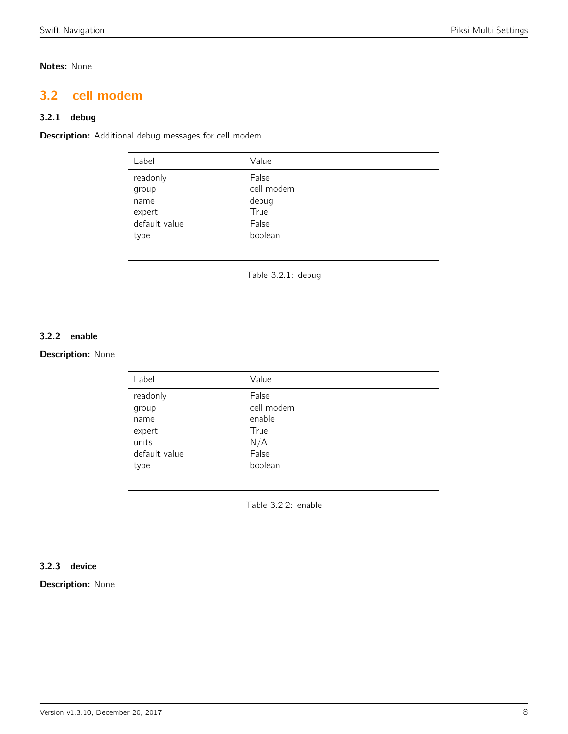**Notes:** None

## 3.2 cell modem

### 3.2.1 debug

**Description:** Additional debug messages for cell modem.

| Label | Value |
|---|---|
| readonly | False |
| group | cell modem |
| name | debug |
| expert | True |
| default value | False |
| type | boolean |

Table 3.2.1: debug

### 3.2.2 enable

**Description:** None

| Label | Value |
|---|---|
| readonly | False |
| group | cell modem |
| name | enable |
| expert | True |
| units | N/A |
| default value | False |
| type | boolean |

Table 3.2.2: enable

### 3.2.3 device

**Description:** None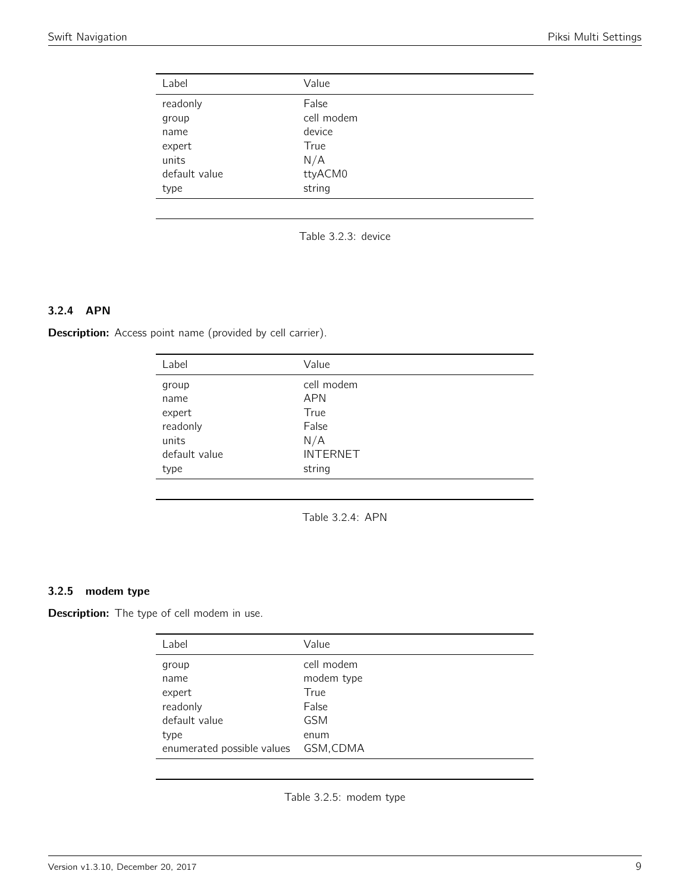| Label | Value |
|---|---|
| readonly | False |
| group | cell modem |
| name | device |
| expert | True |
| units | N/A |
| default value | ttyACM0 |
| type | string |

Table 3.2.3: device

### 3.2.4 APN

**Description:** Access point name (provided by cell carrier).

| Label | Value |
|---|---|
| group | cell modem |
| name | APN |
| expert | True |
| readonly | False |
| units | N/A |
| default value | INTERNET |
| type | string |

Table 3.2.4: APN

### 3.2.5 modem type

**Description:** The type of cell modem in use.

| Label | Value |
|---|---|
| group | cell modem |
| name | modem type |
| expert | True |
| readonly | False |
| default value | GSM |
| type | enum |
| enumerated possible values | GSM,CDMA |

Table 3.2.5: modem type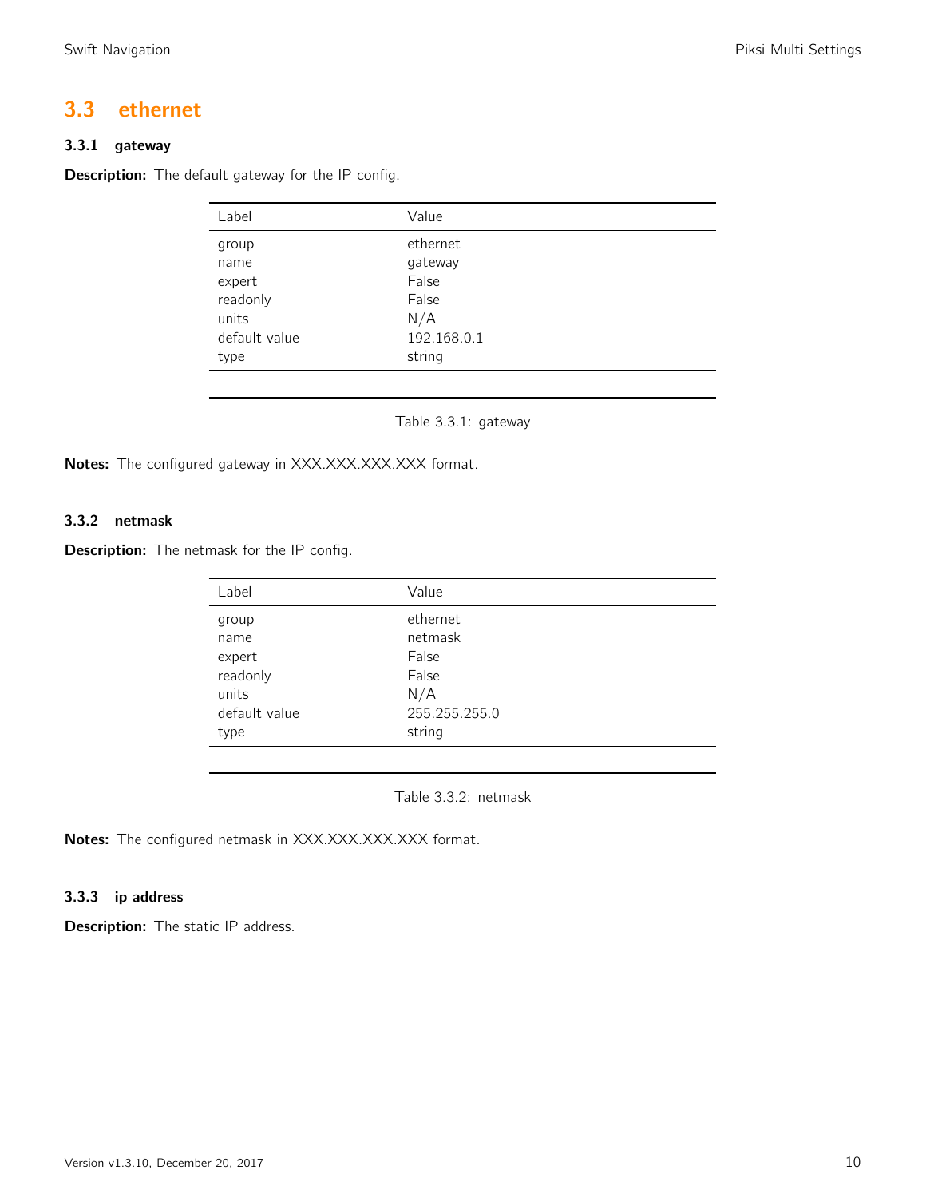## 3.3 ethernet

### 3.3.1 gateway

**Description:** The default gateway for the IP config.

| Label | Value |
|---|---|
| group | ethernet |
| name | gateway |
| expert | False |
| readonly | False |
| units | N/A |
| default value | 192.168.0.1 |
| type | string |

Table 3.3.1: gateway

**Notes:** The configured gateway in XXX.XXX.XXX.XXX format.

### 3.3.2 netmask

**Description:** The netmask for the IP config.

| Label | Value |
|---|---|
| group | ethernet |
| name | netmask |
| expert | False |
| readonly | False |
| units | N/A |
| default value | 255.255.255.0 |
| type | string |

Table 3.3.2: netmask

**Notes:** The configured netmask in XXX.XXX.XXX.XXX format.

### 3.3.3 ip address

**Description:** The static IP address.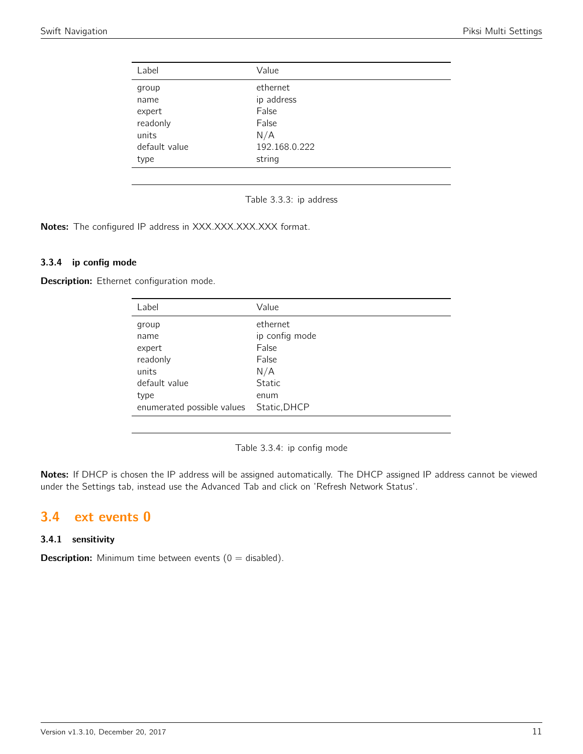| Label | Value |
|---|---|
| group | ethernet |
| name | ip address |
| expert | False |
| readonly | False |
| units | N/A |
| default value | 192.168.0.222 |
| type | string |

Table 3.3.3: ip address

**Notes:** The configured IP address in XXX.XXX.XXX.XXX format.

### 3.3.4 ip config mode

**Description:** Ethernet configuration mode.

| Label | Value |
|---|---|
| group | ethernet |
| name | ip config mode |
| expert | False |
| readonly | False |
| units | N/A |
| default value | Static |
| type | enum |
| enumerated possible values | Static,DHCP |

Table 3.3.4: ip config mode

**Notes:** If DHCP is chosen the IP address will be assigned automatically. The DHCP assigned IP address cannot be viewed under the Settings tab, instead use the Advanced Tab and click on 'Refresh Network Status'.

## 3.4 ext events 0

### 3.4.1 sensitivity

**Description:** Minimum time between events (0 = disabled).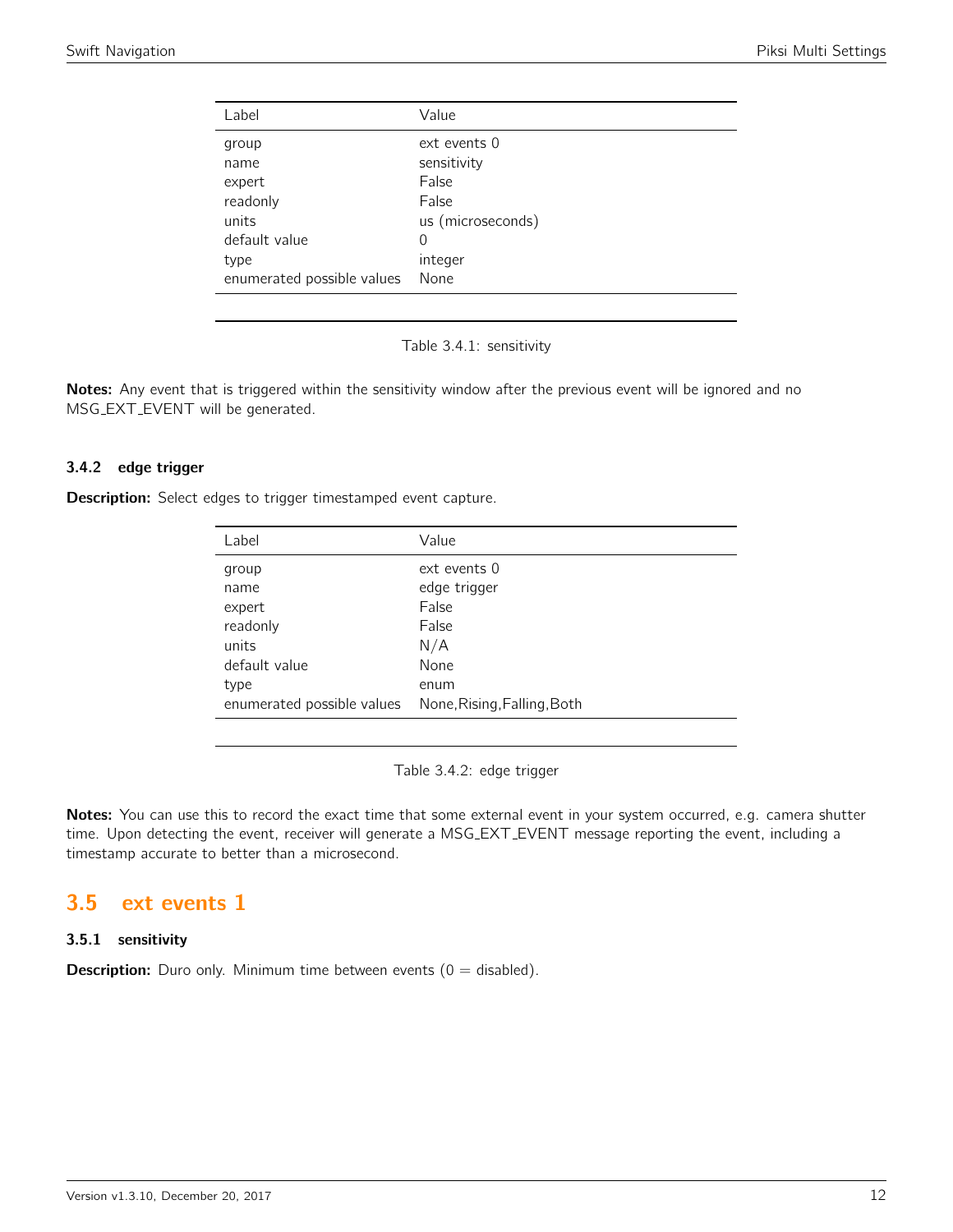| Label | Value |
|---|---|
| group | ext events 0 |
| name | sensitivity |
| expert | False |
| readonly | False |
| units | us (microseconds) |
| default value | 0 |
| type | integer |
| enumerated possible values | None |

Table 3.4.1: sensitivity

**Notes:** Any event that is triggered within the sensitivity window after the previous event will be ignored and no MSG_EXT_EVENT will be generated.

### 3.4.2 edge trigger

**Description:** Select edges to trigger timestamped event capture.

| Label | Value |
|---|---|
| group | ext events 0 |
| name | edge trigger |
| expert | False |
| readonly | False |
| units | N/A |
| default value | None |
| type | enum |
| enumerated possible values | None,Rising,Falling,Both |

Table 3.4.2: edge trigger

**Notes:** You can use this to record the exact time that some external event in your system occurred, e.g. camera shutter time. Upon detecting the event, receiver will generate a MSG_EXT_EVENT message reporting the event, including a timestamp accurate to better than a microsecond.

## 3.5 ext events 1

### 3.5.1 sensitivity

**Description:** Duro only. Minimum time between events (0 = disabled).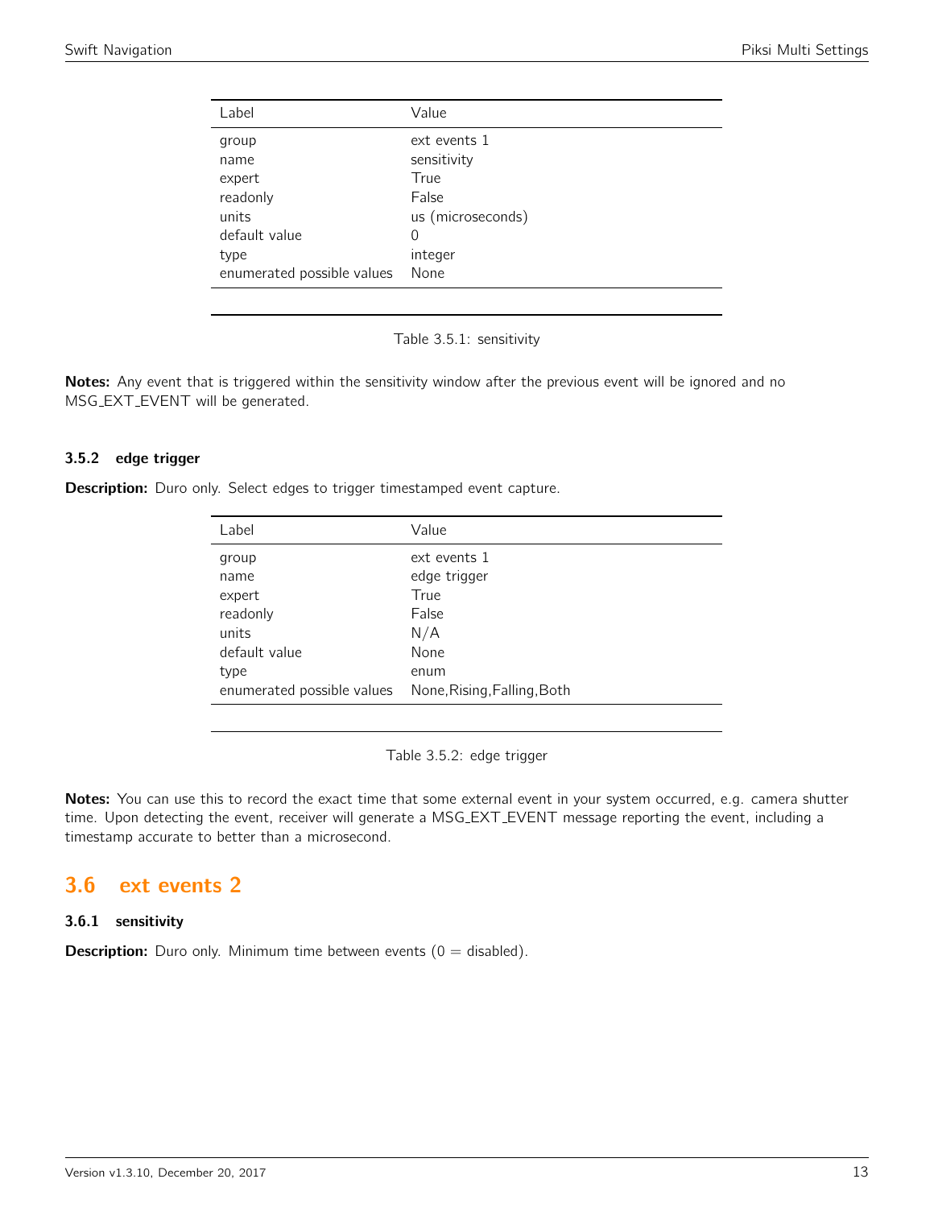| Label | Value |
| --- | --- |
| group | ext events 1 |
| name | sensitivity |
| expert | True |
| readonly | False |
| units | us (microseconds) |
| default value | 0 |
| type | integer |
| enumerated possible values | None |

Table 3.5.1: sensitivity

**Notes:** Any event that is triggered within the sensitivity window after the previous event will be ignored and no MSG_EXT_EVENT will be generated.

### 3.5.2 edge trigger

**Description:** Duro only. Select edges to trigger timestamped event capture.

| Label | Value |
| --- | --- |
| group | ext events 1 |
| name | edge trigger |
| expert | True |
| readonly | False |
| units | N/A |
| default value | None |
| type | enum |
| enumerated possible values | None,Rising,Falling,Both |

Table 3.5.2: edge trigger

**Notes:** You can use this to record the exact time that some external event in your system occurred, e.g. camera shutter time. Upon detecting the event, receiver will generate a MSG_EXT_EVENT message reporting the event, including a timestamp accurate to better than a microsecond.

## 3.6 ext events 2

### 3.6.1 sensitivity

**Description:** Duro only. Minimum time between events (0 = disabled).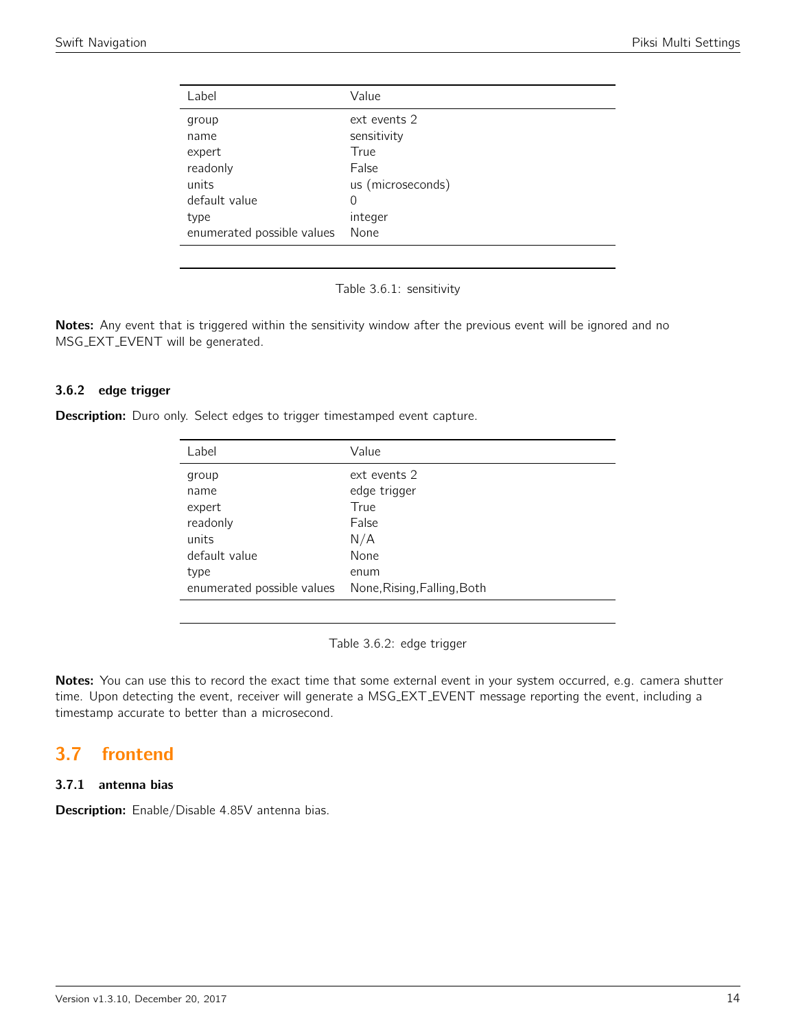| Label | Value |
| --- | --- |
| group | ext events 2 |
| name | sensitivity |
| expert | True |
| readonly | False |
| units | us (microseconds) |
| default value | 0 |
| type | integer |
| enumerated possible values | None |

Table 3.6.1: sensitivity

**Notes:** Any event that is triggered within the sensitivity window after the previous event will be ignored and no MSG_EXT_EVENT will be generated.

### 3.6.2 edge trigger

**Description:** Duro only. Select edges to trigger timestamped event capture.

| Label | Value |
| --- | --- |
| group | ext events 2 |
| name | edge trigger |
| expert | True |
| readonly | False |
| units | N/A |
| default value | None |
| type | enum |
| enumerated possible values | None,Rising,Falling,Both |

Table 3.6.2: edge trigger

**Notes:** You can use this to record the exact time that some external event in your system occurred, e.g. camera shutter time. Upon detecting the event, receiver will generate a MSG_EXT_EVENT message reporting the event, including a timestamp accurate to better than a microsecond.

## 3.7 frontend

### 3.7.1 antenna bias

**Description:** Enable/Disable 4.85V antenna bias.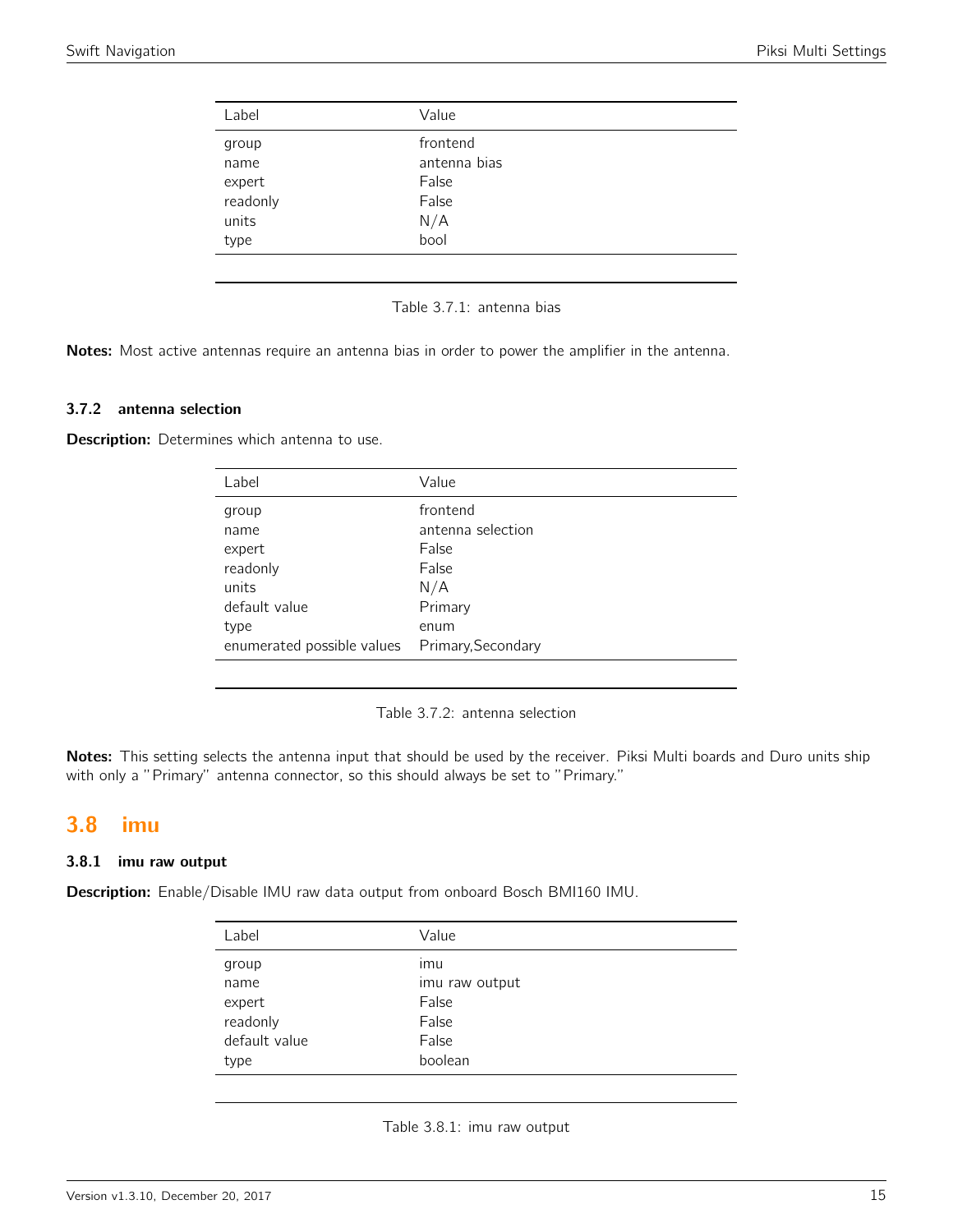| Label | Value |
|---|---|
| group | frontend |
| name | antenna bias |
| expert | False |
| readonly | False |
| units | N/A |
| type | bool |

Table 3.7.1: antenna bias

**Notes:** Most active antennas require an antenna bias in order to power the amplifier in the antenna.

### 3.7.2 antenna selection

**Description:** Determines which antenna to use.

| Label | Value |
|---|---|
| group | frontend |
| name | antenna selection |
| expert | False |
| readonly | False |
| units | N/A |
| default value | Primary |
| type | enum |
| enumerated possible values | Primary,Secondary |

Table 3.7.2: antenna selection

**Notes:** This setting selects the antenna input that should be used by the receiver. Piksi Multi boards and Duro units ship with only a "Primary" antenna connector, so this should always be set to "Primary."

## 3.8 imu

### 3.8.1 imu raw output

**Description:** Enable/Disable IMU raw data output from onboard Bosch BMI160 IMU.

| Label | Value |
|---|---|
| group | imu |
| name | imu raw output |
| expert | False |
| readonly | False |
| default value | False |
| type | boolean |

Table 3.8.1: imu raw output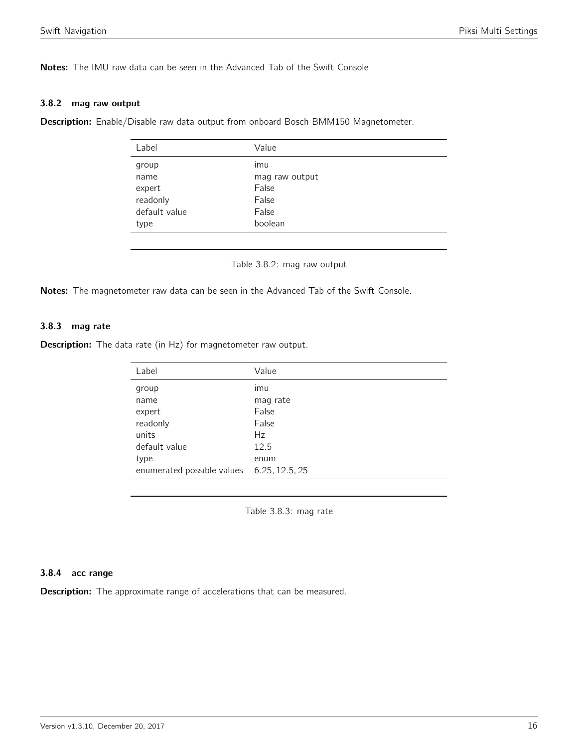**Notes:** The IMU raw data can be seen in the Advanced Tab of the Swift Console

### 3.8.2 mag raw output

**Description:** Enable/Disable raw data output from onboard Bosch BMM150 Magnetometer.

| Label | Value |
|---|---|
| group | imu |
| name | mag raw output |
| expert | False |
| readonly | False |
| default value | False |
| type | boolean |

Table 3.8.2: mag raw output

**Notes:** The magnetometer raw data can be seen in the Advanced Tab of the Swift Console.

### 3.8.3 mag rate

**Description:** The data rate (in Hz) for magnetometer raw output.

| Label | Value |
|---|---|
| group | imu |
| name | mag rate |
| expert | False |
| readonly | False |
| units | Hz |
| default value | 12.5 |
| type | enum |
| enumerated possible values | 6.25, 12.5, 25 |

Table 3.8.3: mag rate

### 3.8.4 acc range

**Description:** The approximate range of accelerations that can be measured.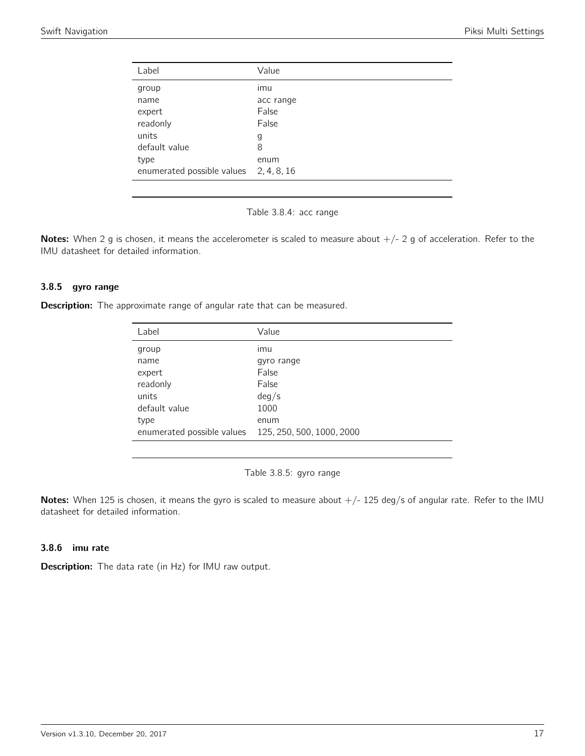| Label | Value |
| --- | --- |
| group | imu |
| name | acc range |
| expert | False |
| readonly | False |
| units | g |
| default value | 8 |
| type | enum |
| enumerated possible values | 2, 4, 8, 16 |

Table 3.8.4: acc range

**Notes:** When 2 g is chosen, it means the accelerometer is scaled to measure about +/- 2 g of acceleration. Refer to the IMU datasheet for detailed information.

### 3.8.5 gyro range

**Description:** The approximate range of angular rate that can be measured.

| Label | Value |
| --- | --- |
| group | imu |
| name | gyro range |
| expert | False |
| readonly | False |
| units | deg/s |
| default value | 1000 |
| type | enum |
| enumerated possible values | 125, 250, 500, 1000, 2000 |

Table 3.8.5: gyro range

**Notes:** When 125 is chosen, it means the gyro is scaled to measure about +/- 125 deg/s of angular rate. Refer to the IMU datasheet for detailed information.

### 3.8.6 imu rate

**Description:** The data rate (in Hz) for IMU raw output.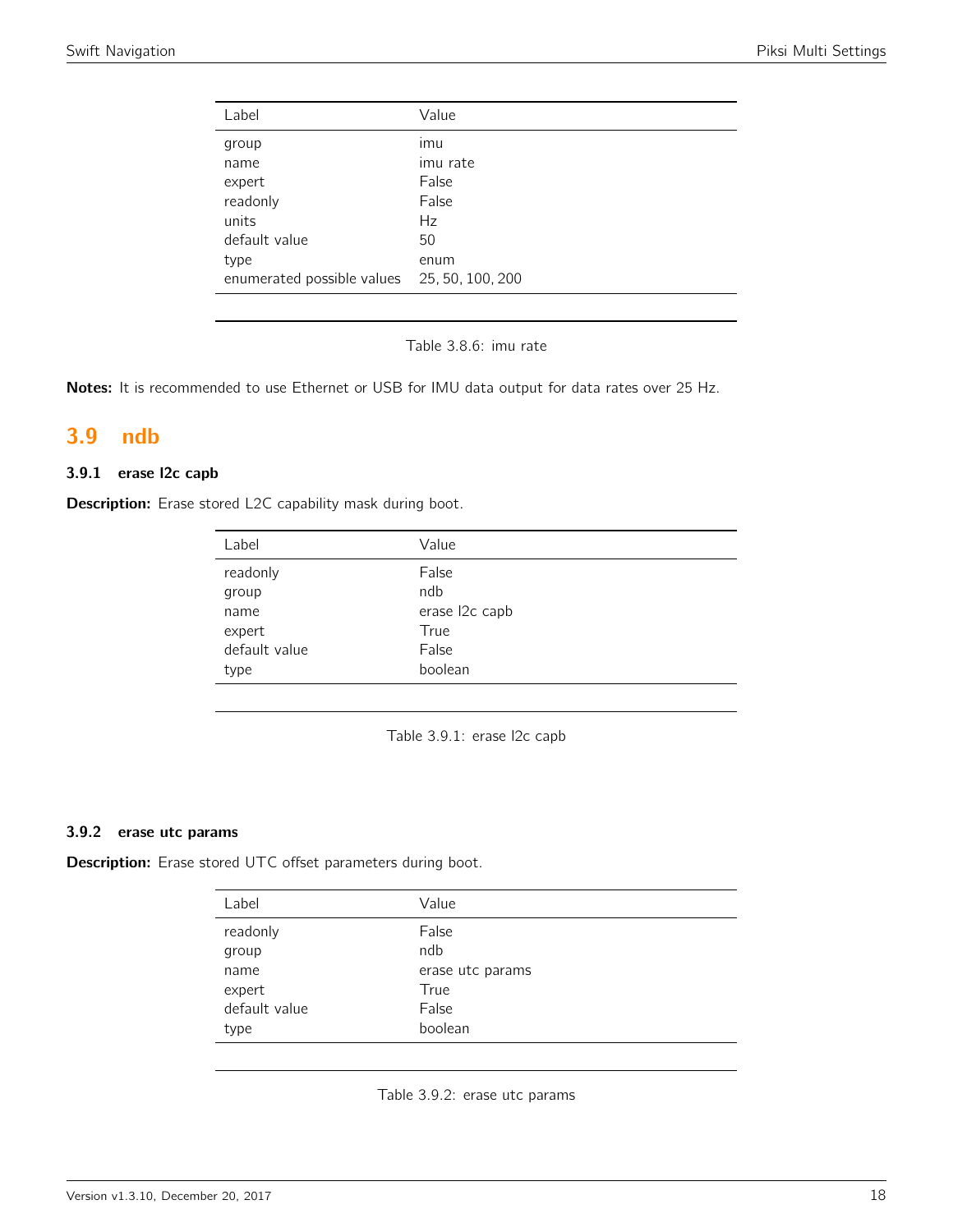| Label | Value |
| --- | --- |
| group | imu |
| name | imu rate |
| expert | False |
| readonly | False |
| units | Hz |
| default value | 50 |
| type | enum |
| enumerated possible values | 25, 50, 100, 200 |

Table 3.8.6: imu rate

**Notes:** It is recommended to use Ethernet or USB for IMU data output for data rates over 25 Hz.

## 3.9 ndb

### 3.9.1 erase l2c capb

**Description:** Erase stored L2C capability mask during boot.

| Label | Value |
| --- | --- |
| readonly | False |
| group | ndb |
| name | erase l2c capb |
| expert | True |
| default value | False |
| type | boolean |

Table 3.9.1: erase l2c capb

### 3.9.2 erase utc params

**Description:** Erase stored UTC offset parameters during boot.

| Label | Value |
| --- | --- |
| readonly | False |
| group | ndb |
| name | erase utc params |
| expert | True |
| default value | False |
| type | boolean |

Table 3.9.2: erase utc params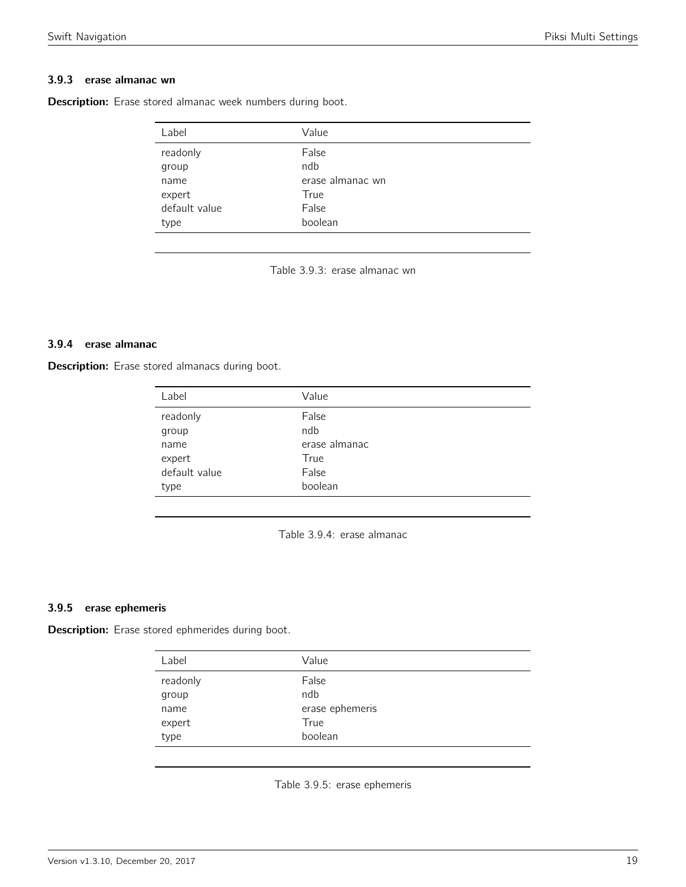### 3.9.3 erase almanac wn

**Description:** Erase stored almanac week numbers during boot.

| Label | Value |
|---|---|
| readonly | False |
| group | ndb |
| name | erase almanac wn |
| expert | True |
| default value | False |
| type | boolean |

Table 3.9.3: erase almanac wn

### 3.9.4 erase almanac

**Description:** Erase stored almanacs during boot.

| Label | Value |
|---|---|
| readonly | False |
| group | ndb |
| name | erase almanac |
| expert | True |
| default value | False |
| type | boolean |

Table 3.9.4: erase almanac

### 3.9.5 erase ephemeris

**Description:** Erase stored ephmerides during boot.

| Label | Value |
|---|---|
| readonly | False |
| group | ndb |
| name | erase ephemeris |
| expert | True |
| type | boolean |

Table 3.9.5: erase ephemeris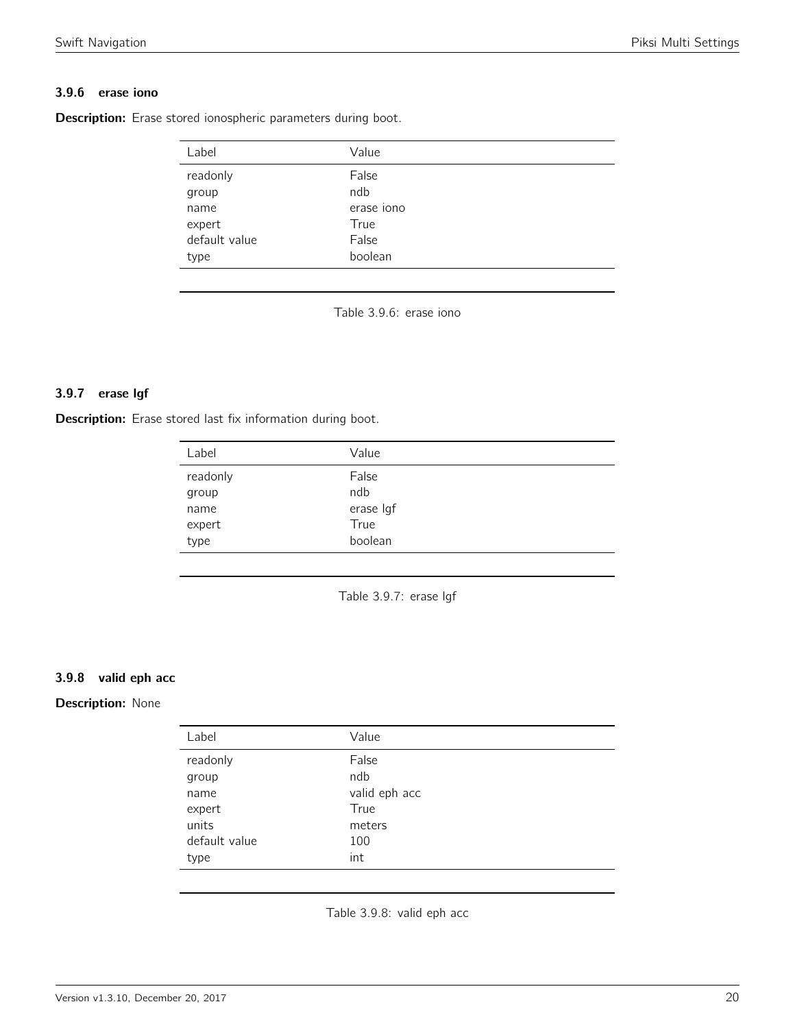### 3.9.6 erase iono

**Description:** Erase stored ionospheric parameters during boot.

| Label | Value |
|---|---|
| readonly | False |
| group | ndb |
| name | erase iono |
| expert | True |
| default value | False |
| type | boolean |

Table 3.9.6: erase iono

### 3.9.7 erase lgf

**Description:** Erase stored last fix information during boot.

| Label | Value |
|---|---|
| readonly | False |
| group | ndb |
| name | erase lgf |
| expert | True |
| type | boolean |

Table 3.9.7: erase lgf

### 3.9.8 valid eph acc

**Description:** None

| Label | Value |
|---|---|
| readonly | False |
| group | ndb |
| name | valid eph acc |
| expert | True |
| units | meters |
| default value | 100 |
| type | int |

Table 3.9.8: valid eph acc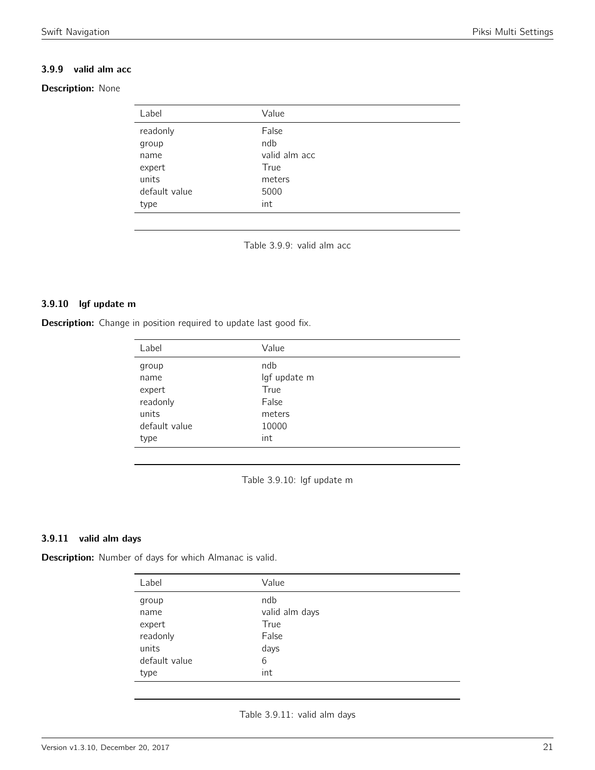### 3.9.9 valid alm acc

**Description:** None

| Label | Value |
|---|---|
| readonly | False |
| group | ndb |
| name | valid alm acc |
| expert | True |
| units | meters |
| default value | 5000 |
| type | int |

Table 3.9.9: valid alm acc

### 3.9.10 lgf update m

**Description:** Change in position required to update last good fix.

| Label | Value |
|---|---|
| group | ndb |
| name | lgf update m |
| expert | True |
| readonly | False |
| units | meters |
| default value | 10000 |
| type | int |

Table 3.9.10: lgf update m

### 3.9.11 valid alm days

**Description:** Number of days for which Almanac is valid.

| Label | Value |
|---|---|
| group | ndb |
| name | valid alm days |
| expert | True |
| readonly | False |
| units | days |
| default value | 6 |
| type | int |

Table 3.9.11: valid alm days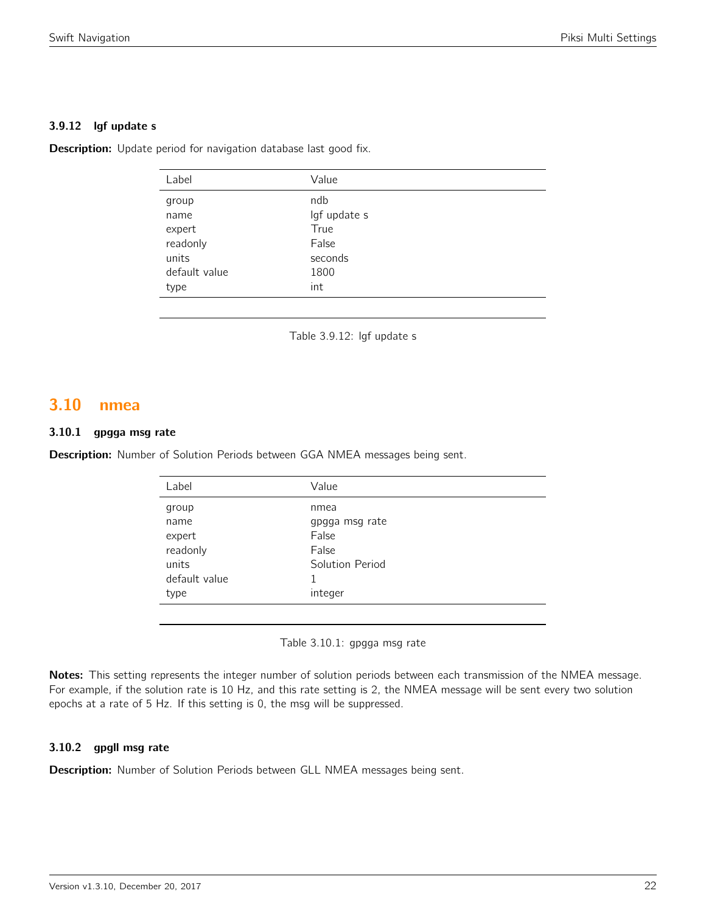### 3.9.12 lgf update s

**Description:** Update period for navigation database last good fix.

| Label | Value |
|---|---|
| group | ndb |
| name | lgf update s |
| expert | True |
| readonly | False |
| units | seconds |
| default value | 1800 |
| type | int |

Table 3.9.12: lgf update s

## 3.10 nmea

### 3.10.1 gpgga msg rate

**Description:** Number of Solution Periods between GGA NMEA messages being sent.

| Label | Value |
|---|---|
| group | nmea |
| name | gpgga msg rate |
| expert | False |
| readonly | False |
| units | Solution Period |
| default value | 1 |
| type | integer |

Table 3.10.1: gpgga msg rate

**Notes:** This setting represents the integer number of solution periods between each transmission of the NMEA message. For example, if the solution rate is 10 Hz, and this rate setting is 2, the NMEA message will be sent every two solution epochs at a rate of 5 Hz. If this setting is 0, the msg will be suppressed.

### 3.10.2 gpgll msg rate

**Description:** Number of Solution Periods between GLL NMEA messages being sent.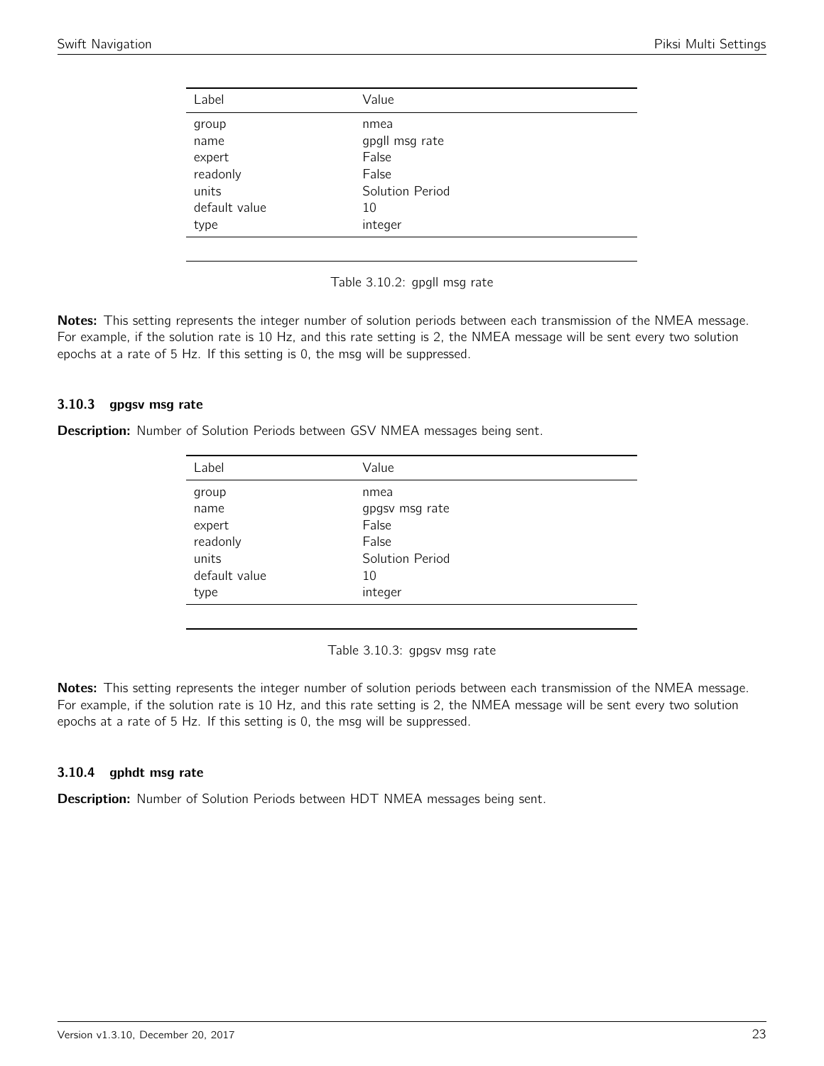| Label | Value |
|---|---|
| group | nmea |
| name | gpgll msg rate |
| expert | False |
| readonly | False |
| units | Solution Period |
| default value | 10 |
| type | integer |

Table 3.10.2: gpgll msg rate

**Notes:** This setting represents the integer number of solution periods between each transmission of the NMEA message. For example, if the solution rate is 10 Hz, and this rate setting is 2, the NMEA message will be sent every two solution epochs at a rate of 5 Hz. If this setting is 0, the msg will be suppressed.

### 3.10.3 gpgsv msg rate

**Description:** Number of Solution Periods between GSV NMEA messages being sent.

| Label | Value |
|---|---|
| group | nmea |
| name | gpgsv msg rate |
| expert | False |
| readonly | False |
| units | Solution Period |
| default value | 10 |
| type | integer |

Table 3.10.3: gpgsv msg rate

**Notes:** This setting represents the integer number of solution periods between each transmission of the NMEA message. For example, if the solution rate is 10 Hz, and this rate setting is 2, the NMEA message will be sent every two solution epochs at a rate of 5 Hz. If this setting is 0, the msg will be suppressed.

### 3.10.4 gphdt msg rate

**Description:** Number of Solution Periods between HDT NMEA messages being sent.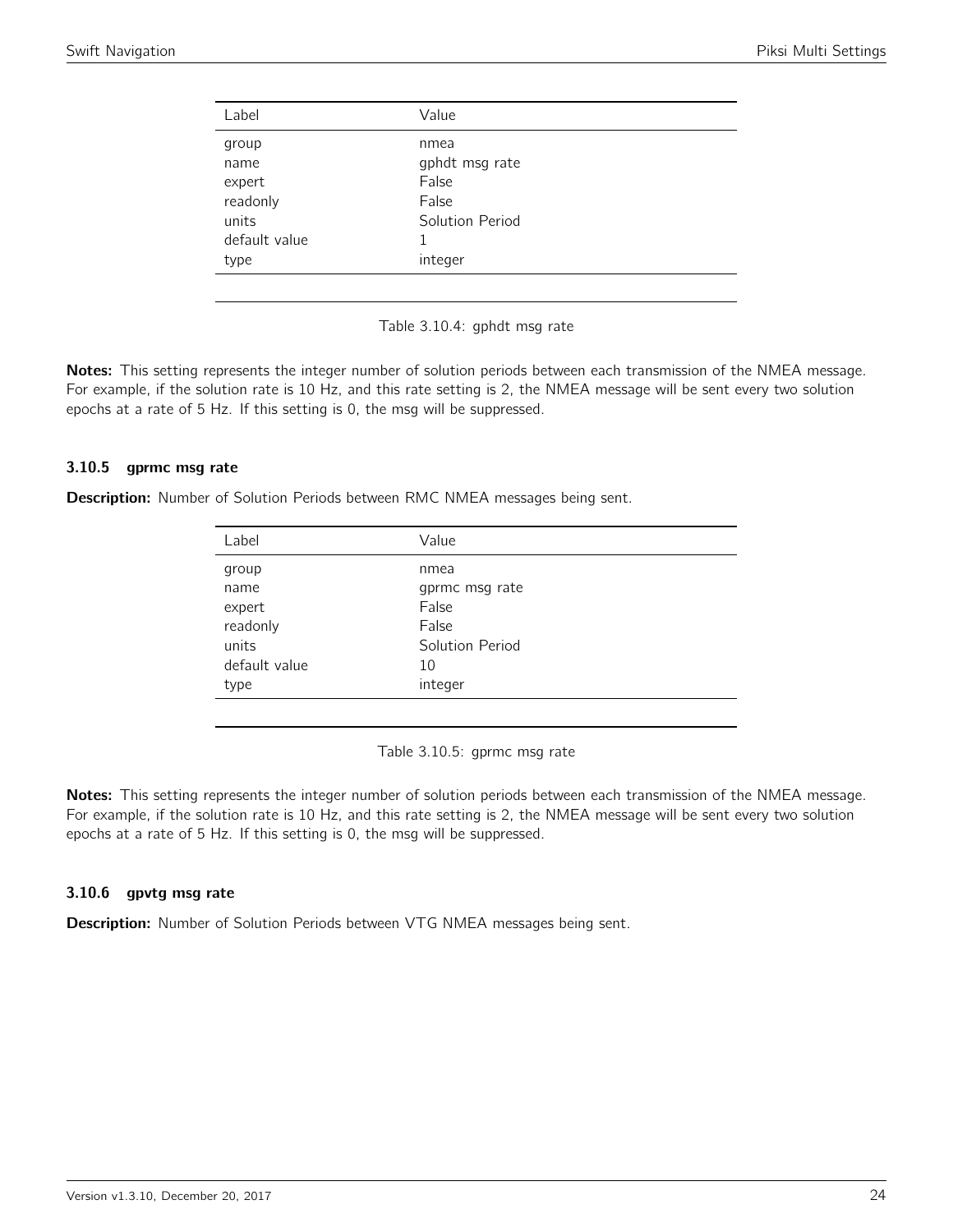| Label | Value |
| --- | --- |
| group | nmea |
| name | gphdt msg rate |
| expert | False |
| readonly | False |
| units | Solution Period |
| default value | 1 |
| type | integer |

Table 3.10.4: gphdt msg rate

**Notes:** This setting represents the integer number of solution periods between each transmission of the NMEA message. For example, if the solution rate is 10 Hz, and this rate setting is 2, the NMEA message will be sent every two solution epochs at a rate of 5 Hz. If this setting is 0, the msg will be suppressed.

### 3.10.5 gprmc msg rate

**Description:** Number of Solution Periods between RMC NMEA messages being sent.

| Label | Value |
| --- | --- |
| group | nmea |
| name | gprmc msg rate |
| expert | False |
| readonly | False |
| units | Solution Period |
| default value | 10 |
| type | integer |

Table 3.10.5: gprmc msg rate

**Notes:** This setting represents the integer number of solution periods between each transmission of the NMEA message. For example, if the solution rate is 10 Hz, and this rate setting is 2, the NMEA message will be sent every two solution epochs at a rate of 5 Hz. If this setting is 0, the msg will be suppressed.

### 3.10.6 gpvtg msg rate

**Description:** Number of Solution Periods between VTG NMEA messages being sent.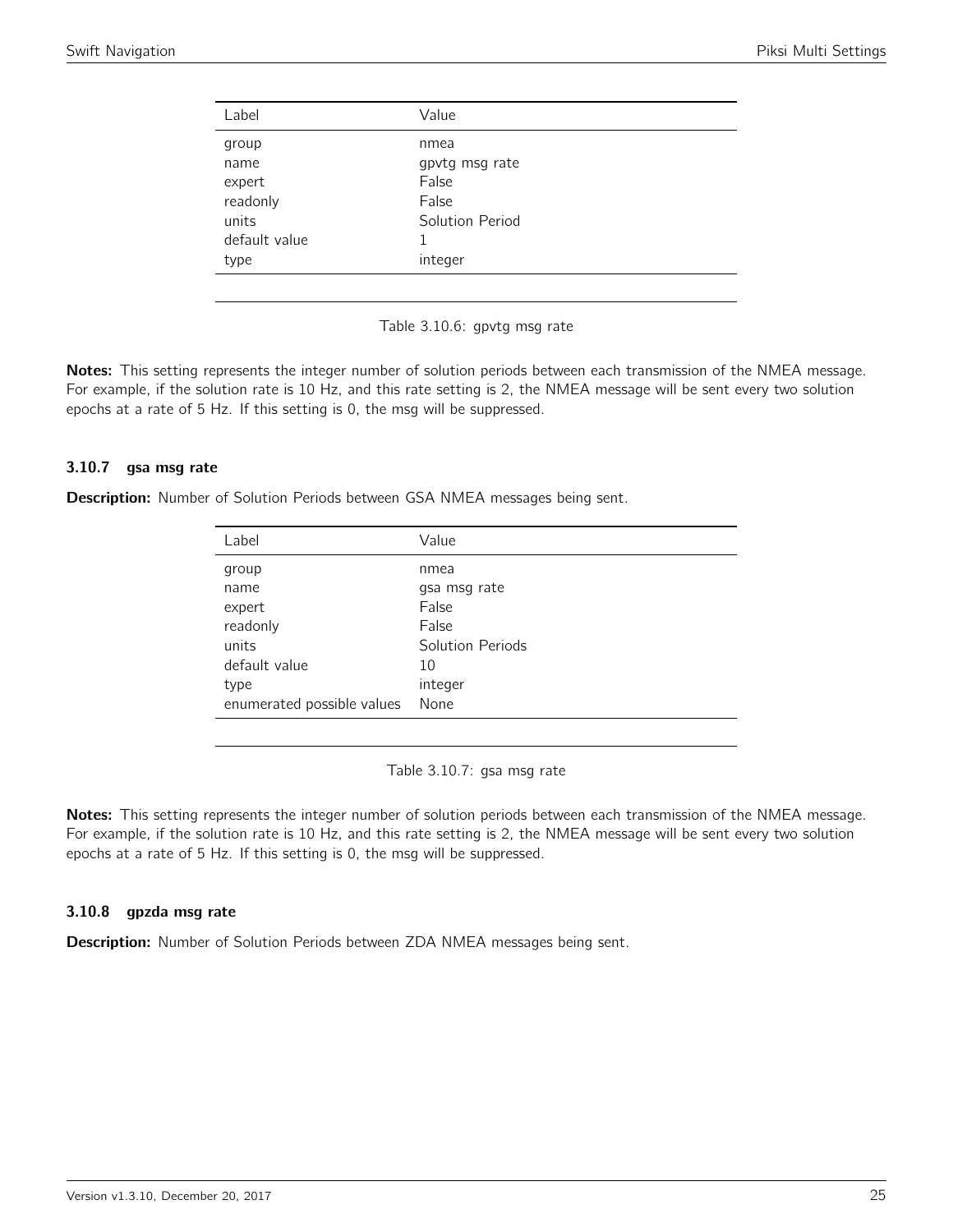| Label | Value |
|---|---|
| group | nmea |
| name | gpvtg msg rate |
| expert | False |
| readonly | False |
| units | Solution Period |
| default value | 1 |
| type | integer |

Table 3.10.6: gpvtg msg rate

**Notes:** This setting represents the integer number of solution periods between each transmission of the NMEA message. For example, if the solution rate is 10 Hz, and this rate setting is 2, the NMEA message will be sent every two solution epochs at a rate of 5 Hz. If this setting is 0, the msg will be suppressed.

### 3.10.7 gsa msg rate

**Description:** Number of Solution Periods between GSA NMEA messages being sent.

| Label | Value |
|---|---|
| group | nmea |
| name | gsa msg rate |
| expert | False |
| readonly | False |
| units | Solution Periods |
| default value | 10 |
| type | integer |
| enumerated possible values | None |

Table 3.10.7: gsa msg rate

**Notes:** This setting represents the integer number of solution periods between each transmission of the NMEA message. For example, if the solution rate is 10 Hz, and this rate setting is 2, the NMEA message will be sent every two solution epochs at a rate of 5 Hz. If this setting is 0, the msg will be suppressed.

### 3.10.8 gpzda msg rate

**Description:** Number of Solution Periods between ZDA NMEA messages being sent.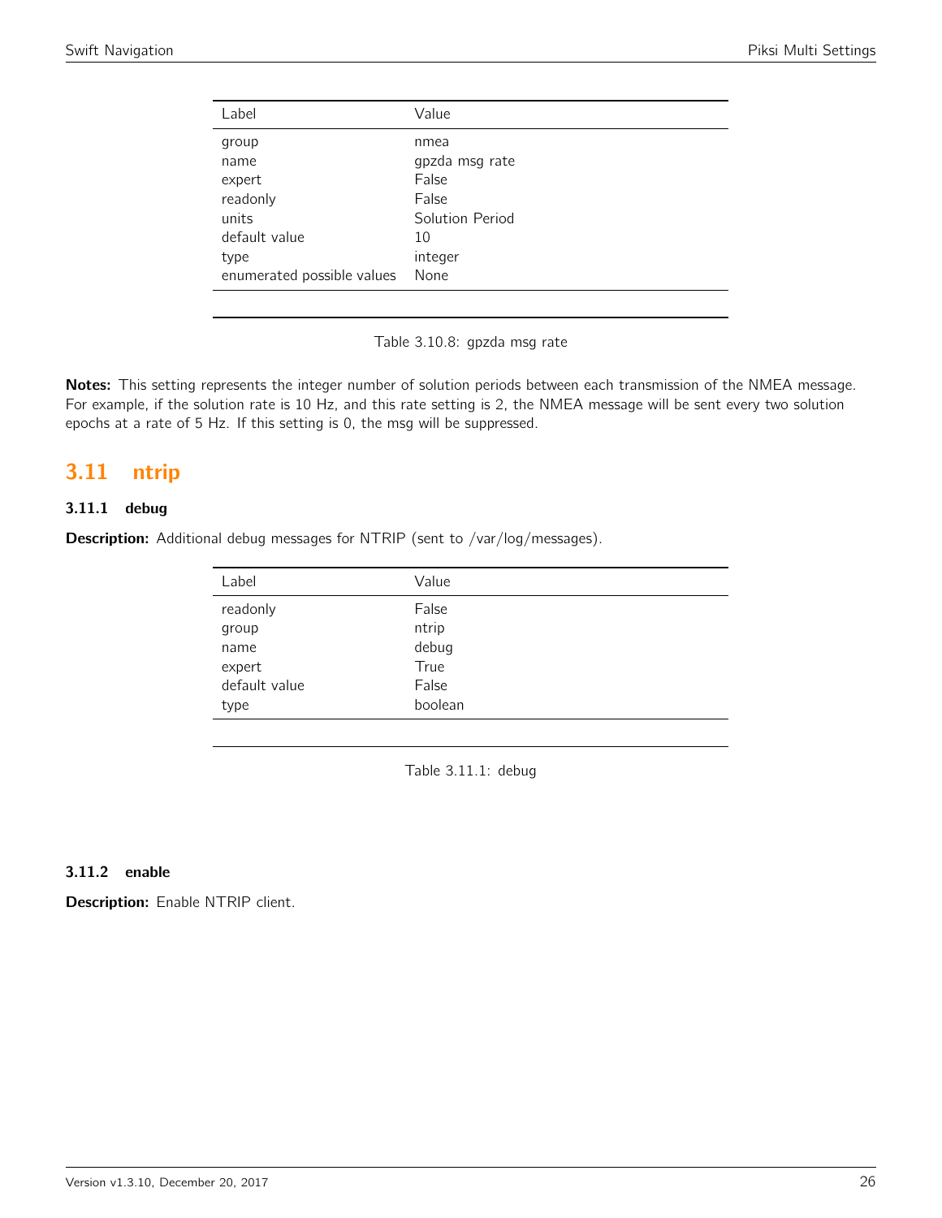| Label | Value |
|---|---|
| group | nmea |
| name | gpzda msg rate |
| expert | False |
| readonly | False |
| units | Solution Period |
| default value | 10 |
| type | integer |
| enumerated possible values | None |

Table 3.10.8: gpzda msg rate

**Notes:** This setting represents the integer number of solution periods between each transmission of the NMEA message. For example, if the solution rate is 10 Hz, and this rate setting is 2, the NMEA message will be sent every two solution epochs at a rate of 5 Hz. If this setting is 0, the msg will be suppressed.

## 3.11 ntrip

### 3.11.1 debug

**Description:** Additional debug messages for NTRIP (sent to /var/log/messages).

| Label | Value |
|---|---|
| readonly | False |
| group | ntrip |
| name | debug |
| expert | True |
| default value | False |
| type | boolean |

Table 3.11.1: debug

### 3.11.2 enable

**Description:** Enable NTRIP client.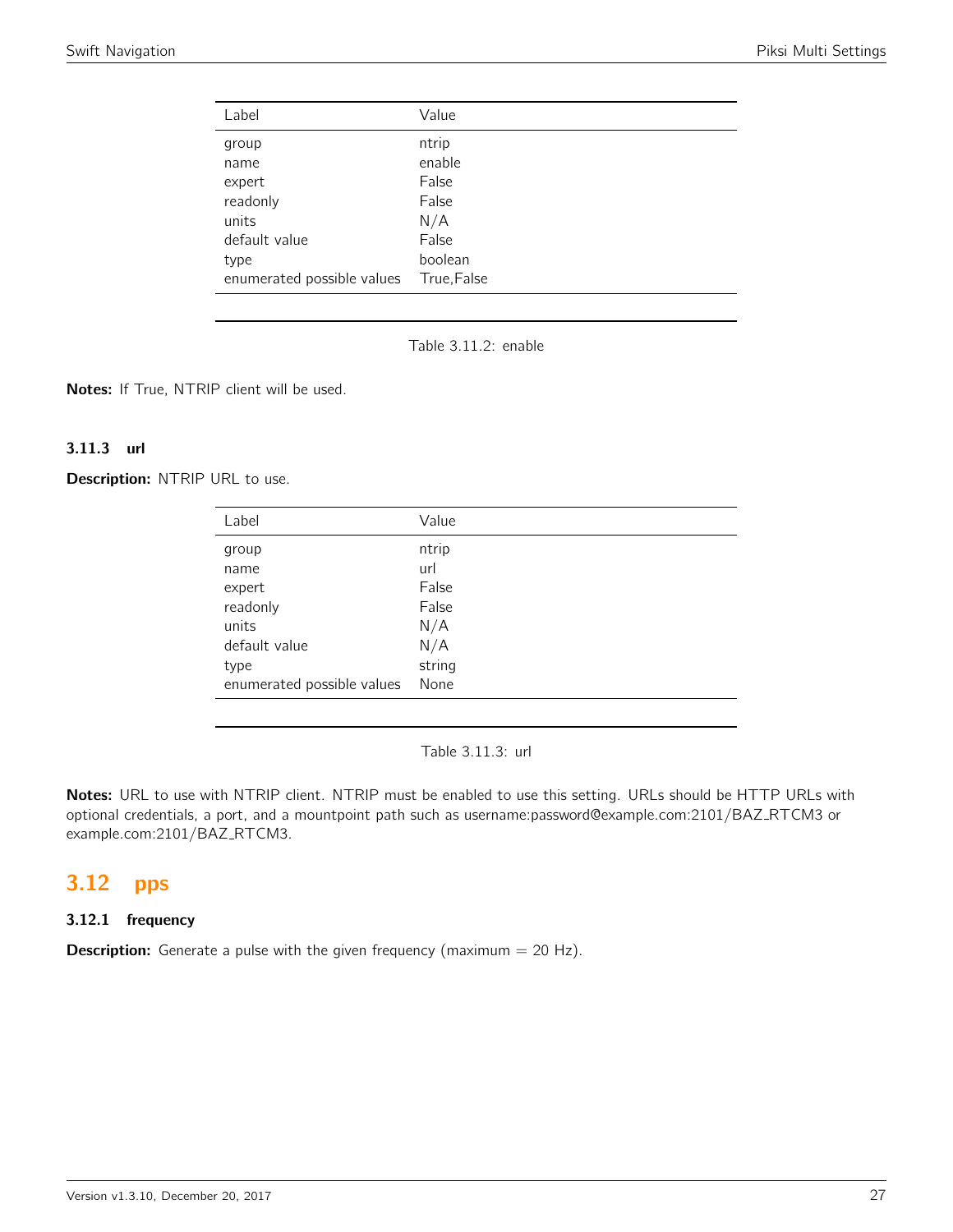| Label | Value |
|---|---|
| group | ntrip |
| name | enable |
| expert | False |
| readonly | False |
| units | N/A |
| default value | False |
| type | boolean |
| enumerated possible values | True,False |

Table 3.11.2: enable

**Notes:** If True, NTRIP client will be used.

### 3.11.3 url

**Description:** NTRIP URL to use.

| Label | Value |
|---|---|
| group | ntrip |
| name | url |
| expert | False |
| readonly | False |
| units | N/A |
| default value | N/A |
| type | string |
| enumerated possible values | None |

Table 3.11.3: url

**Notes:** URL to use with NTRIP client. NTRIP must be enabled to use this setting. URLs should be HTTP URLs with optional credentials, a port, and a mountpoint path such as username:password@example.com:2101/BAZ_RTCM3 or example.com:2101/BAZ_RTCM3.

## 3.12 pps

### 3.12.1 frequency

**Description:** Generate a pulse with the given frequency (maximum = 20 Hz).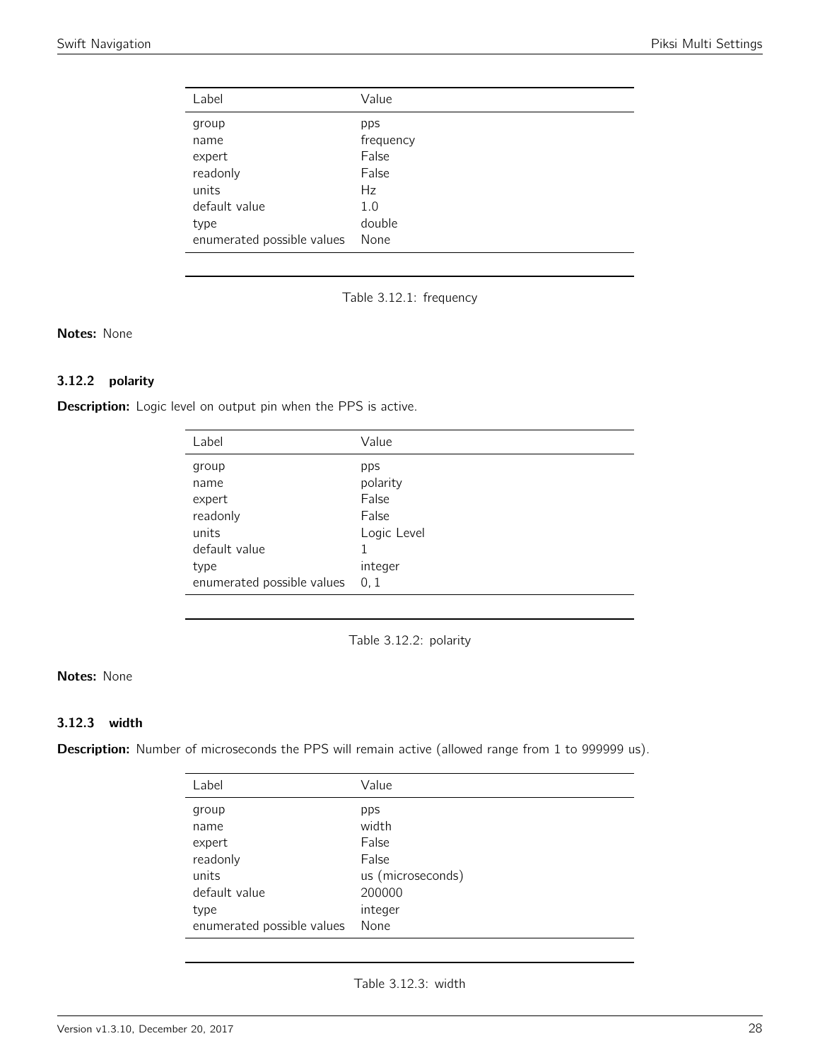| Label | Value |
|---|---|
| group | pps |
| name | frequency |
| expert | False |
| readonly | False |
| units | Hz |
| default value | 1.0 |
| type | double |
| enumerated possible values | None |

Table 3.12.1: frequency

**Notes:** None

### 3.12.2 polarity

**Description:** Logic level on output pin when the PPS is active.

| Label | Value |
|---|---|
| group | pps |
| name | polarity |
| expert | False |
| readonly | False |
| units | Logic Level |
| default value | 1 |
| type | integer |
| enumerated possible values | 0, 1 |

Table 3.12.2: polarity

**Notes:** None

### 3.12.3 width

**Description:** Number of microseconds the PPS will remain active (allowed range from 1 to 999999 us).

| Label | Value |
|---|---|
| group | pps |
| name | width |
| expert | False |
| readonly | False |
| units | us (microseconds) |
| default value | 200000 |
| type | integer |
| enumerated possible values | None |

Table 3.12.3: width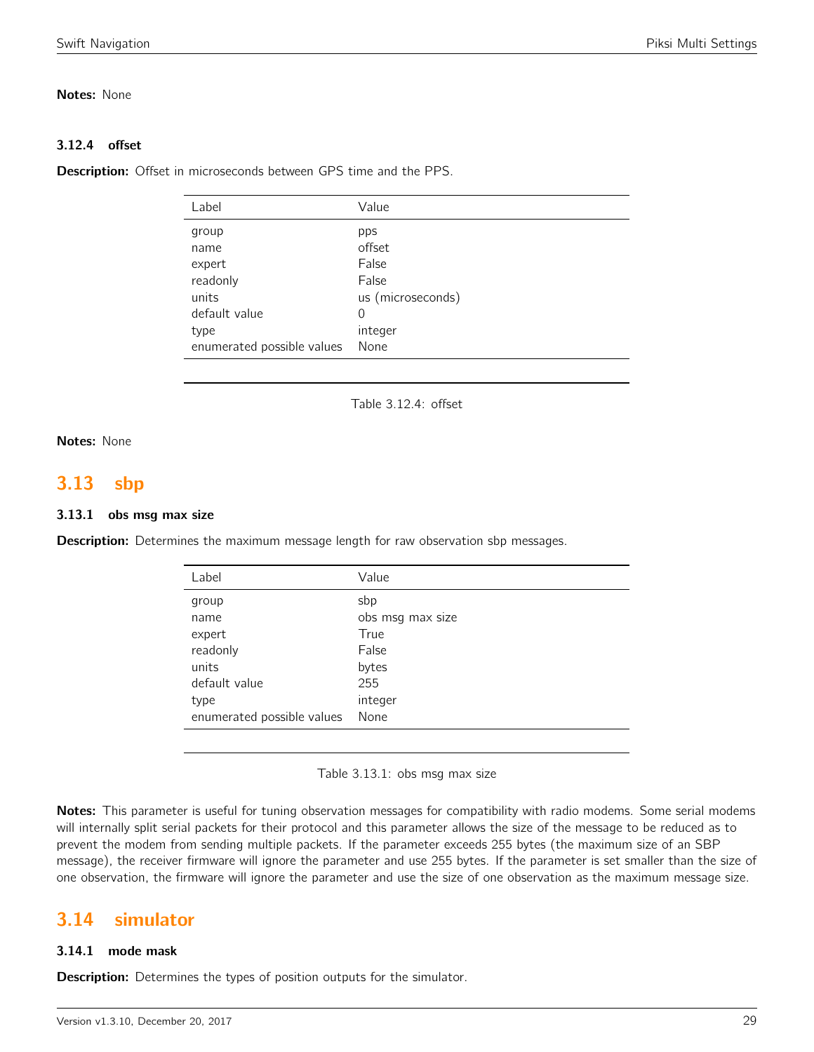**Notes:** None

### 3.12.4 offset

**Description:** Offset in microseconds between GPS time and the PPS.

| Label | Value |
|---|---|
| group | pps |
| name | offset |
| expert | False |
| readonly | False |
| units | us (microseconds) |
| default value | 0 |
| type | integer |
| enumerated possible values | None |

Table 3.12.4: offset

**Notes:** None

## 3.13 sbp

### 3.13.1 obs msg max size

**Description:** Determines the maximum message length for raw observation sbp messages.

| Label | Value |
|---|---|
| group | sbp |
| name | obs msg max size |
| expert | True |
| readonly | False |
| units | bytes |
| default value | 255 |
| type | integer |
| enumerated possible values | None |

Table 3.13.1: obs msg max size

**Notes:** This parameter is useful for tuning observation messages for compatibility with radio modems. Some serial modems will internally split serial packets for their protocol and this parameter allows the size of the message to be reduced as to prevent the modem from sending multiple packets. If the parameter exceeds 255 bytes (the maximum size of an SBP message), the receiver firmware will ignore the parameter and use 255 bytes. If the parameter is set smaller than the size of one observation, the firmware will ignore the parameter and use the size of one observation as the maximum message size.

## 3.14 simulator

### 3.14.1 mode mask

**Description:** Determines the types of position outputs for the simulator.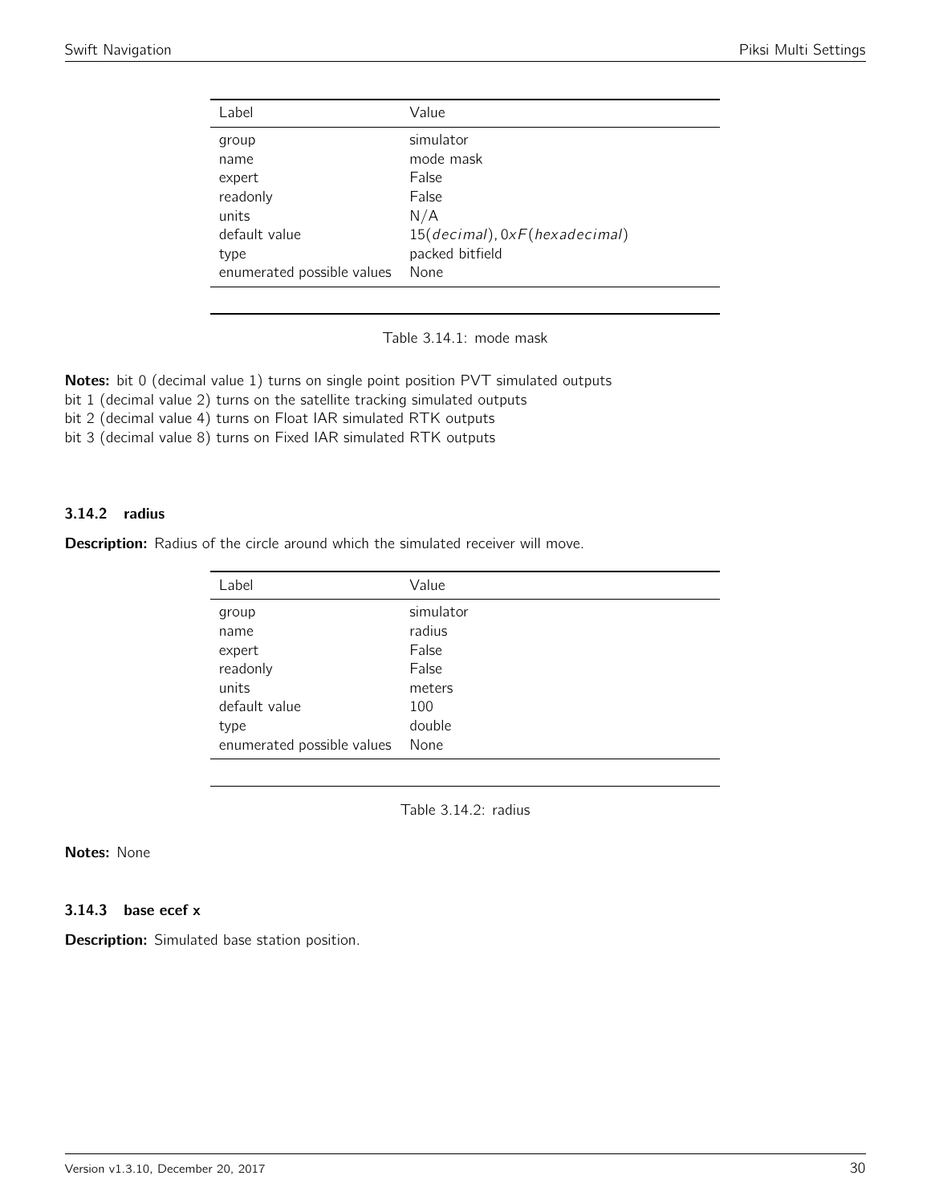| Label | Value |
| --- | --- |
| group | simulator |
| name | mode mask |
| expert | False |
| readonly | False |
| units | N/A |
| default value | $15(decimal), 0xF(hexadecimal)$ |
| type | packed bitfield |
| enumerated possible values | None |

Table 3.14.1: mode mask

**Notes:** bit 0 (decimal value 1) turns on single point position PVT simulated outputs
bit 1 (decimal value 2) turns on the satellite tracking simulated outputs
bit 2 (decimal value 4) turns on Float IAR simulated RTK outputs
bit 3 (decimal value 8) turns on Fixed IAR simulated RTK outputs

### 3.14.2 radius

**Description:** Radius of the circle around which the simulated receiver will move.

| Label | Value |
| --- | --- |
| group | simulator |
| name | radius |
| expert | False |
| readonly | False |
| units | meters |
| default value | 100 |
| type | double |
| enumerated possible values | None |

Table 3.14.2: radius

**Notes:** None

### 3.14.3 base ecef x

**Description:** Simulated base station position.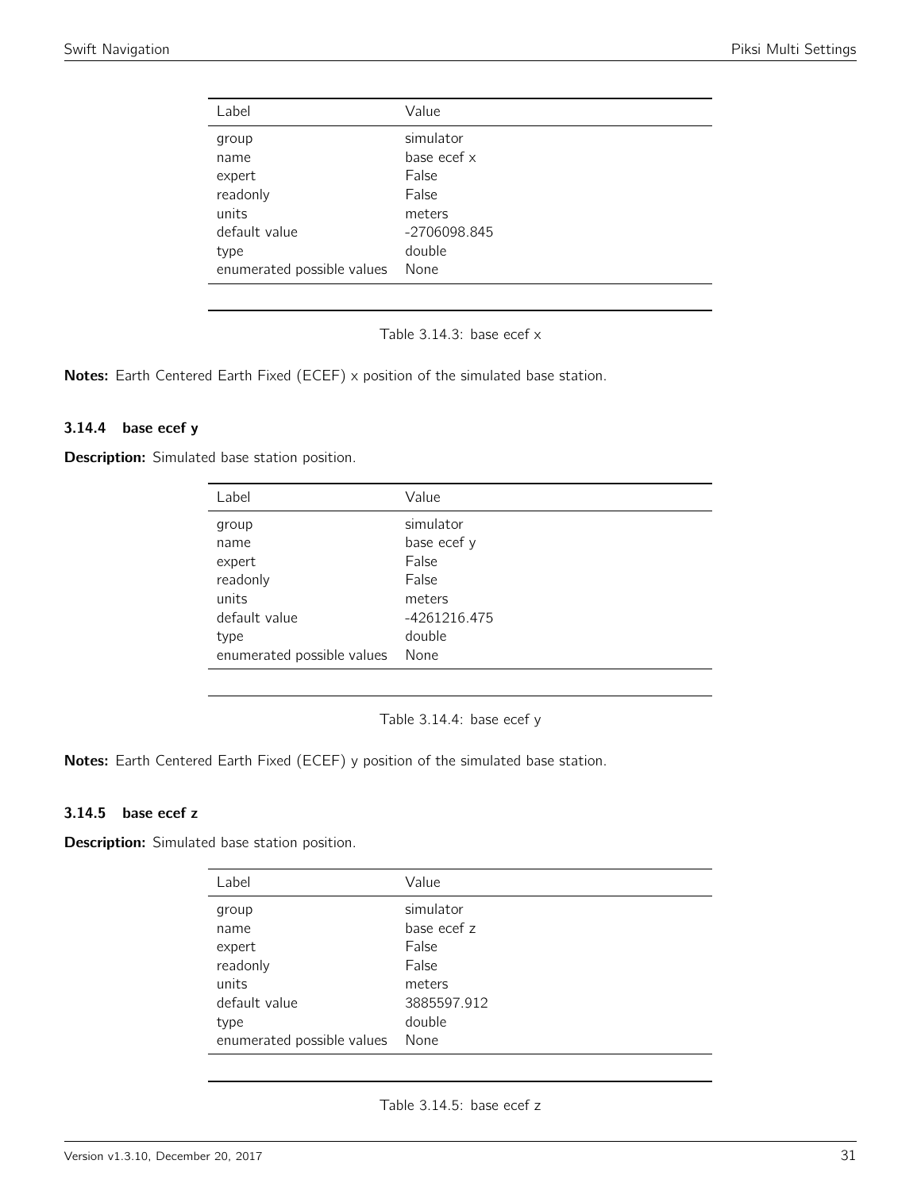| Label | Value |
|---|---|
| group | simulator |
| name | base ecef x |
| expert | False |
| readonly | False |
| units | meters |
| default value | -2706098.845 |
| type | double |
| enumerated possible values | None |

Table 3.14.3: base ecef x

**Notes:** Earth Centered Earth Fixed (ECEF) x position of the simulated base station.

### 3.14.4 base ecef y

**Description:** Simulated base station position.

| Label | Value |
|---|---|
| group | simulator |
| name | base ecef y |
| expert | False |
| readonly | False |
| units | meters |
| default value | -4261216.475 |
| type | double |
| enumerated possible values | None |

Table 3.14.4: base ecef y

**Notes:** Earth Centered Earth Fixed (ECEF) y position of the simulated base station.

### 3.14.5 base ecef z

**Description:** Simulated base station position.

| Label | Value |
|---|---|
| group | simulator |
| name | base ecef z |
| expert | False |
| readonly | False |
| units | meters |
| default value | 3885597.912 |
| type | double |
| enumerated possible values | None |

Table 3.14.5: base ecef z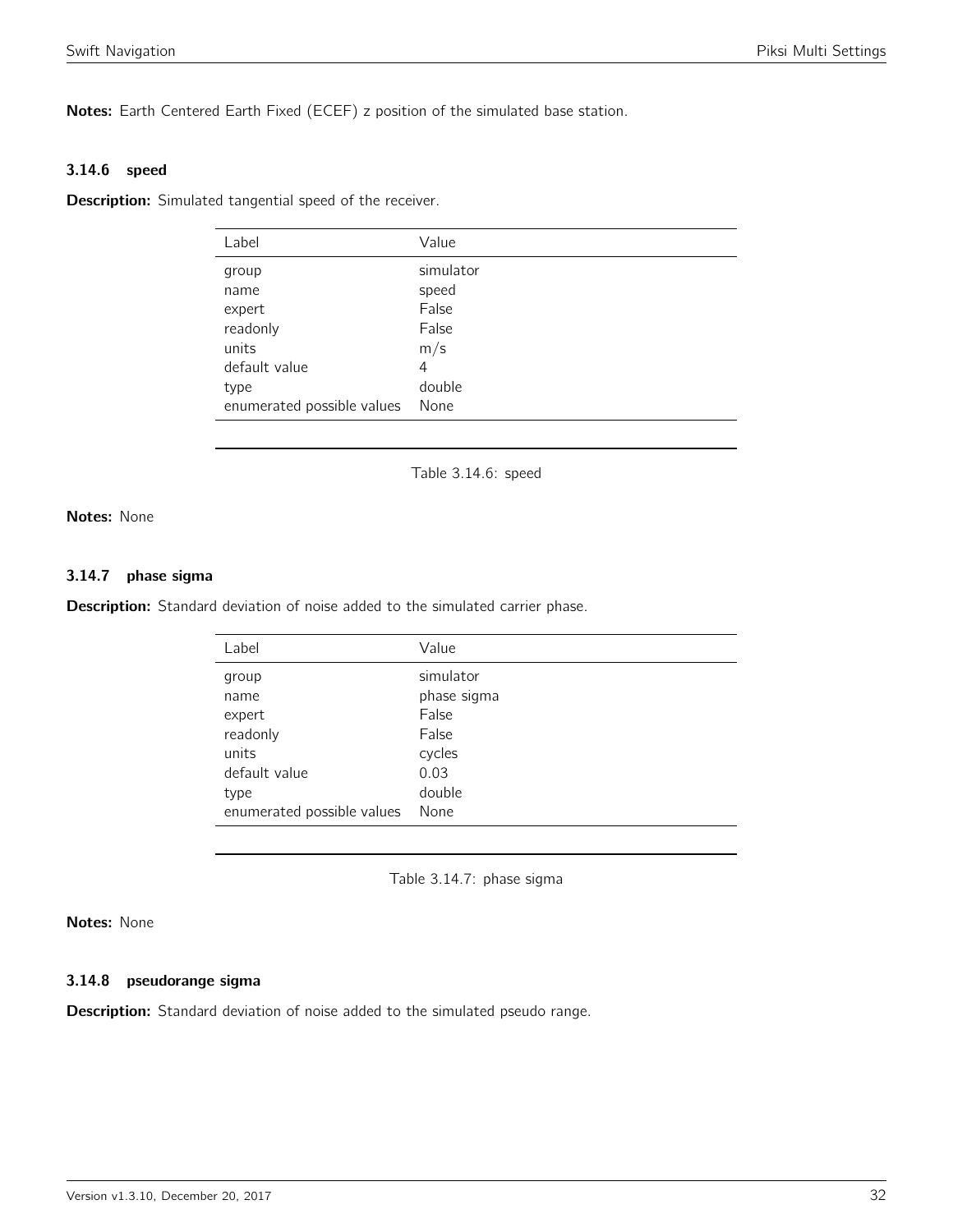**Notes:** Earth Centered Earth Fixed (ECEF) z position of the simulated base station.

### 3.14.6 speed

**Description:** Simulated tangential speed of the receiver.

| Label | Value |
|---|---|
| group | simulator |
| name | speed |
| expert | False |
| readonly | False |
| units | m/s |
| default value | 4 |
| type | double |
| enumerated possible values | None |

Table 3.14.6: speed

**Notes:** None

### 3.14.7 phase sigma

**Description:** Standard deviation of noise added to the simulated carrier phase.

| Label | Value |
|---|---|
| group | simulator |
| name | phase sigma |
| expert | False |
| readonly | False |
| units | cycles |
| default value | 0.03 |
| type | double |
| enumerated possible values | None |

Table 3.14.7: phase sigma

**Notes:** None

### 3.14.8 pseudorange sigma

**Description:** Standard deviation of noise added to the simulated pseudo range.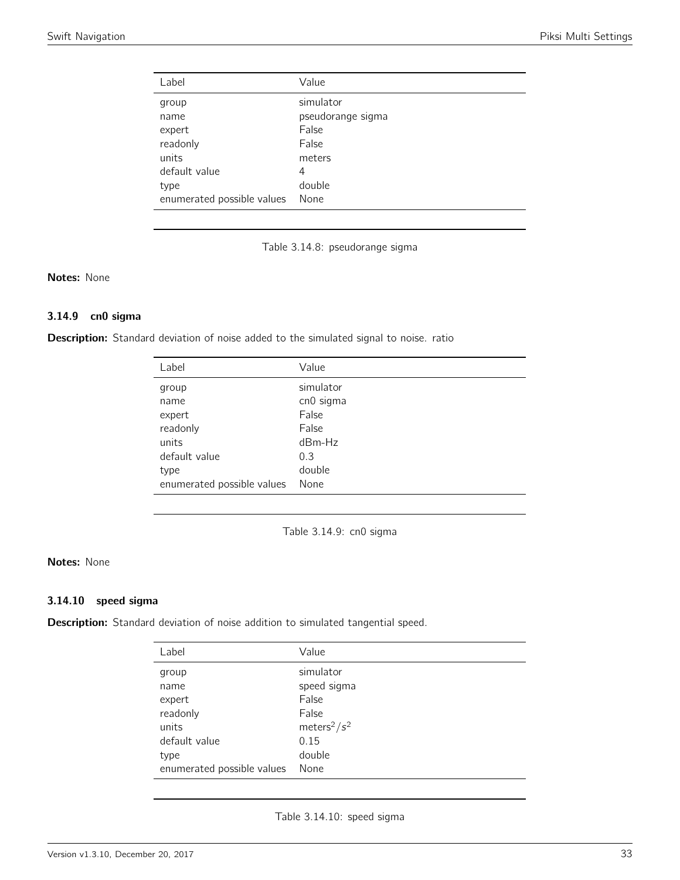| Label | Value |
|---|---|
| group | simulator |
| name | pseudorange sigma |
| expert | False |
| readonly | False |
| units | meters |
| default value | 4 |
| type | double |
| enumerated possible values | None |

Table 3.14.8: pseudorange sigma

**Notes:** None

### 3.14.9 cn0 sigma

**Description:** Standard deviation of noise added to the simulated signal to noise. ratio

| Label | Value |
|---|---|
| group | simulator |
| name | cn0 sigma |
| expert | False |
| readonly | False |
| units | dBm-Hz |
| default value | 0.3 |
| type | double |
| enumerated possible values | None |

Table 3.14.9: cn0 sigma

**Notes:** None

### 3.14.10 speed sigma

**Description:** Standard deviation of noise addition to simulated tangential speed.

| Label | Value |
|---|---|
| group | simulator |
| name | speed sigma |
| expert | False |
| readonly | False |
| units | $meters^2/s^2$ |
| default value | 0.15 |
| type | double |
| enumerated possible values | None |

Table 3.14.10: speed sigma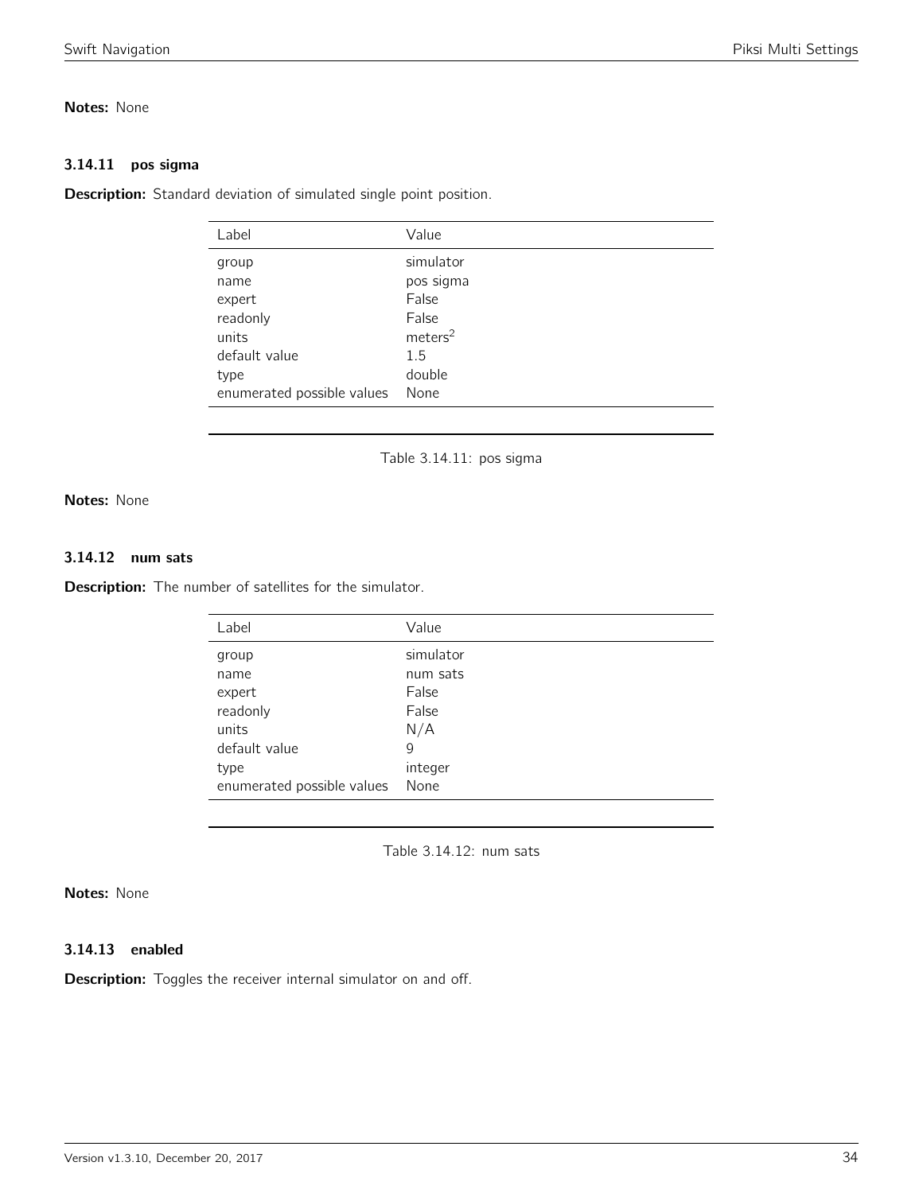**Notes:** None

### 3.14.11 pos sigma

**Description:** Standard deviation of simulated single point position.

| Label | Value |
|---|---|
| group | simulator |
| name | pos sigma |
| expert | False |
| readonly | False |
| units | $meters^2$ |
| default value | 1.5 |
| type | double |
| enumerated possible values | None |

Table 3.14.11: pos sigma

**Notes:** None

### 3.14.12 num sats

**Description:** The number of satellites for the simulator.

| Label | Value |
|---|---|
| group | simulator |
| name | num sats |
| expert | False |
| readonly | False |
| units | N/A |
| default value | 9 |
| type | integer |
| enumerated possible values | None |

Table 3.14.12: num sats

**Notes:** None

### 3.14.13 enabled

**Description:** Toggles the receiver internal simulator on and off.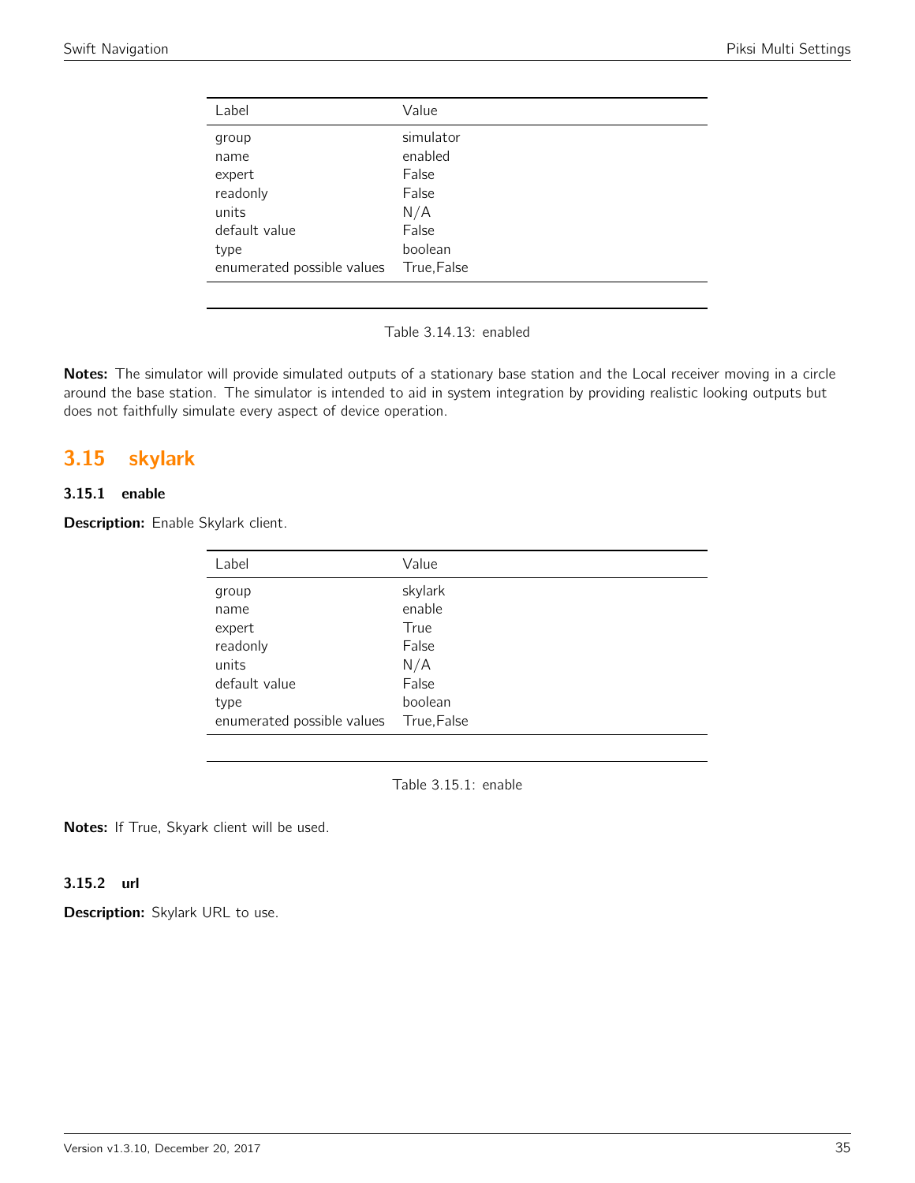| Label | Value |
|---|---|
| group | simulator |
| name | enabled |
| expert | False |
| readonly | False |
| units | N/A |
| default value | False |
| type | boolean |
| enumerated possible values | True,False |

Table 3.14.13: enabled

**Notes:** The simulator will provide simulated outputs of a stationary base station and the Local receiver moving in a circle around the base station. The simulator is intended to aid in system integration by providing realistic looking outputs but does not faithfully simulate every aspect of device operation.

## 3.15 skylark

### 3.15.1 enable

**Description:** Enable Skylark client.

| Label | Value |
|---|---|
| group | skylark |
| name | enable |
| expert | True |
| readonly | False |
| units | N/A |
| default value | False |
| type | boolean |
| enumerated possible values | True,False |

Table 3.15.1: enable

**Notes:** If True, Skyark client will be used.

### 3.15.2 url

**Description:** Skylark URL to use.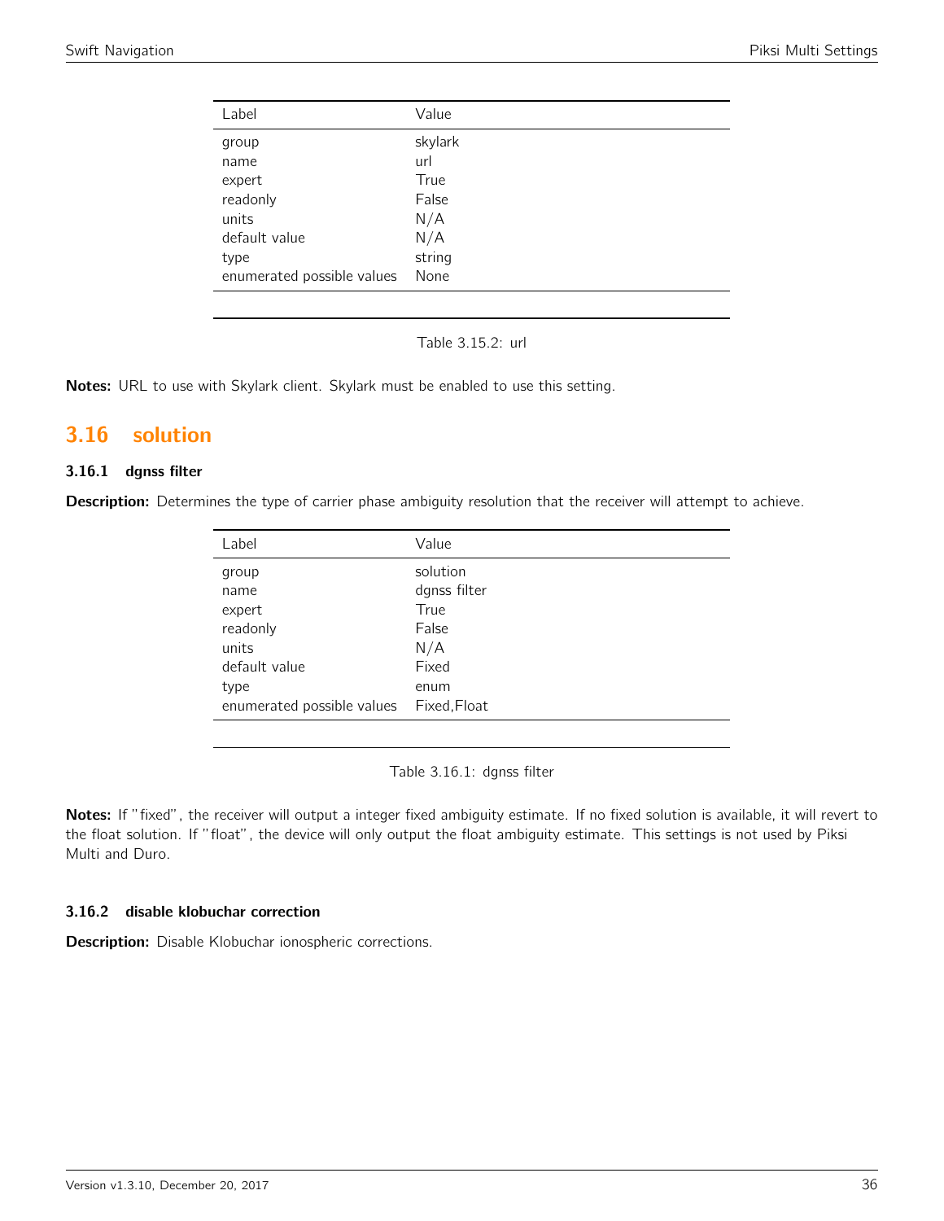| Label | Value |
|---|---|
| group | skylark |
| name | url |
| expert | True |
| readonly | False |
| units | N/A |
| default value | N/A |
| type | string |
| enumerated possible values | None |

Table 3.15.2: url

**Notes:** URL to use with Skylark client. Skylark must be enabled to use this setting.

## 3.16 solution

### 3.16.1 dgnss filter

**Description:** Determines the type of carrier phase ambiguity resolution that the receiver will attempt to achieve.

| Label | Value |
|---|---|
| group | solution |
| name | dgnss filter |
| expert | True |
| readonly | False |
| units | N/A |
| default value | Fixed |
| type | enum |
| enumerated possible values | Fixed,Float |

Table 3.16.1: dgnss filter

**Notes:** If "fixed", the receiver will output a integer fixed ambiguity estimate. If no fixed solution is available, it will revert to the float solution. If "float", the device will only output the float ambiguity estimate. This settings is not used by Piksi Multi and Duro.

### 3.16.2 disable klobuchar correction

**Description:** Disable Klobuchar ionospheric corrections.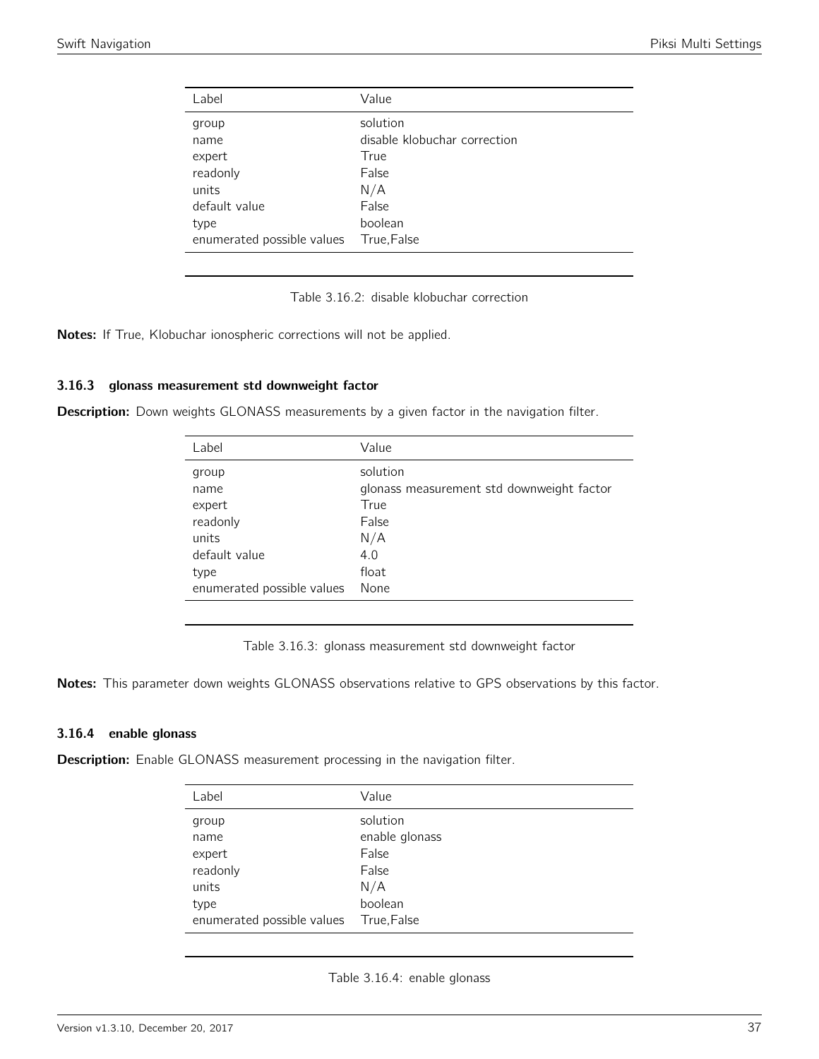| Label | Value |
|---|---|
| group | solution |
| name | disable klobuchar correction |
| expert | True |
| readonly | False |
| units | N/A |
| default value | False |
| type | boolean |
| enumerated possible values | True,False |

Table 3.16.2: disable klobuchar correction

**Notes:** If True, Klobuchar ionospheric corrections will not be applied.

### 3.16.3 glonass measurement std downweight factor

**Description:** Down weights GLONASS measurements by a given factor in the navigation filter.

| Label | Value |
|---|---|
| group | solution |
| name | glonass measurement std downweight factor |
| expert | True |
| readonly | False |
| units | N/A |
| default value | 4.0 |
| type | float |
| enumerated possible values | None |

Table 3.16.3: glonass measurement std downweight factor

**Notes:** This parameter down weights GLONASS observations relative to GPS observations by this factor.

### 3.16.4 enable glonass

**Description:** Enable GLONASS measurement processing in the navigation filter.

| Label | Value |
|---|---|
| group | solution |
| name | enable glonass |
| expert | False |
| readonly | False |
| units | N/A |
| type | boolean |
| enumerated possible values | True,False |

Table 3.16.4: enable glonass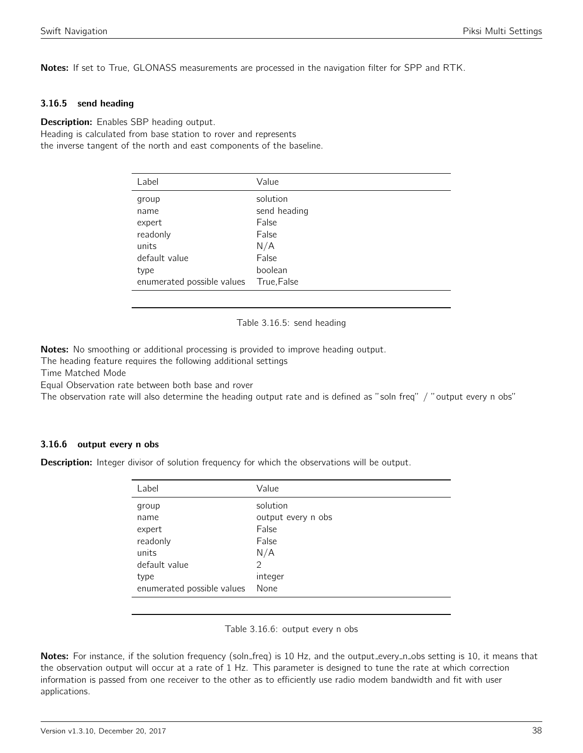**Notes:** If set to True, GLONASS measurements are processed in the navigation filter for SPP and RTK.

### 3.16.5 send heading

**Description:** Enables SBP heading output.
Heading is calculated from base station to rover and represents
the inverse tangent of the north and east components of the baseline.

| Label | Value |
|---|---|
| group | solution |
| name | send heading |
| expert | False |
| readonly | False |
| units | N/A |
| default value | False |
| type | boolean |
| enumerated possible values | True,False |

Table 3.16.5: send heading

**Notes:** No smoothing or additional processing is provided to improve heading output.
The heading feature requires the following additional settings
Time Matched Mode
Equal Observation rate between both base and rover
The observation rate will also determine the heading output rate and is defined as "soln freq" / "output every n obs"

### 3.16.6 output every n obs

**Description:** Integer divisor of solution frequency for which the observations will be output.

| Label | Value |
|---|---|
| group | solution |
| name | output every n obs |
| expert | False |
| readonly | False |
| units | N/A |
| default value | 2 |
| type | integer |
| enumerated possible values | None |

Table 3.16.6: output every n obs

**Notes:** For instance, if the solution frequency (soln_freq) is 10 Hz, and the output_every_n_obs setting is 10, it means that the observation output will occur at a rate of 1 Hz. This parameter is designed to tune the rate at which correction information is passed from one receiver to the other as to efficiently use radio modem bandwidth and fit with user applications.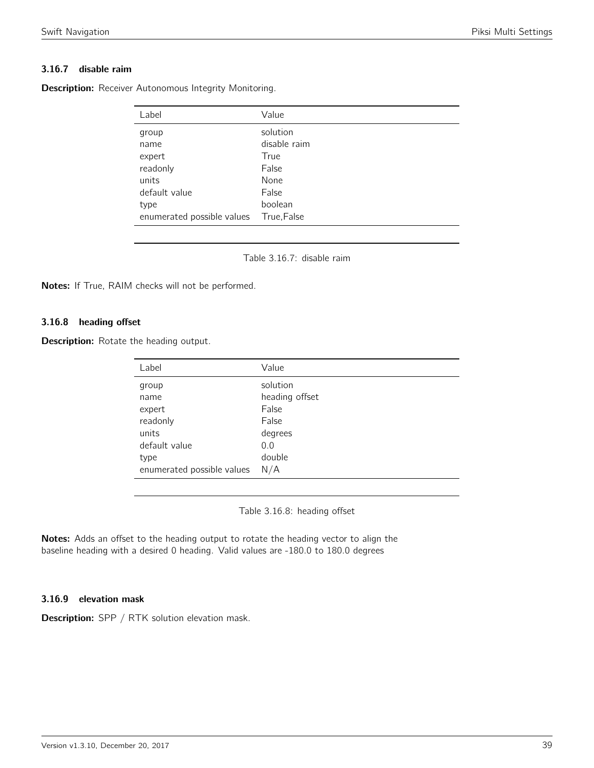### 3.16.7 disable raim

**Description:** Receiver Autonomous Integrity Monitoring.

| Label | Value |
|---|---|
| group | solution |
| name | disable raim |
| expert | True |
| readonly | False |
| units | None |
| default value | False |
| type | boolean |
| enumerated possible values | True,False |

Table 3.16.7: disable raim

**Notes:** If True, RAIM checks will not be performed.

### 3.16.8 heading offset

**Description:** Rotate the heading output.

| Label | Value |
|---|---|
| group | solution |
| name | heading offset |
| expert | False |
| readonly | False |
| units | degrees |
| default value | 0.0 |
| type | double |
| enumerated possible values | N/A |

Table 3.16.8: heading offset

**Notes:** Adds an offset to the heading output to rotate the heading vector to align the baseline heading with a desired 0 heading. Valid values are -180.0 to 180.0 degrees

### 3.16.9 elevation mask

**Description:** SPP / RTK solution elevation mask.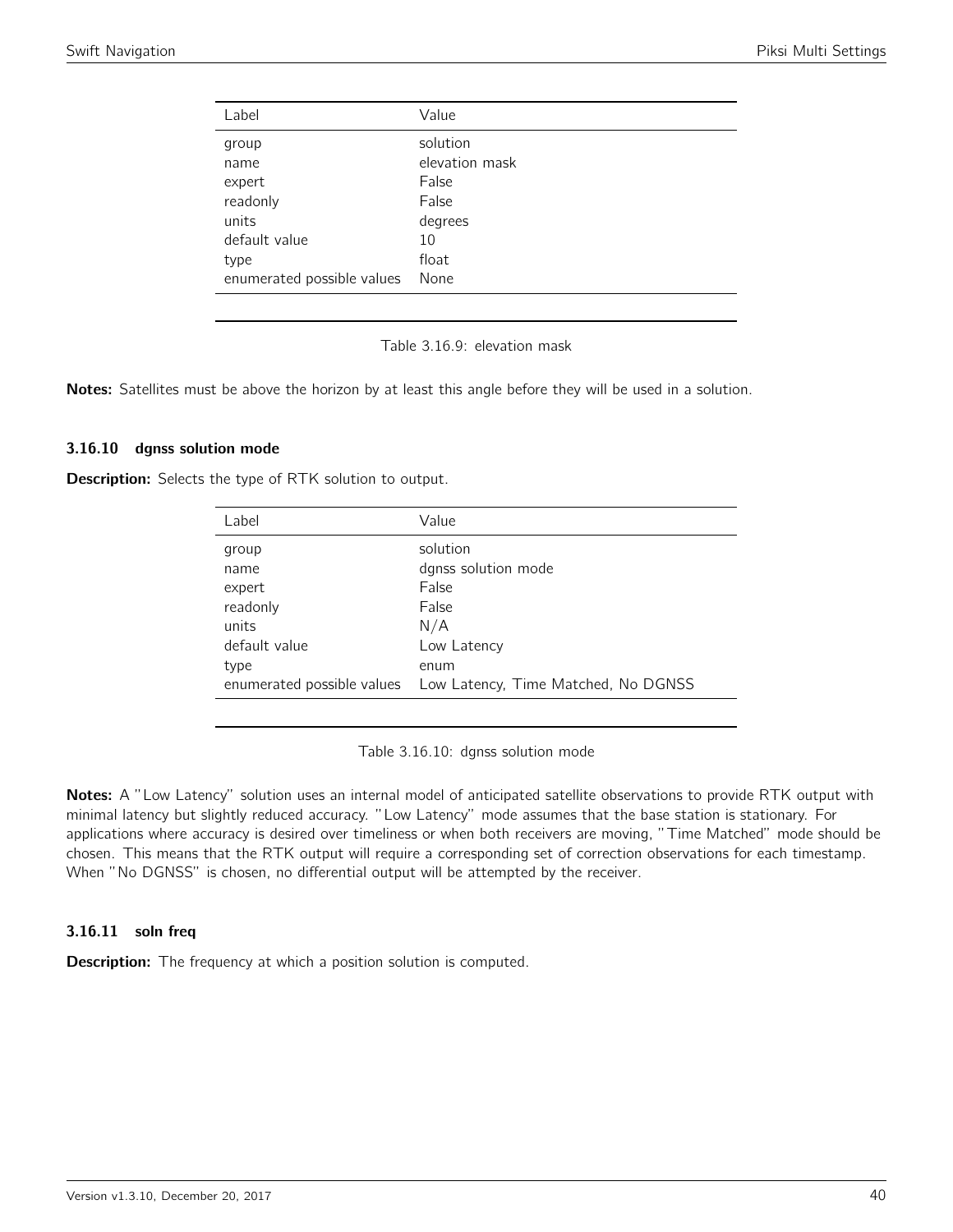| Label | Value |
|---|---|
| group | solution |
| name | elevation mask |
| expert | False |
| readonly | False |
| units | degrees |
| default value | 10 |
| type | float |
| enumerated possible values | None |

Table 3.16.9: elevation mask

**Notes:** Satellites must be above the horizon by at least this angle before they will be used in a solution.

### 3.16.10 dgnss solution mode

**Description:** Selects the type of RTK solution to output.

| Label | Value |
|---|---|
| group | solution |
| name | dgnss solution mode |
| expert | False |
| readonly | False |
| units | N/A |
| default value | Low Latency |
| type | enum |
| enumerated possible values | Low Latency, Time Matched, No DGNSS |

Table 3.16.10: dgnss solution mode

**Notes:** A "Low Latency" solution uses an internal model of anticipated satellite observations to provide RTK output with minimal latency but slightly reduced accuracy. "Low Latency" mode assumes that the base station is stationary. For applications where accuracy is desired over timeliness or when both receivers are moving, "Time Matched" mode should be chosen. This means that the RTK output will require a corresponding set of correction observations for each timestamp. When "No DGNSS" is chosen, no differential output will be attempted by the receiver.

### 3.16.11 soln freq

**Description:** The frequency at which a position solution is computed.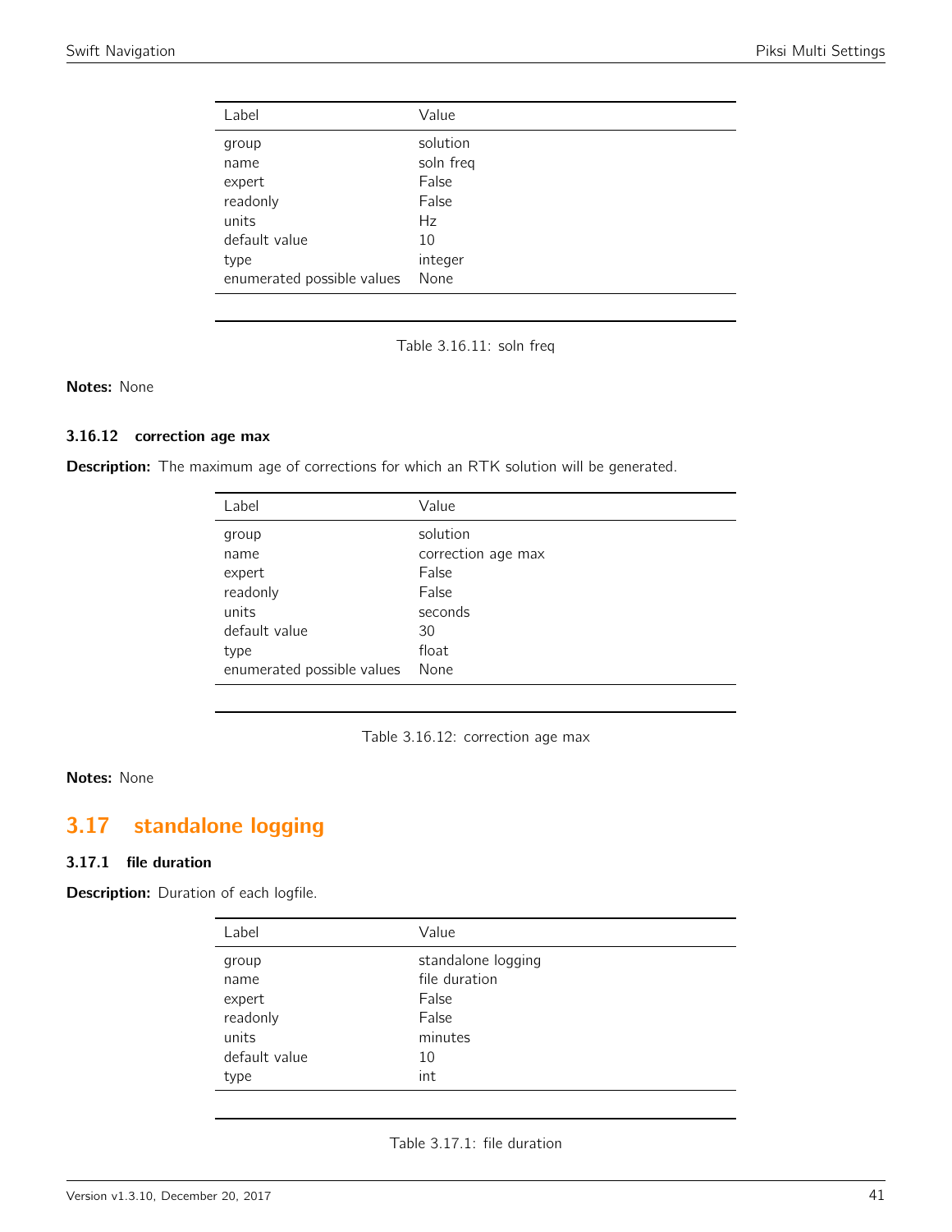| Label | Value |
| --- | --- |
| group | solution |
| name | soln freq |
| expert | False |
| readonly | False |
| units | Hz |
| default value | 10 |
| type | integer |
| enumerated possible values | None |

Table 3.16.11: soln freq

**Notes:** None

### 3.16.12 correction age max

**Description:** The maximum age of corrections for which an RTK solution will be generated.

| Label | Value |
| --- | --- |
| group | solution |
| name | correction age max |
| expert | False |
| readonly | False |
| units | seconds |
| default value | 30 |
| type | float |
| enumerated possible values | None |

Table 3.16.12: correction age max

**Notes:** None

## 3.17 standalone logging

### 3.17.1 file duration

**Description:** Duration of each logfile.

| Label | Value |
| --- | --- |
| group | standalone logging |
| name | file duration |
| expert | False |
| readonly | False |
| units | minutes |
| default value | 10 |
| type | int |

Table 3.17.1: file duration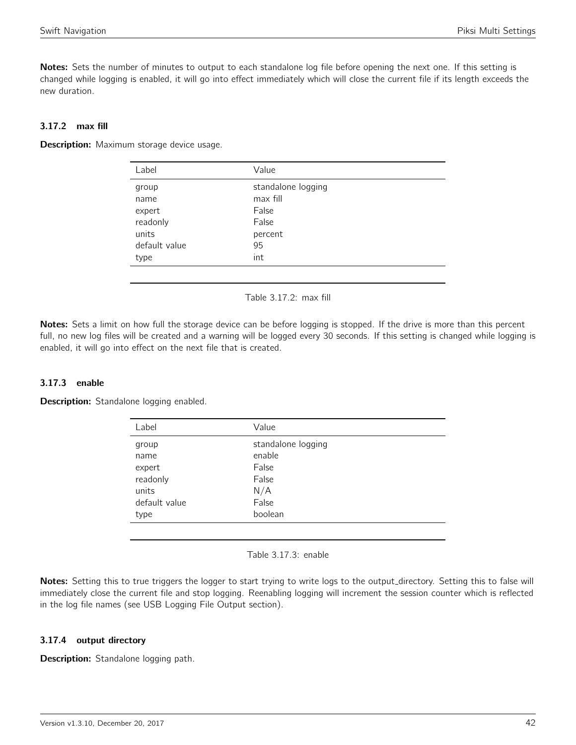**Notes:** Sets the number of minutes to output to each standalone log file before opening the next one. If this setting is changed while logging is enabled, it will go into effect immediately which will close the current file if its length exceeds the new duration.

### 3.17.2 max fill

**Description:** Maximum storage device usage.

| Label | Value |
|---|---|
| group | standalone logging |
| name | max fill |
| expert | False |
| readonly | False |
| units | percent |
| default value | 95 |
| type | int |

Table 3.17.2: max fill

**Notes:** Sets a limit on how full the storage device can be before logging is stopped. If the drive is more than this percent full, no new log files will be created and a warning will be logged every 30 seconds. If this setting is changed while logging is enabled, it will go into effect on the next file that is created.

### 3.17.3 enable

**Description:** Standalone logging enabled.

| Label | Value |
|---|---|
| group | standalone logging |
| name | enable |
| expert | False |
| readonly | False |
| units | N/A |
| default value | False |
| type | boolean |

Table 3.17.3: enable

**Notes:** Setting this to true triggers the logger to start trying to write logs to the output_directory. Setting this to false will immediately close the current file and stop logging. Reenabling logging will increment the session counter which is reflected in the log file names (see USB Logging File Output section).

### 3.17.4 output directory

**Description:** Standalone logging path.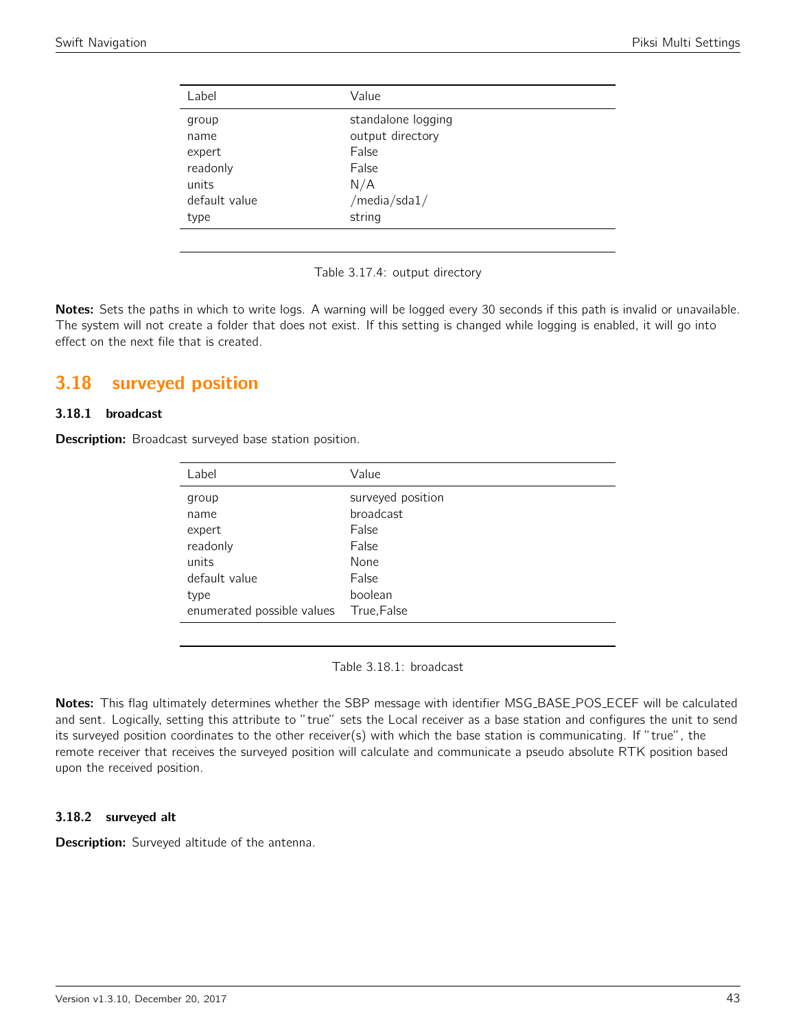| Label | Value |
|---|---|
| group | standalone logging |
| name | output directory |
| expert | False |
| readonly | False |
| units | N/A |
| default value | /media/sda1/ |
| type | string |

Table 3.17.4: output directory

**Notes:** Sets the paths in which to write logs. A warning will be logged every 30 seconds if this path is invalid or unavailable. The system will not create a folder that does not exist. If this setting is changed while logging is enabled, it will go into effect on the next file that is created.

## 3.18 surveyed position

### 3.18.1 broadcast

**Description:** Broadcast surveyed base station position.

| Label | Value |
|---|---|
| group | surveyed position |
| name | broadcast |
| expert | False |
| readonly | False |
| units | None |
| default value | False |
| type | boolean |
| enumerated possible values | True,False |

Table 3.18.1: broadcast

**Notes:** This flag ultimately determines whether the SBP message with identifier MSG_BASE_POS_ECEF will be calculated and sent. Logically, setting this attribute to "true" sets the Local receiver as a base station and configures the unit to send its surveyed position coordinates to the other receiver(s) with which the base station is communicating. If "true", the remote receiver that receives the surveyed position will calculate and communicate a pseudo absolute RTK position based upon the received position.

### 3.18.2 surveyed alt

**Description:** Surveyed altitude of the antenna.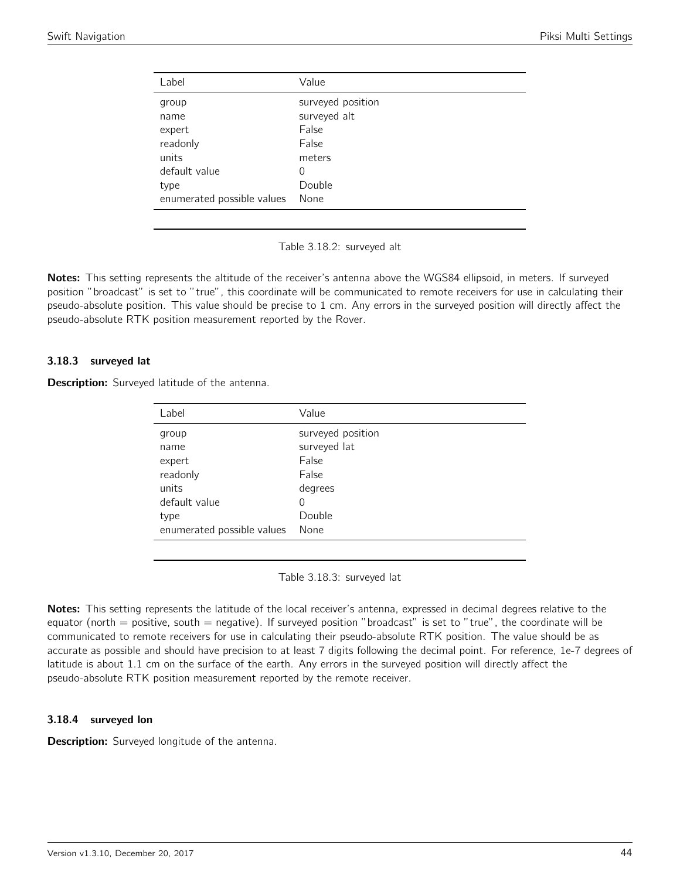| Label | Value |
| --- | --- |
| group | surveyed position |
| name | surveyed alt |
| expert | False |
| readonly | False |
| units | meters |
| default value | 0 |
| type | Double |
| enumerated possible values | None |

Table 3.18.2: surveyed alt

**Notes:** This setting represents the altitude of the receiver's antenna above the WGS84 ellipsoid, in meters. If surveyed position "broadcast" is set to "true", this coordinate will be communicated to remote receivers for use in calculating their pseudo-absolute position. This value should be precise to 1 cm. Any errors in the surveyed position will directly affect the pseudo-absolute RTK position measurement reported by the Rover.

### 3.18.3 surveyed lat

**Description:** Surveyed latitude of the antenna.

| Label | Value |
| --- | --- |
| group | surveyed position |
| name | surveyed lat |
| expert | False |
| readonly | False |
| units | degrees |
| default value | 0 |
| type | Double |
| enumerated possible values | None |

Table 3.18.3: surveyed lat

**Notes:** This setting represents the latitude of the local receiver's antenna, expressed in decimal degrees relative to the equator (north = positive, south = negative). If surveyed position "broadcast" is set to "true", the coordinate will be communicated to remote receivers for use in calculating their pseudo-absolute RTK position. The value should be as accurate as possible and should have precision to at least 7 digits following the decimal point. For reference, 1e-7 degrees of latitude is about 1.1 cm on the surface of the earth. Any errors in the surveyed position will directly affect the pseudo-absolute RTK position measurement reported by the remote receiver.

### 3.18.4 surveyed lon

**Description:** Surveyed longitude of the antenna.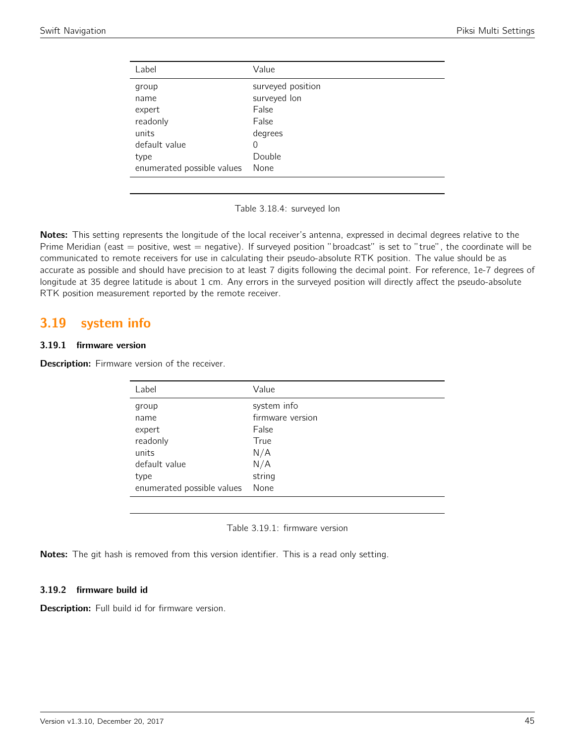| Label | Value |
|---|---|
| group | surveyed position |
| name | surveyed lon |
| expert | False |
| readonly | False |
| units | degrees |
| default value | 0 |
| type | Double |
| enumerated possible values | None |

Table 3.18.4: surveyed lon

**Notes:** This setting represents the longitude of the local receiver's antenna, expressed in decimal degrees relative to the Prime Meridian (east = positive, west = negative). If surveyed position "broadcast" is set to "true", the coordinate will be communicated to remote receivers for use in calculating their pseudo-absolute RTK position. The value should be as accurate as possible and should have precision to at least 7 digits following the decimal point. For reference, 1e-7 degrees of longitude at 35 degree latitude is about 1 cm. Any errors in the surveyed position will directly affect the pseudo-absolute RTK position measurement reported by the remote receiver.

## 3.19 system info

### 3.19.1 firmware version

**Description:** Firmware version of the receiver.

| Label | Value |
|---|---|
| group | system info |
| name | firmware version |
| expert | False |
| readonly | True |
| units | N/A |
| default value | N/A |
| type | string |
| enumerated possible values | None |

Table 3.19.1: firmware version

**Notes:** The git hash is removed from this version identifier. This is a read only setting.

### 3.19.2 firmware build id

**Description:** Full build id for firmware version.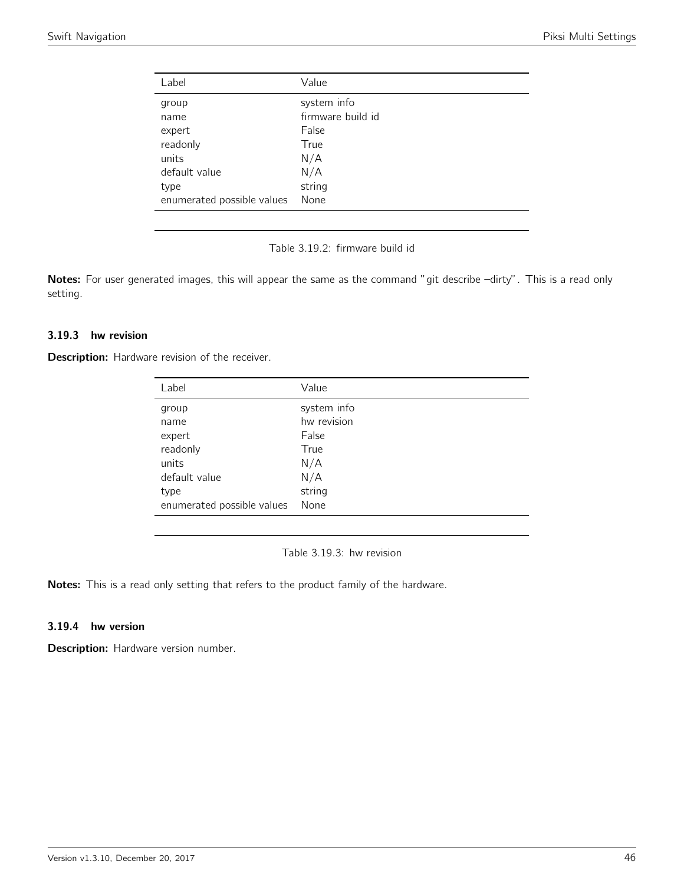| Label | Value |
| --- | --- |
| group | system info |
| name | firmware build id |
| expert | False |
| readonly | True |
| units | N/A |
| default value | N/A |
| type | string |
| enumerated possible values | None |

Table 3.19.2: firmware build id

**Notes:** For user generated images, this will appear the same as the command "git describe –dirty". This is a read only setting.

### 3.19.3 hw revision

**Description:** Hardware revision of the receiver.

| Label | Value |
| --- | --- |
| group | system info |
| name | hw revision |
| expert | False |
| readonly | True |
| units | N/A |
| default value | N/A |
| type | string |
| enumerated possible values | None |

Table 3.19.3: hw revision

**Notes:** This is a read only setting that refers to the product family of the hardware.

### 3.19.4 hw version

**Description:** Hardware version number.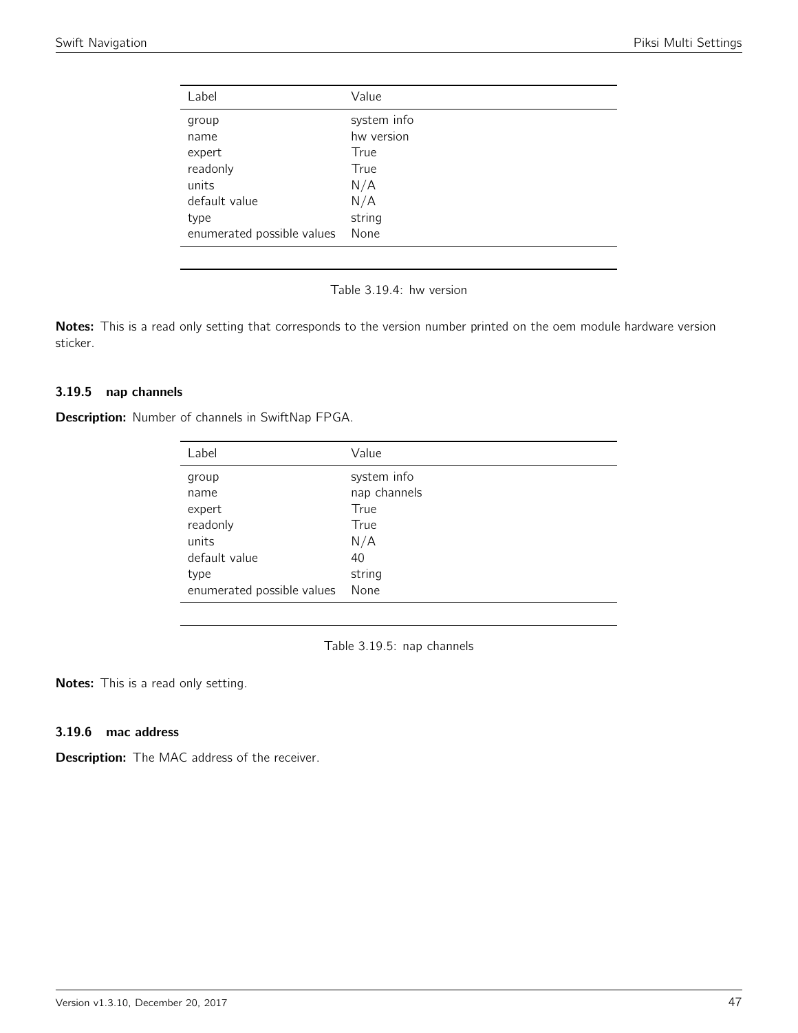| Label | Value |
|---|---|
| group | system info |
| name | hw version |
| expert | True |
| readonly | True |
| units | N/A |
| default value | N/A |
| type | string |
| enumerated possible values | None |

Table 3.19.4: hw version

**Notes:** This is a read only setting that corresponds to the version number printed on the oem module hardware version sticker.

### 3.19.5 nap channels

**Description:** Number of channels in SwiftNap FPGA.

| Label | Value |
|---|---|
| group | system info |
| name | nap channels |
| expert | True |
| readonly | True |
| units | N/A |
| default value | 40 |
| type | string |
| enumerated possible values | None |

Table 3.19.5: nap channels

**Notes:** This is a read only setting.

### 3.19.6 mac address

**Description:** The MAC address of the receiver.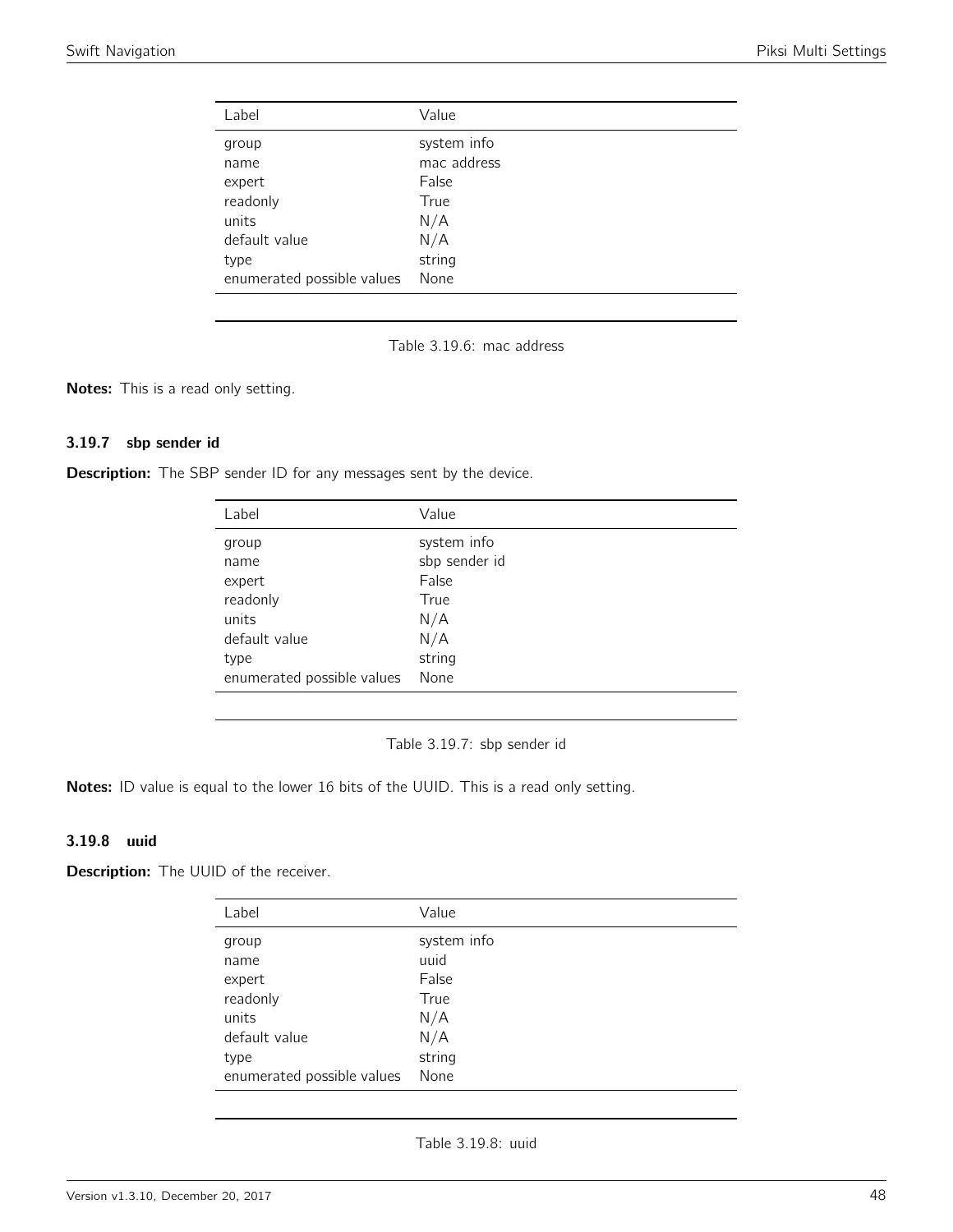| Label | Value |
|---|---|
| group | system info |
| name | mac address |
| expert | False |
| readonly | True |
| units | N/A |
| default value | N/A |
| type | string |
| enumerated possible values | None |

Table 3.19.6: mac address

**Notes:** This is a read only setting.

### 3.19.7 sbp sender id

**Description:** The SBP sender ID for any messages sent by the device.

| Label | Value |
|---|---|
| group | system info |
| name | sbp sender id |
| expert | False |
| readonly | True |
| units | N/A |
| default value | N/A |
| type | string |
| enumerated possible values | None |

Table 3.19.7: sbp sender id

**Notes:** ID value is equal to the lower 16 bits of the UUID. This is a read only setting.

### 3.19.8 uuid

**Description:** The UUID of the receiver.

| Label | Value |
|---|---|
| group | system info |
| name | uuid |
| expert | False |
| readonly | True |
| units | N/A |
| default value | N/A |
| type | string |
| enumerated possible values | None |

Table 3.19.8: uuid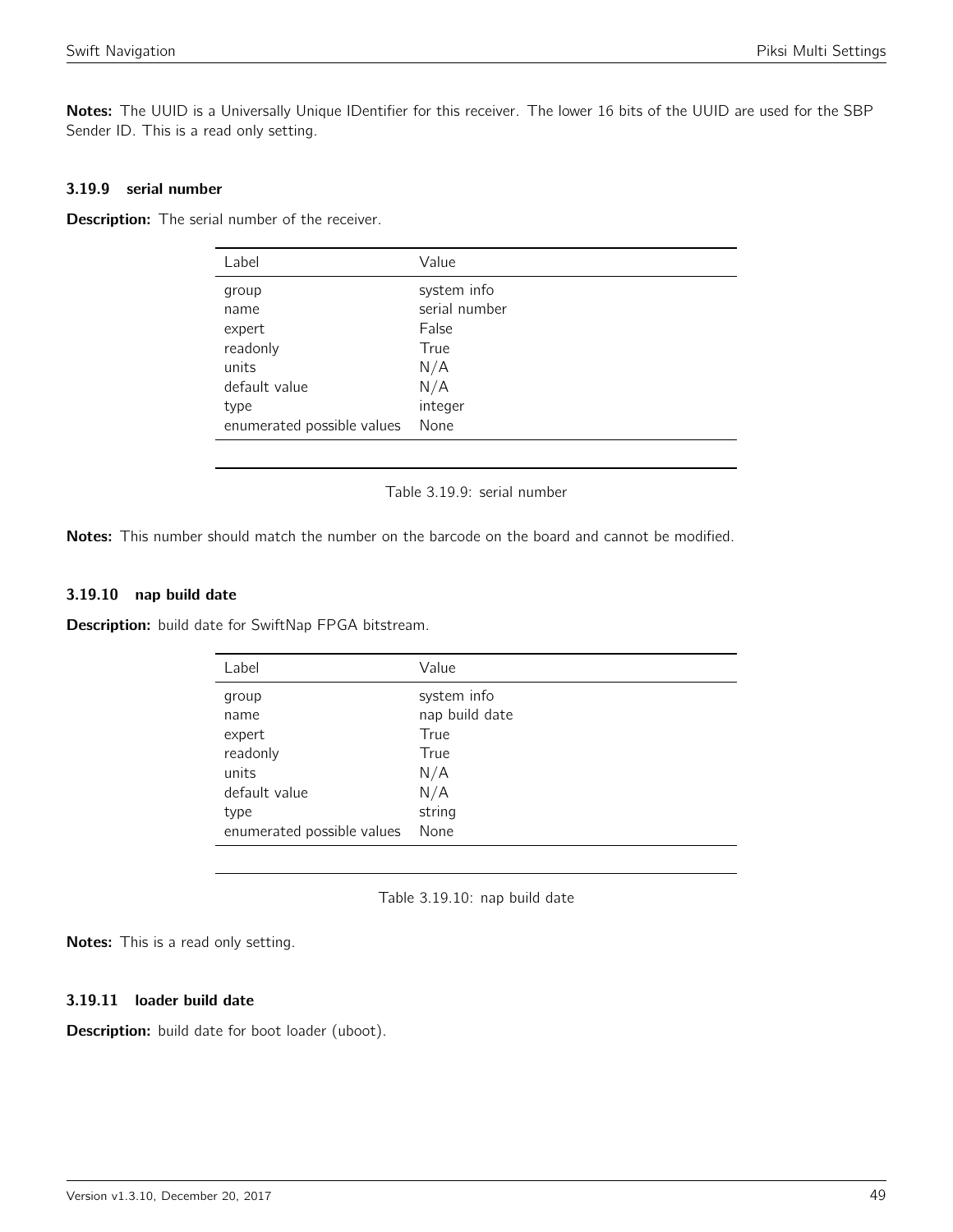**Notes:** The UUID is a Universally Unique IDentifier for this receiver. The lower 16 bits of the UUID are used for the SBP Sender ID. This is a read only setting.

### 3.19.9 serial number

**Description:** The serial number of the receiver.

| Label | Value |
|---|---|
| group | system info |
| name | serial number |
| expert | False |
| readonly | True |
| units | N/A |
| default value | N/A |
| type | integer |
| enumerated possible values | None |

Table 3.19.9: serial number

**Notes:** This number should match the number on the barcode on the board and cannot be modified.

### 3.19.10 nap build date

**Description:** build date for SwiftNap FPGA bitstream.

| Label | Value |
|---|---|
| group | system info |
| name | nap build date |
| expert | True |
| readonly | True |
| units | N/A |
| default value | N/A |
| type | string |
| enumerated possible values | None |

Table 3.19.10: nap build date

**Notes:** This is a read only setting.

### 3.19.11 loader build date

**Description:** build date for boot loader (uboot).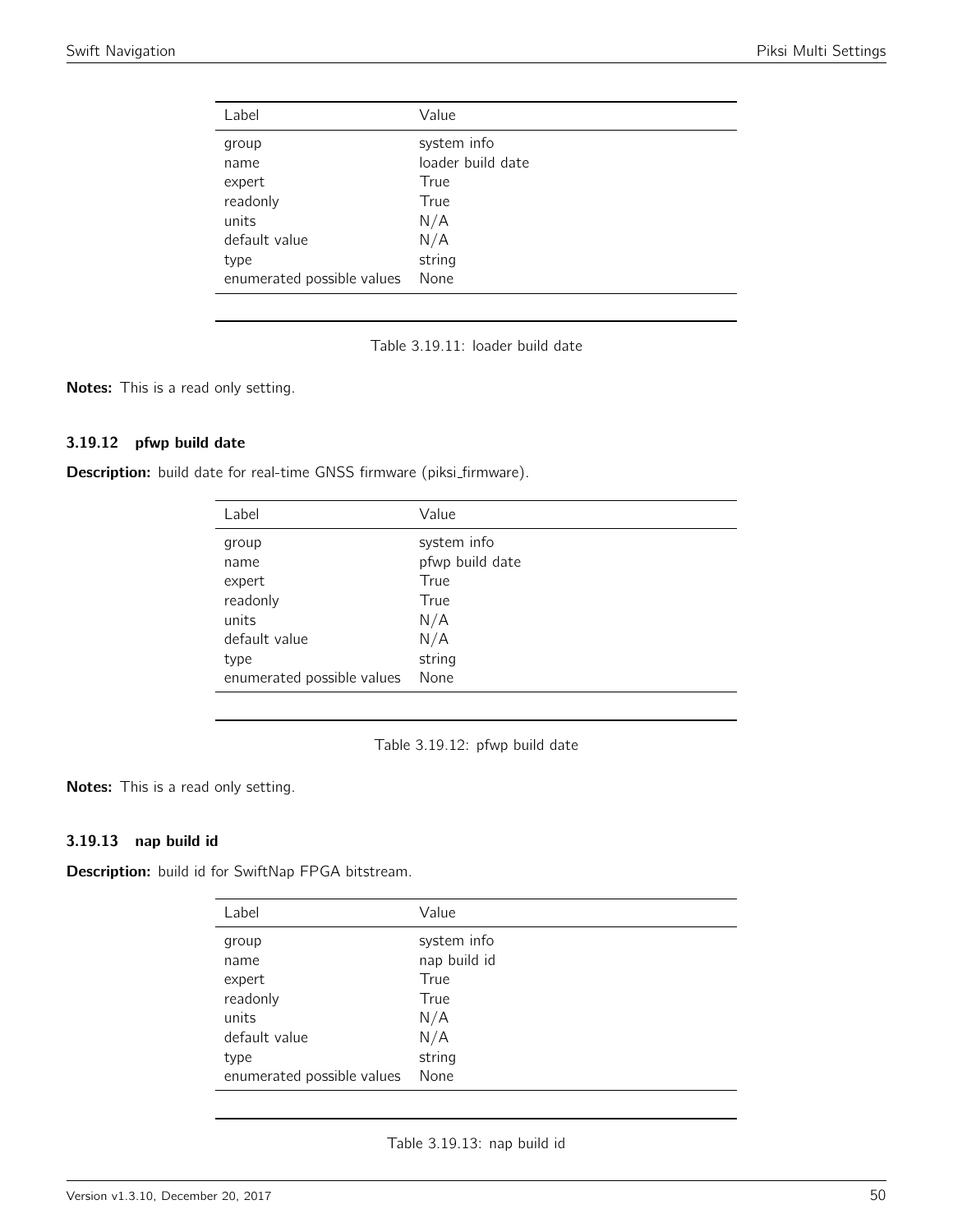| Label | Value |
|---|---|
| group | system info |
| name | loader build date |
| expert | True |
| readonly | True |
| units | N/A |
| default value | N/A |
| type | string |
| enumerated possible values | None |

Table 3.19.11: loader build date

**Notes:** This is a read only setting.

### 3.19.12 pfwp build date

**Description:** build date for real-time GNSS firmware (piksi_firmware).

| Label | Value |
|---|---|
| group | system info |
| name | pfwp build date |
| expert | True |
| readonly | True |
| units | N/A |
| default value | N/A |
| type | string |
| enumerated possible values | None |

Table 3.19.12: pfwp build date

**Notes:** This is a read only setting.

### 3.19.13 nap build id

**Description:** build id for SwiftNap FPGA bitstream.

| Label | Value |
|---|---|
| group | system info |
| name | nap build id |
| expert | True |
| readonly | True |
| units | N/A |
| default value | N/A |
| type | string |
| enumerated possible values | None |

Table 3.19.13: nap build id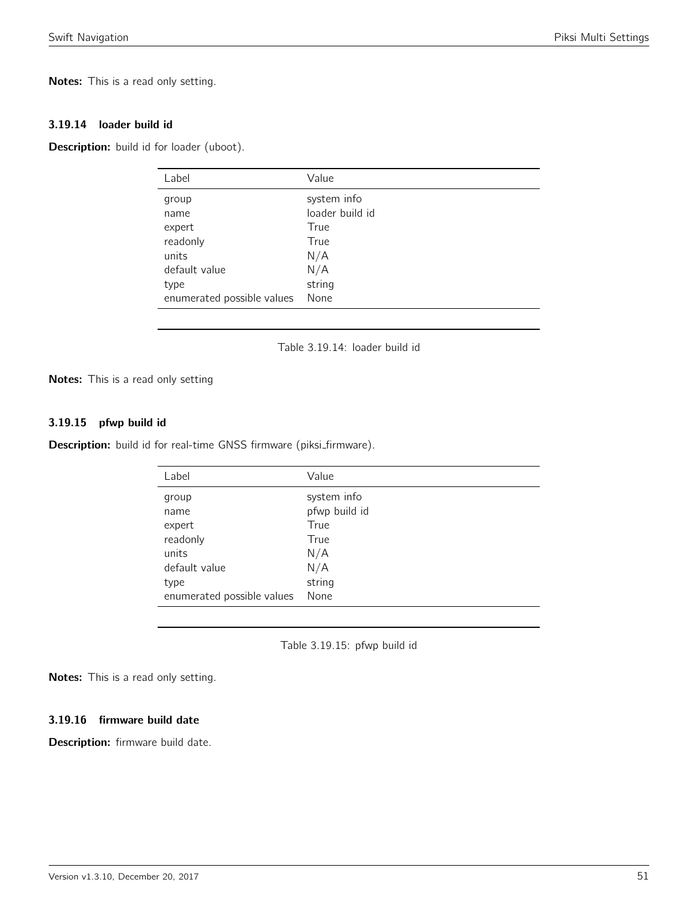**Notes:** This is a read only setting.

### 3.19.14 loader build id

**Description:** build id for loader (uboot).

| Label | Value |
| --- | --- |
| group | system info |
| name | loader build id |
| expert | True |
| readonly | True |
| units | N/A |
| default value | N/A |
| type | string |
| enumerated possible values | None |

Table 3.19.14: loader build id

**Notes:** This is a read only setting

### 3.19.15 pfwp build id

**Description:** build id for real-time GNSS firmware (piksi_firmware).

| Label | Value |
| --- | --- |
| group | system info |
| name | pfwp build id |
| expert | True |
| readonly | True |
| units | N/A |
| default value | N/A |
| type | string |
| enumerated possible values | None |

Table 3.19.15: pfwp build id

**Notes:** This is a read only setting.

### 3.19.16 firmware build date

**Description:** firmware build date.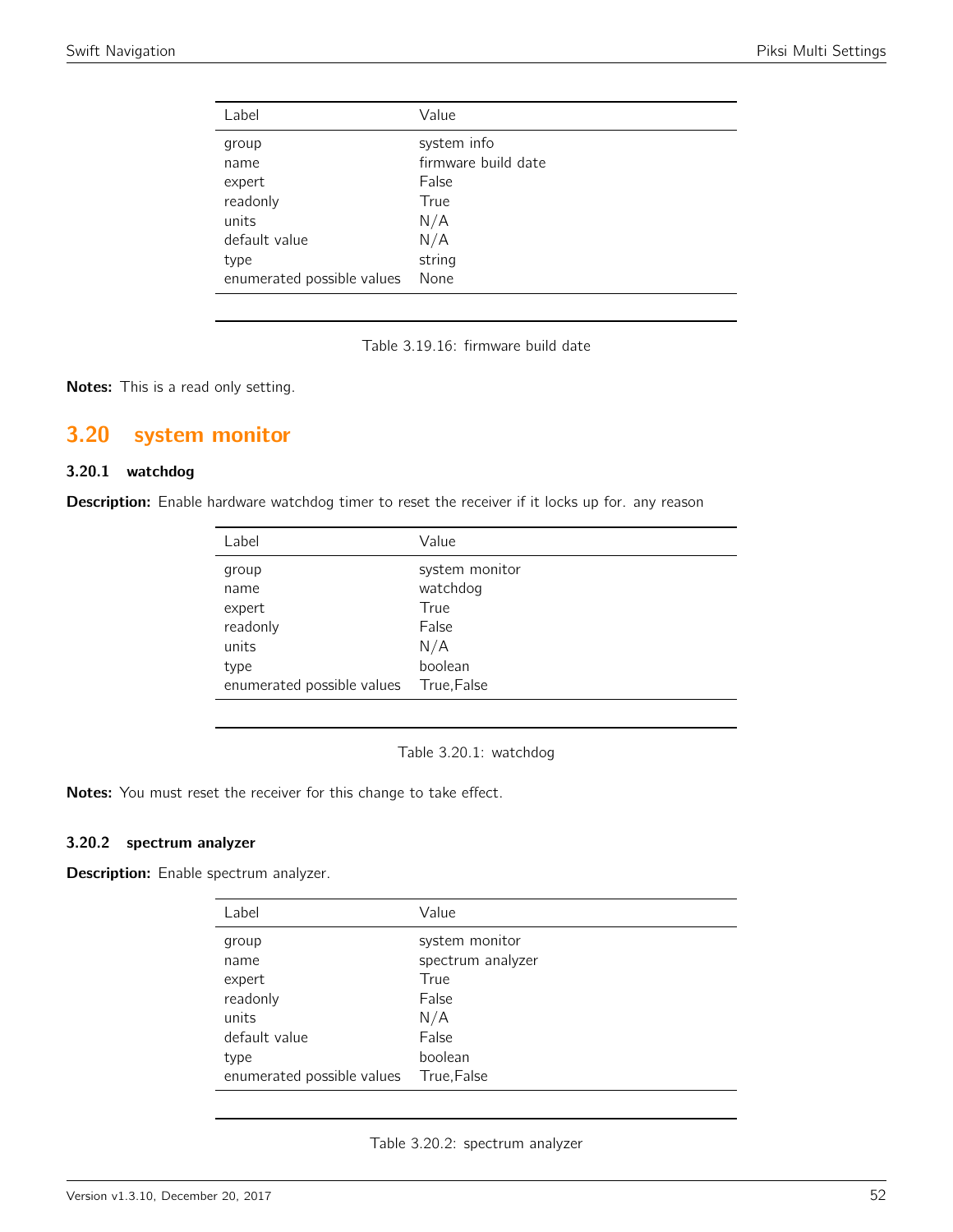| Label | Value |
|---|---|
| group | system info |
| name | firmware build date |
| expert | False |
| readonly | True |
| units | N/A |
| default value | N/A |
| type | string |
| enumerated possible values | None |

Table 3.19.16: firmware build date

**Notes:** This is a read only setting.

## 3.20 system monitor

### 3.20.1 watchdog

**Description:** Enable hardware watchdog timer to reset the receiver if it locks up for. any reason

| Label | Value |
|---|---|
| group | system monitor |
| name | watchdog |
| expert | True |
| readonly | False |
| units | N/A |
| type | boolean |
| enumerated possible values | True,False |

Table 3.20.1: watchdog

**Notes:** You must reset the receiver for this change to take effect.

### 3.20.2 spectrum analyzer

**Description:** Enable spectrum analyzer.

| Label | Value |
|---|---|
| group | system monitor |
| name | spectrum analyzer |
| expert | True |
| readonly | False |
| units | N/A |
| default value | False |
| type | boolean |
| enumerated possible values | True,False |

Table 3.20.2: spectrum analyzer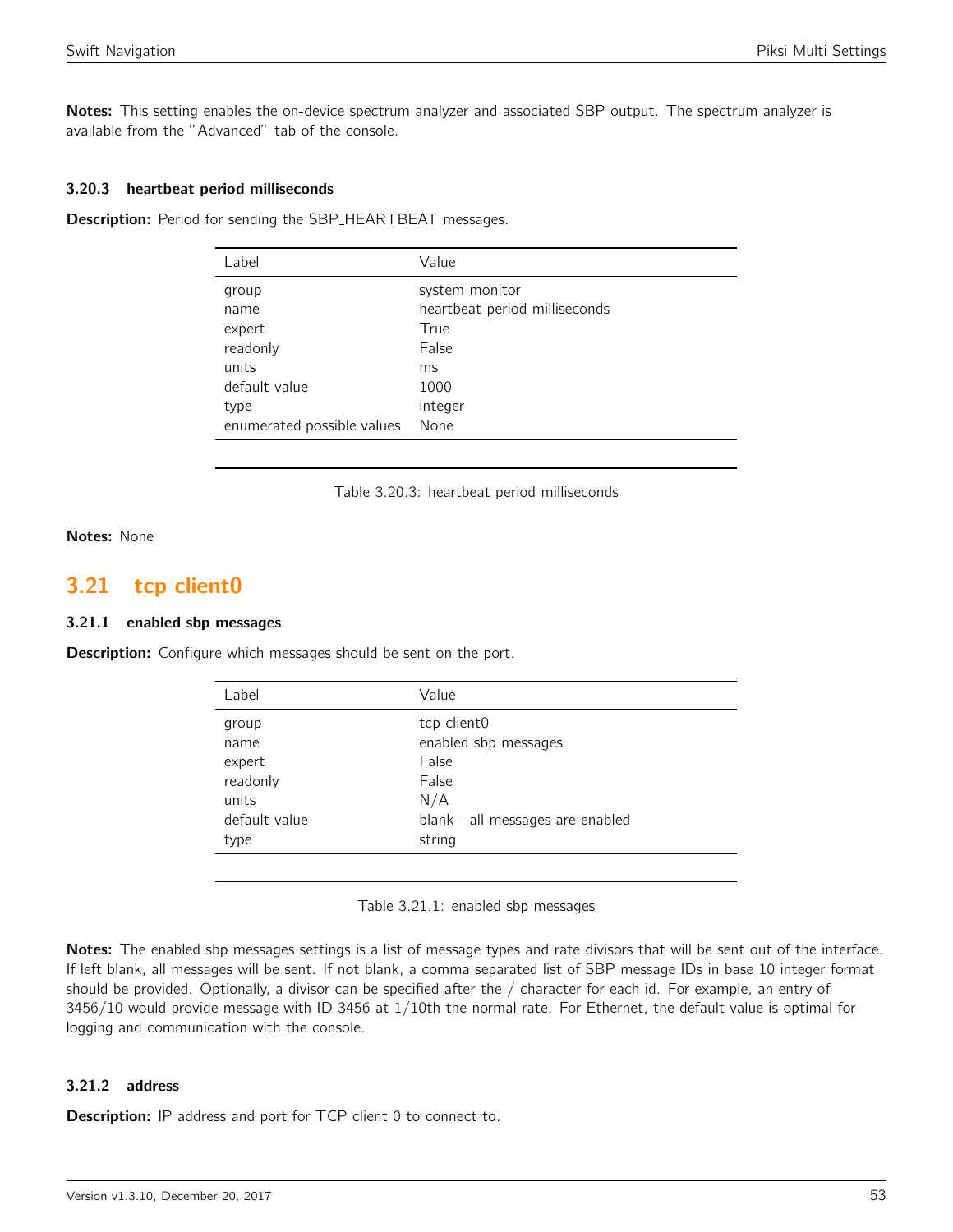**Notes:** This setting enables the on-device spectrum analyzer and associated SBP output. The spectrum analyzer is available from the "Advanced" tab of the console.

#### 3.20.3 heartbeat period milliseconds

**Description:** Period for sending the SBP_HEARTBEAT messages.

| Label | Value |
|---|---|
| group | system monitor |
| name | heartbeat period milliseconds |
| expert | True |
| readonly | False |
| units | ms |
| default value | 1000 |
| type | integer |
| enumerated possible values | None |

Table 3.20.3: heartbeat period milliseconds

**Notes:** None

## 3.21 tcp client0

#### 3.21.1 enabled sbp messages

**Description:** Configure which messages should be sent on the port.

| Label | Value |
|---|---|
| group | tcp client0 |
| name | enabled sbp messages |
| expert | False |
| readonly | False |
| units | N/A |
| default value | blank - all messages are enabled |
| type | string |

Table 3.21.1: enabled sbp messages

**Notes:** The enabled sbp messages settings is a list of message types and rate divisors that will be sent out of the interface. If left blank, all messages will be sent. If not blank, a comma separated list of SBP message IDs in base 10 integer format should be provided. Optionally, a divisor can be specified after the / character for each id. For example, an entry of 3456/10 would provide message with ID 3456 at 1/10th the normal rate. For Ethernet, the default value is optimal for logging and communication with the console.

#### 3.21.2 address

**Description:** IP address and port for TCP client 0 to connect to.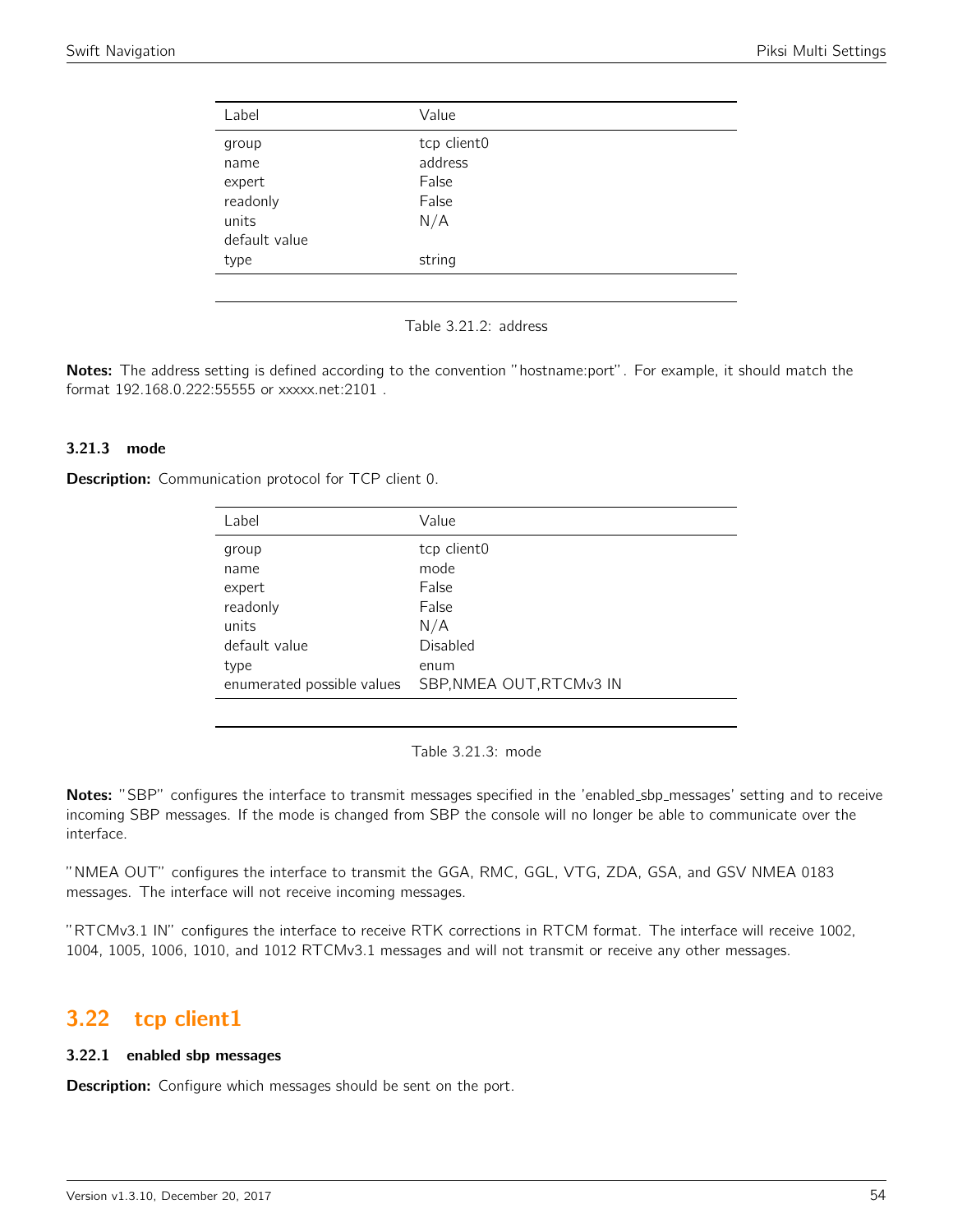| Label | Value |
|---|---|
| group | tcp client0 |
| name | address |
| expert | False |
| readonly | False |
| units | N/A |
| default value | |
| type | string |

Table 3.21.2: address

**Notes:** The address setting is defined according to the convention "hostname:port". For example, it should match the format 192.168.0.222:55555 or xxxxx.net:2101 .

### 3.21.3 mode

**Description:** Communication protocol for TCP client 0.

| Label | Value |
|---|---|
| group | tcp client0 |
| name | mode |
| expert | False |
| readonly | False |
| units | N/A |
| default value | Disabled |
| type | enum |
| enumerated possible values | SBP,NMEA OUT,RTCMv3 IN |

Table 3.21.3: mode

**Notes:** "SBP" configures the interface to transmit messages specified in the 'enabled_sbp_messages' setting and to receive incoming SBP messages. If the mode is changed from SBP the console will no longer be able to communicate over the interface.

"NMEA OUT" configures the interface to transmit the GGA, RMC, GGL, VTG, ZDA, GSA, and GSV NMEA 0183 messages. The interface will not receive incoming messages.

"RTCMv3.1 IN" configures the interface to receive RTK corrections in RTCM format. The interface will receive 1002, 1004, 1005, 1006, 1010, and 1012 RTCMv3.1 messages and will not transmit or receive any other messages.

## 3.22 tcp client1

### 3.22.1 enabled sbp messages

**Description:** Configure which messages should be sent on the port.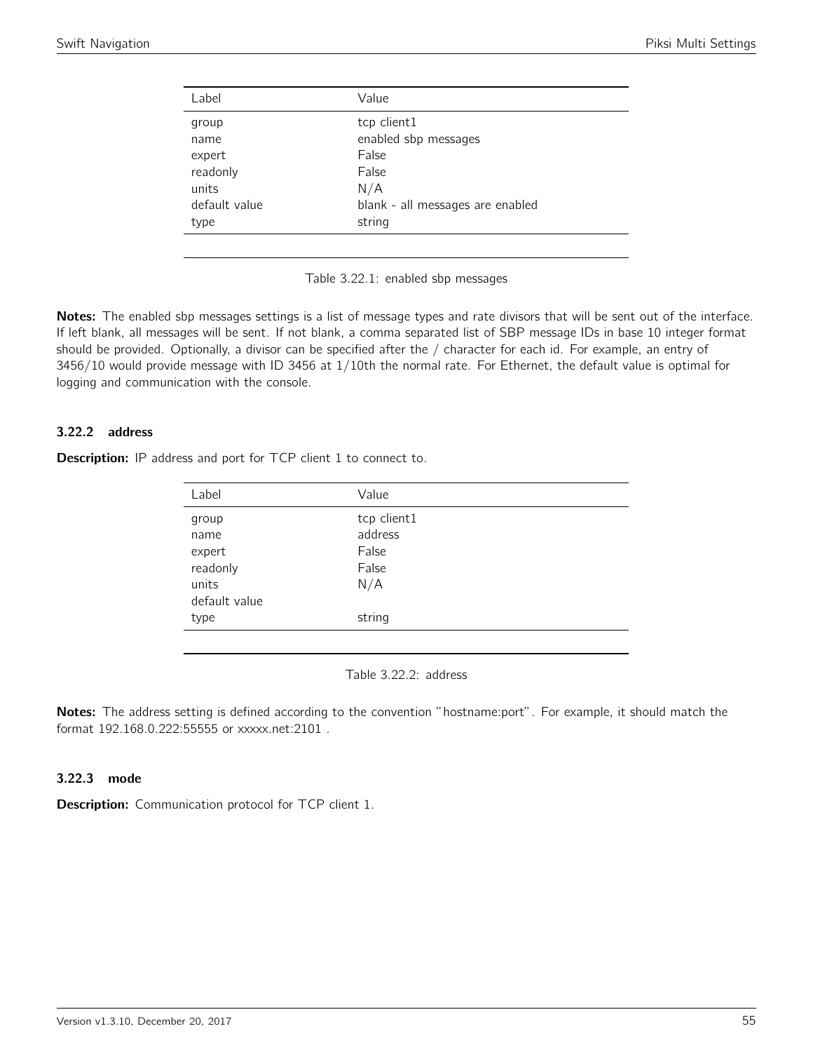| Label | Value |
|---|---|
| group | tcp client1 |
| name | enabled sbp messages |
| expert | False |
| readonly | False |
| units | N/A |
| default value | blank - all messages are enabled |
| type | string |

Table 3.22.1: enabled sbp messages

**Notes:** The enabled sbp messages settings is a list of message types and rate divisors that will be sent out of the interface. If left blank, all messages will be sent. If not blank, a comma separated list of SBP message IDs in base 10 integer format should be provided. Optionally, a divisor can be specified after the / character for each id. For example, an entry of 3456/10 would provide message with ID 3456 at 1/10th the normal rate. For Ethernet, the default value is optimal for logging and communication with the console.

### 3.22.2 address

**Description:** IP address and port for TCP client 1 to connect to.

| Label | Value |
|---|---|
| group | tcp client1 |
| name | address |
| expert | False |
| readonly | False |
| units | N/A |
| default value | |
| type | string |

Table 3.22.2: address

**Notes:** The address setting is defined according to the convention "hostname:port". For example, it should match the format 192.168.0.222:55555 or xxxxx.net:2101 .

### 3.22.3 mode

**Description:** Communication protocol for TCP client 1.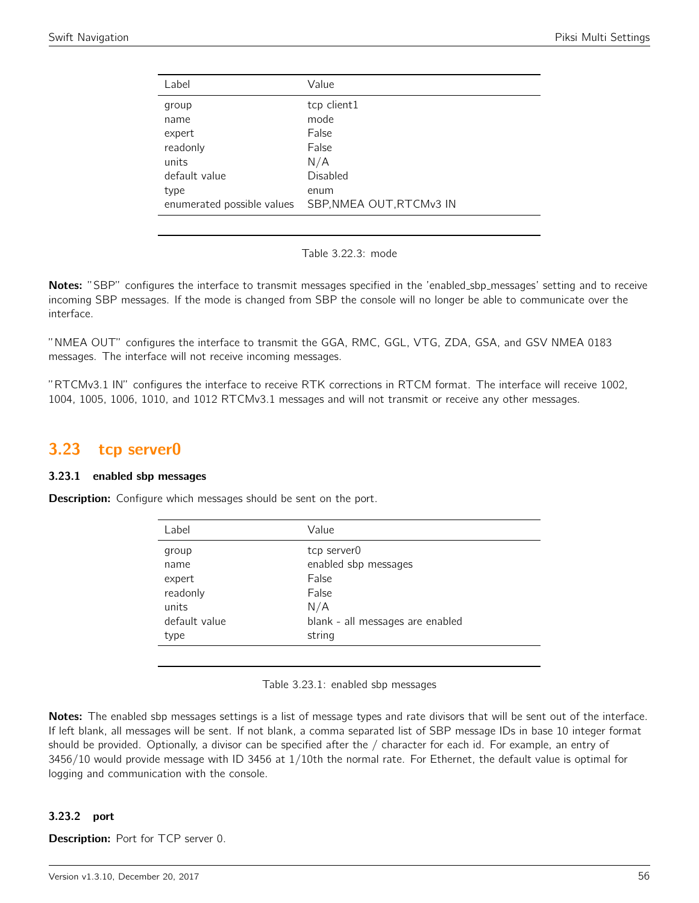| Label | Value |
|---|---|
| group | tcp client1 |
| name | mode |
| expert | False |
| readonly | False |
| units | N/A |
| default value | Disabled |
| type | enum |
| enumerated possible values | SBP,NMEA OUT,RTCMv3 IN |

Table 3.22.3: mode

**Notes:** "SBP" configures the interface to transmit messages specified in the 'enabled_sbp_messages' setting and to receive incoming SBP messages. If the mode is changed from SBP the console will no longer be able to communicate over the interface.

"NMEA OUT" configures the interface to transmit the GGA, RMC, GGL, VTG, ZDA, GSA, and GSV NMEA 0183 messages. The interface will not receive incoming messages.

"RTCMv3.1 IN" configures the interface to receive RTK corrections in RTCM format. The interface will receive 1002, 1004, 1005, 1006, 1010, and 1012 RTCMv3.1 messages and will not transmit or receive any other messages.

## 3.23 tcp server0

### 3.23.1 enabled sbp messages

**Description:** Configure which messages should be sent on the port.

| Label | Value |
|---|---|
| group | tcp server0 |
| name | enabled sbp messages |
| expert | False |
| readonly | False |
| units | N/A |
| default value | blank - all messages are enabled |
| type | string |

Table 3.23.1: enabled sbp messages

**Notes:** The enabled sbp messages settings is a list of message types and rate divisors that will be sent out of the interface. If left blank, all messages will be sent. If not blank, a comma separated list of SBP message IDs in base 10 integer format should be provided. Optionally, a divisor can be specified after the / character for each id. For example, an entry of 3456/10 would provide message with ID 3456 at 1/10th the normal rate. For Ethernet, the default value is optimal for logging and communication with the console.

### 3.23.2 port

**Description:** Port for TCP server 0.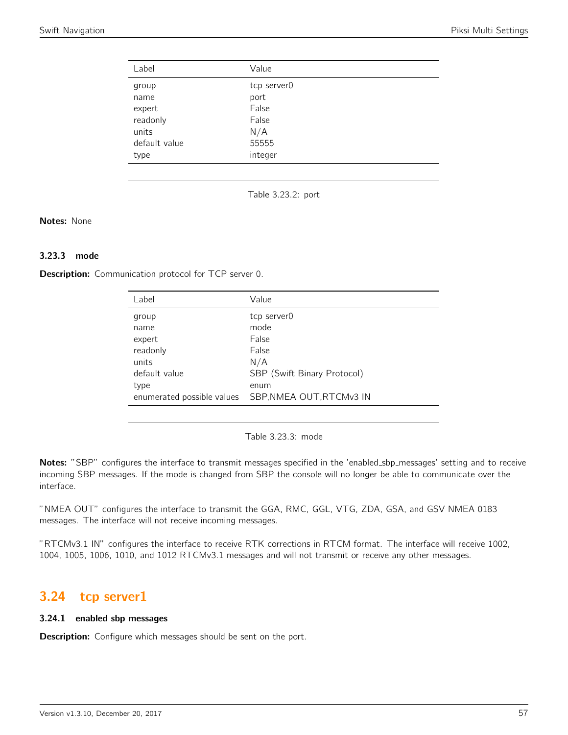| Label | Value |
| --- | --- |
| group | tcp server0 |
| name | port |
| expert | False |
| readonly | False |
| units | N/A |
| default value | 55555 |
| type | integer |

Table 3.23.2: port

**Notes:** None

### 3.23.3 mode

**Description:** Communication protocol for TCP server 0.

| Label | Value |
| --- | --- |
| group | tcp server0 |
| name | mode |
| expert | False |
| readonly | False |
| units | N/A |
| default value | SBP (Swift Binary Protocol) |
| type | enum |
| enumerated possible values | SBP,NMEA OUT,RTCMv3 IN |

Table 3.23.3: mode

**Notes:** "SBP" configures the interface to transmit messages specified in the 'enabled_sbp_messages' setting and to receive incoming SBP messages. If the mode is changed from SBP the console will no longer be able to communicate over the interface.

"NMEA OUT" configures the interface to transmit the GGA, RMC, GGL, VTG, ZDA, GSA, and GSV NMEA 0183 messages. The interface will not receive incoming messages.

"RTCMv3.1 IN" configures the interface to receive RTK corrections in RTCM format. The interface will receive 1002, 1004, 1005, 1006, 1010, and 1012 RTCMv3.1 messages and will not transmit or receive any other messages.

## 3.24 tcp server1

### 3.24.1 enabled sbp messages

**Description:** Configure which messages should be sent on the port.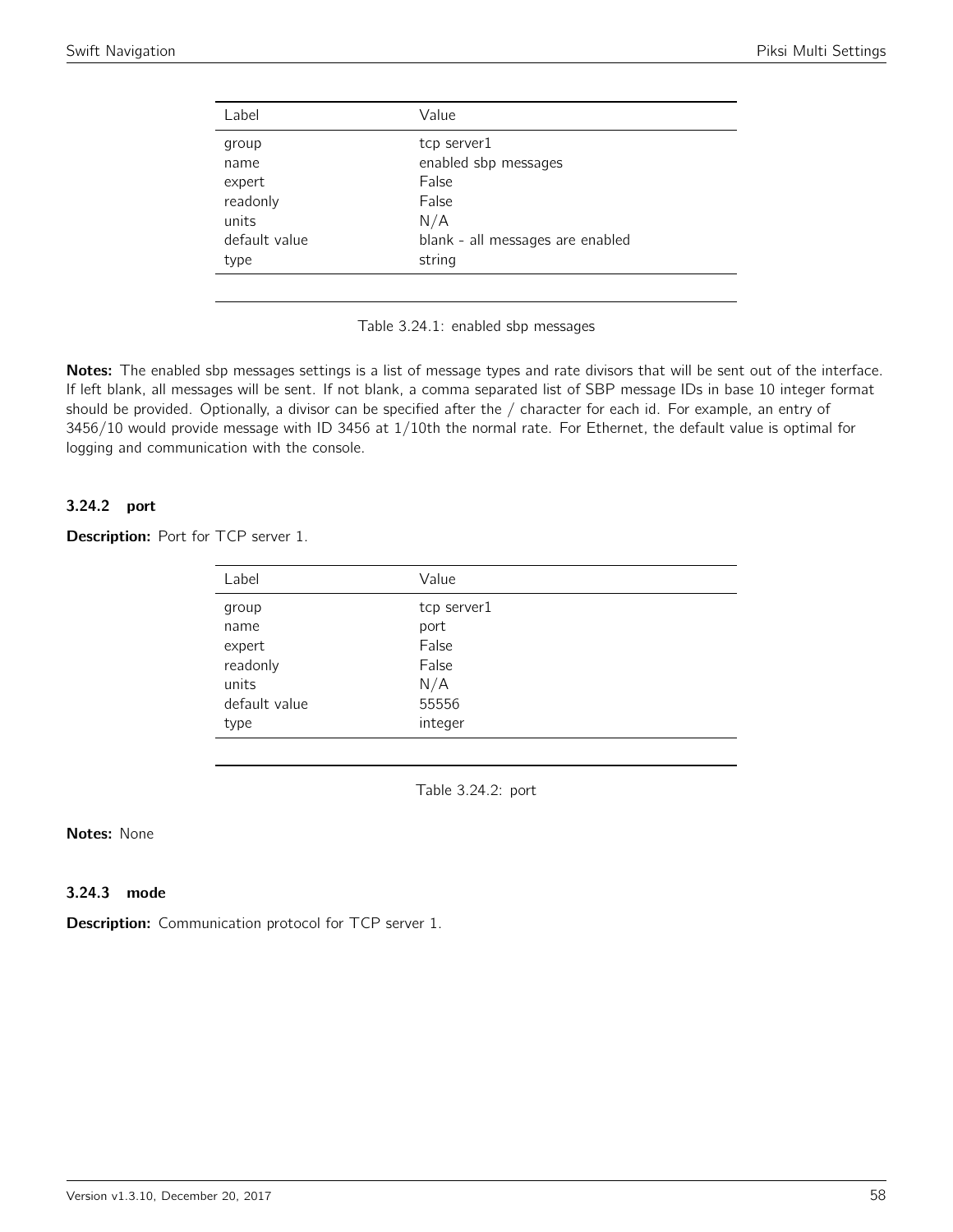| Label | Value |
|---|---|
| group | tcp server1 |
| name | enabled sbp messages |
| expert | False |
| readonly | False |
| units | N/A |
| default value | blank - all messages are enabled |
| type | string |

Table 3.24.1: enabled sbp messages

**Notes:** The enabled sbp messages settings is a list of message types and rate divisors that will be sent out of the interface. If left blank, all messages will be sent. If not blank, a comma separated list of SBP message IDs in base 10 integer format should be provided. Optionally, a divisor can be specified after the / character for each id. For example, an entry of 3456/10 would provide message with ID 3456 at 1/10th the normal rate. For Ethernet, the default value is optimal for logging and communication with the console.

### 3.24.2 port

**Description:** Port for TCP server 1.

| Label | Value |
|---|---|
| group | tcp server1 |
| name | port |
| expert | False |
| readonly | False |
| units | N/A |
| default value | 55556 |
| type | integer |

Table 3.24.2: port

**Notes:** None

### 3.24.3 mode

**Description:** Communication protocol for TCP server 1.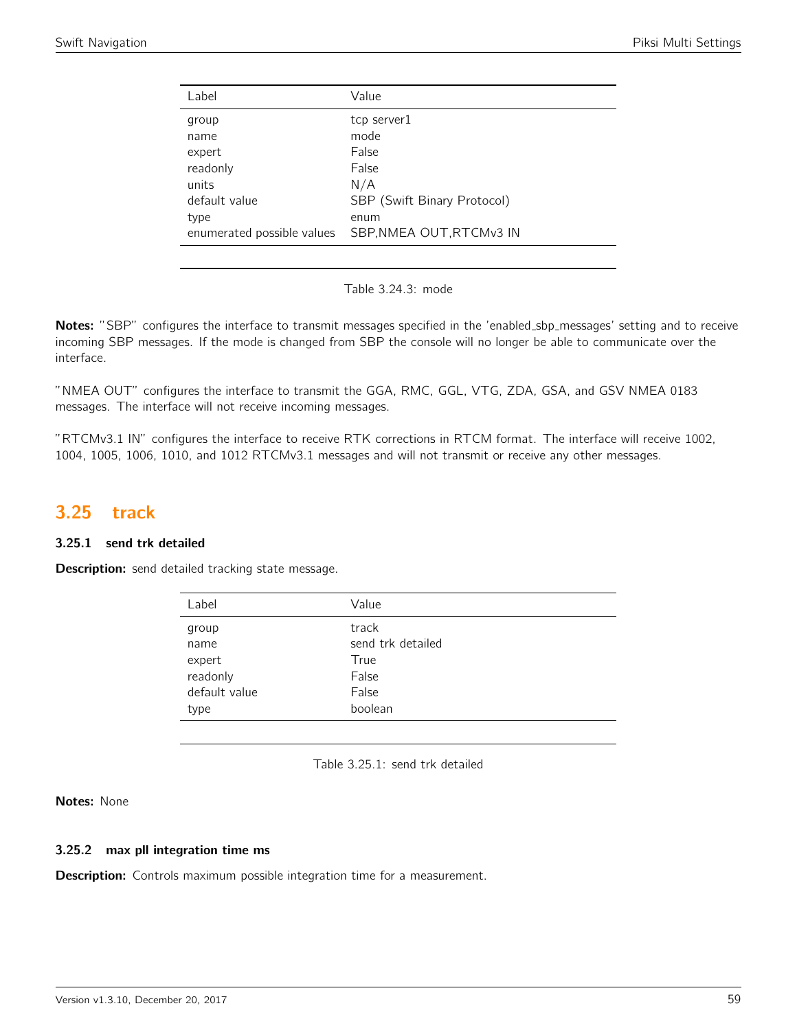| Label | Value |
|---|---|
| group | tcp server1 |
| name | mode |
| expert | False |
| readonly | False |
| units | N/A |
| default value | SBP (Swift Binary Protocol) |
| type | enum |
| enumerated possible values | SBP,NMEA OUT,RTCMv3 IN |

Table 3.24.3: mode

**Notes:** "SBP" configures the interface to transmit messages specified in the 'enabled_sbp_messages' setting and to receive incoming SBP messages. If the mode is changed from SBP the console will no longer be able to communicate over the interface.

"NMEA OUT" configures the interface to transmit the GGA, RMC, GGL, VTG, ZDA, GSA, and GSV NMEA 0183 messages. The interface will not receive incoming messages.

"RTCMv3.1 IN" configures the interface to receive RTK corrections in RTCM format. The interface will receive 1002, 1004, 1005, 1006, 1010, and 1012 RTCMv3.1 messages and will not transmit or receive any other messages.

## 3.25 track

### 3.25.1 send trk detailed

**Description:** send detailed tracking state message.

| Label | Value |
|---|---|
| group | track |
| name | send trk detailed |
| expert | True |
| readonly | False |
| default value | False |
| type | boolean |

Table 3.25.1: send trk detailed

**Notes:** None

### 3.25.2 max pll integration time ms

**Description:** Controls maximum possible integration time for a measurement.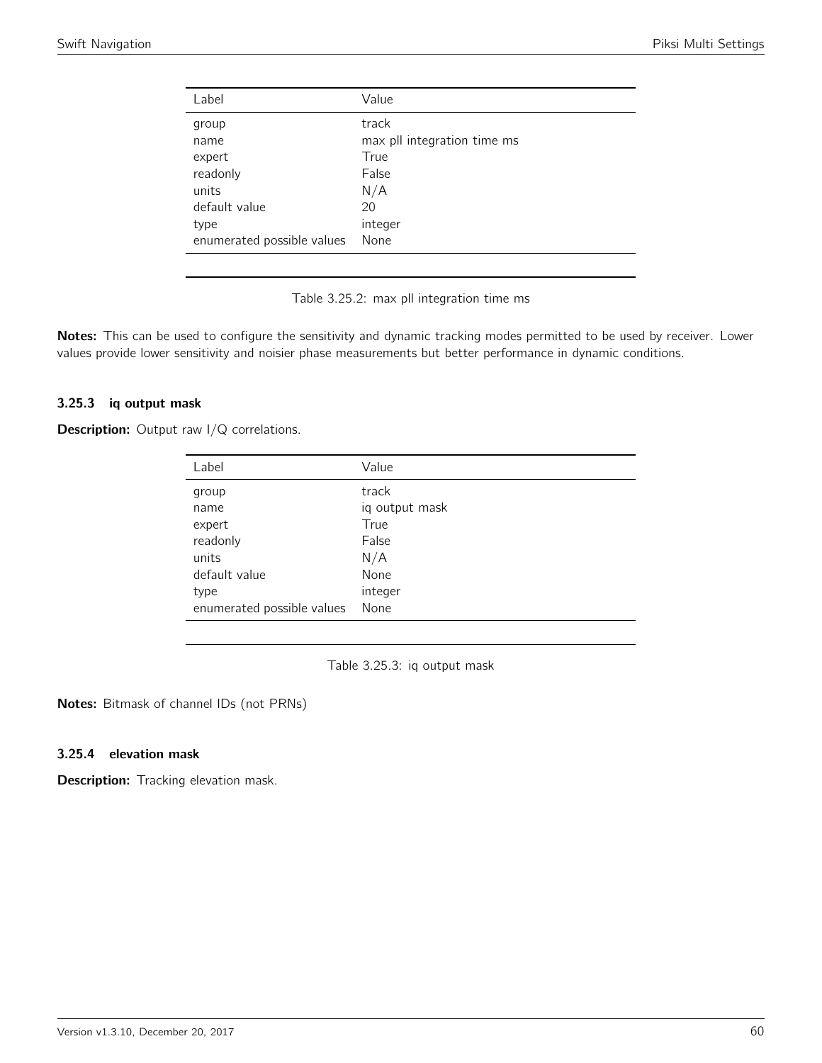| Label | Value |
|---|---|
| group | track |
| name | max pll integration time ms |
| expert | True |
| readonly | False |
| units | N/A |
| default value | 20 |
| type | integer |
| enumerated possible values | None |

Table 3.25.2: max pll integration time ms

**Notes:** This can be used to configure the sensitivity and dynamic tracking modes permitted to be used by receiver. Lower values provide lower sensitivity and noisier phase measurements but better performance in dynamic conditions.

### 3.25.3 iq output mask

**Description:** Output raw I/Q correlations.

| Label | Value |
|---|---|
| group | track |
| name | iq output mask |
| expert | True |
| readonly | False |
| units | N/A |
| default value | None |
| type | integer |
| enumerated possible values | None |

Table 3.25.3: iq output mask

**Notes:** Bitmask of channel IDs (not PRNs)

### 3.25.4 elevation mask

**Description:** Tracking elevation mask.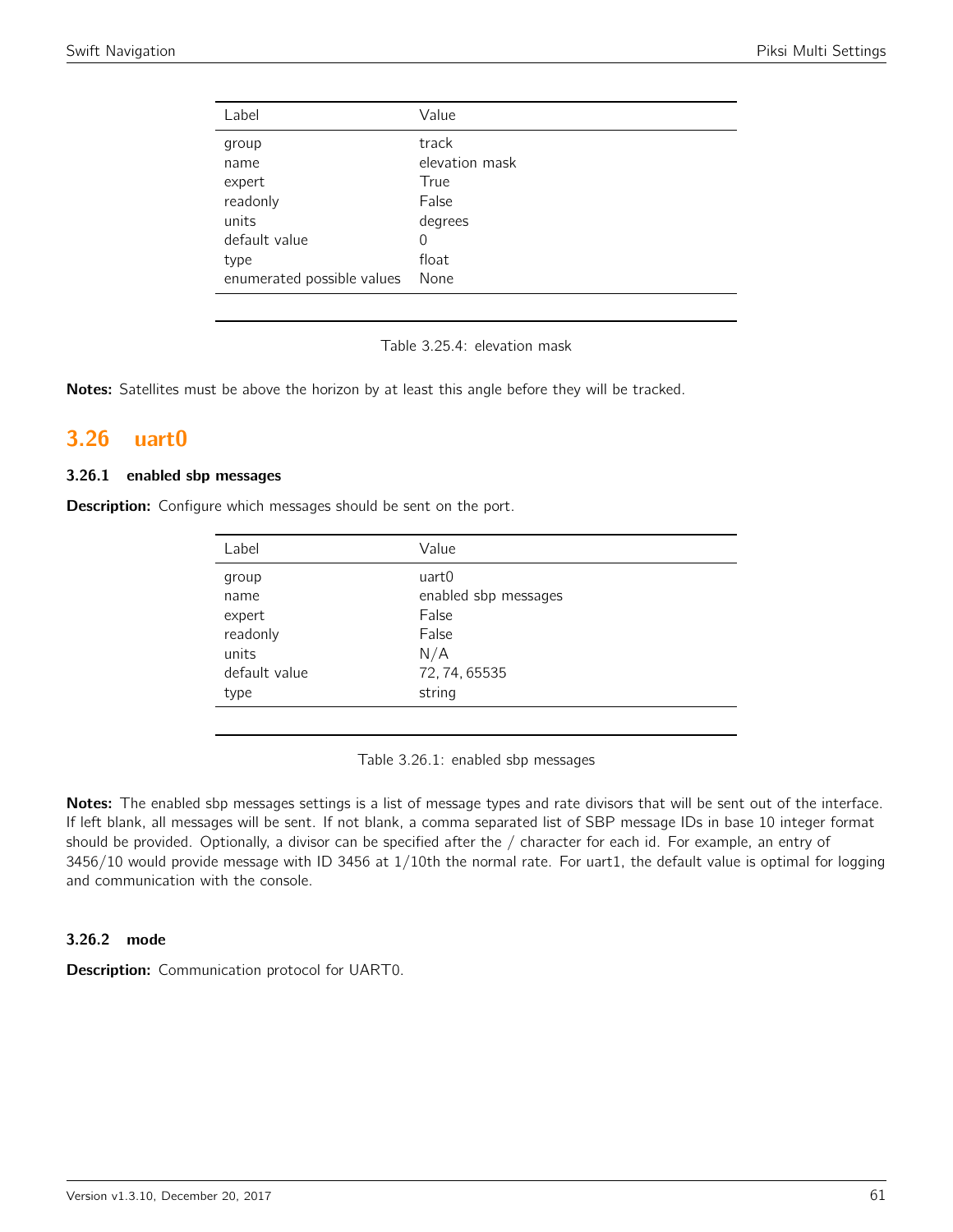| Label | Value |
|---|---|
| group | track |
| name | elevation mask |
| expert | True |
| readonly | False |
| units | degrees |
| default value | 0 |
| type | float |
| enumerated possible values | None |

Table 3.25.4: elevation mask

**Notes:** Satellites must be above the horizon by at least this angle before they will be tracked.

## 3.26 uart0

### 3.26.1 enabled sbp messages

**Description:** Configure which messages should be sent on the port.

| Label | Value |
|---|---|
| group | uart0 |
| name | enabled sbp messages |
| expert | False |
| readonly | False |
| units | N/A |
| default value | 72, 74, 65535 |
| type | string |

Table 3.26.1: enabled sbp messages

**Notes:** The enabled sbp messages settings is a list of message types and rate divisors that will be sent out of the interface. If left blank, all messages will be sent. If not blank, a comma separated list of SBP message IDs in base 10 integer format should be provided. Optionally, a divisor can be specified after the / character for each id. For example, an entry of 3456/10 would provide message with ID 3456 at 1/10th the normal rate. For uart1, the default value is optimal for logging and communication with the console.

### 3.26.2 mode

**Description:** Communication protocol for UART0.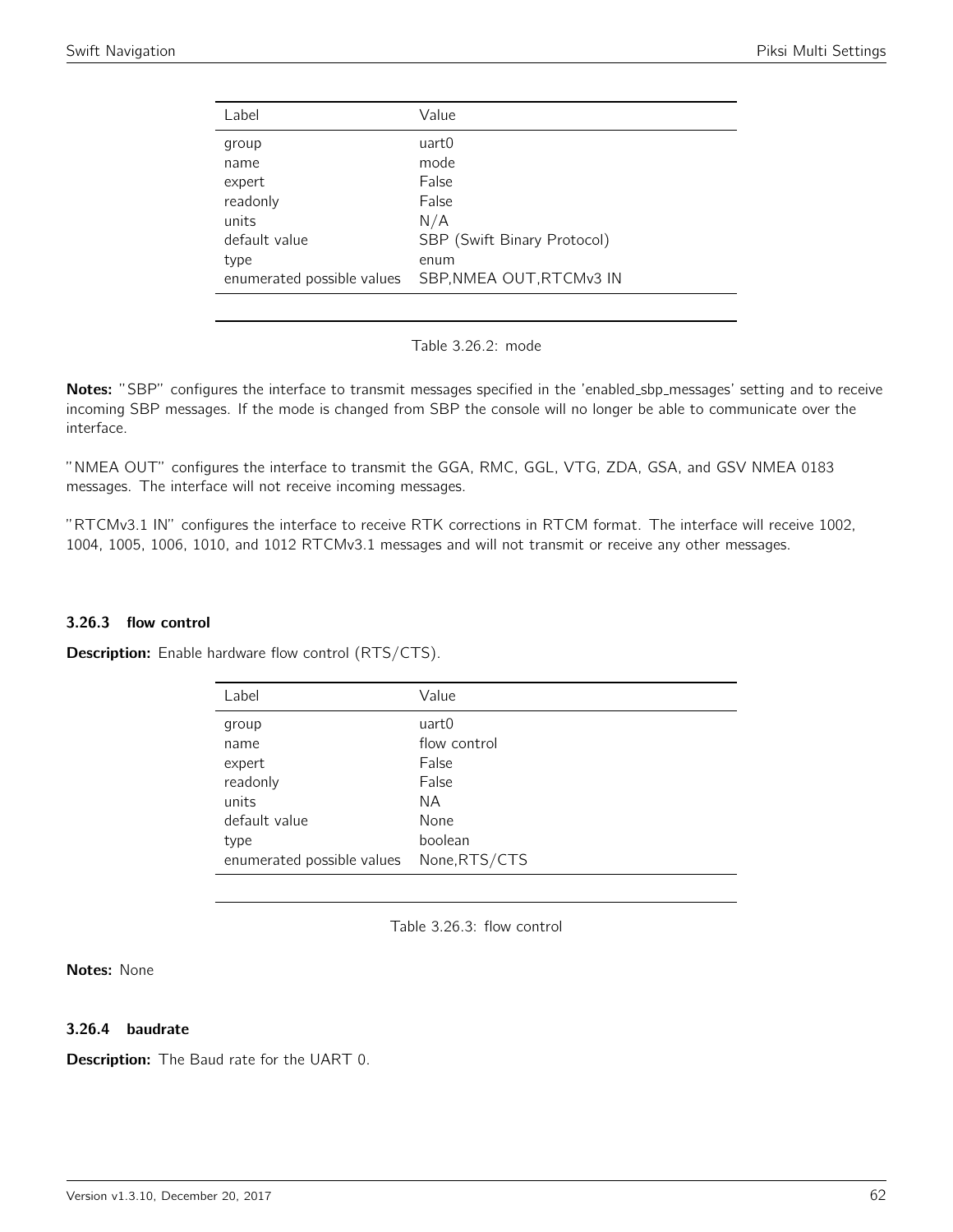| Label | Value |
|---|---|
| group | uart0 |
| name | mode |
| expert | False |
| readonly | False |
| units | N/A |
| default value | SBP (Swift Binary Protocol) |
| type | enum |
| enumerated possible values | SBP,NMEA OUT,RTCMv3 IN |

Table 3.26.2: mode

**Notes:** "SBP" configures the interface to transmit messages specified in the 'enabled_sbp_messages' setting and to receive incoming SBP messages. If the mode is changed from SBP the console will no longer be able to communicate over the interface.

"NMEA OUT" configures the interface to transmit the GGA, RMC, GGL, VTG, ZDA, GSA, and GSV NMEA 0183 messages. The interface will not receive incoming messages.

"RTCMv3.1 IN" configures the interface to receive RTK corrections in RTCM format. The interface will receive 1002, 1004, 1005, 1006, 1010, and 1012 RTCMv3.1 messages and will not transmit or receive any other messages.

### 3.26.3 flow control

**Description:** Enable hardware flow control (RTS/CTS).

| Label | Value |
|---|---|
| group | uart0 |
| name | flow control |
| expert | False |
| readonly | False |
| units | NA |
| default value | None |
| type | boolean |
| enumerated possible values | None,RTS/CTS |

Table 3.26.3: flow control

**Notes:** None

### 3.26.4 baudrate

**Description:** The Baud rate for the UART 0.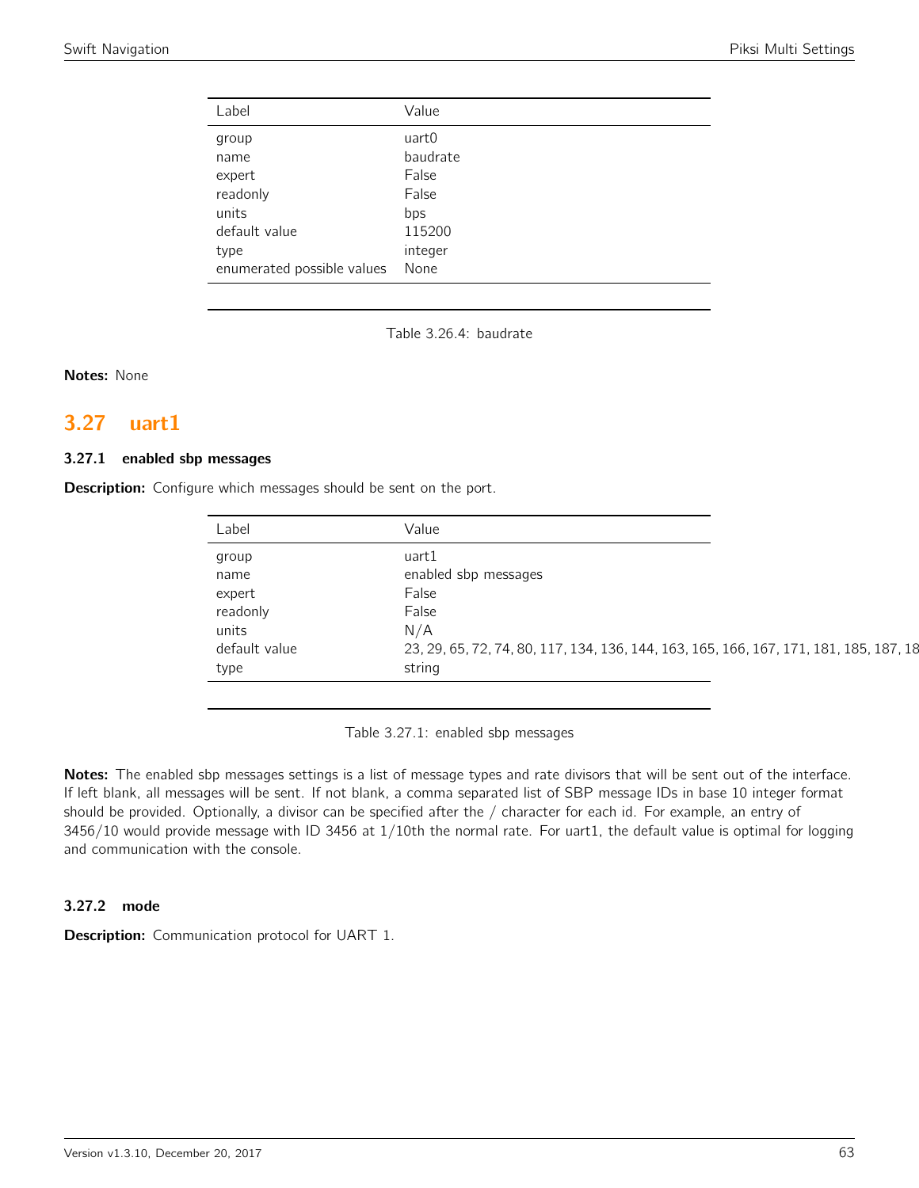| Label | Value |
| --- | --- |
| group | uart0 |
| name | baudrate |
| expert | False |
| readonly | False |
| units | bps |
| default value | 115200 |
| type | integer |
| enumerated possible values | None |

Table 3.26.4: baudrate

**Notes:** None

## 3.27 uart1

### 3.27.1 enabled sbp messages

**Description:** Configure which messages should be sent on the port.

| Label | Value |
| --- | --- |
| group | uart1 |
| name | enabled sbp messages |
| expert | False |
| readonly | False |
| units | N/A |
| default value | 23, 29, 65, 72, 74, 80, 117, 134, 136, 144, 163, 165, 166, 167, 171, 181, 185, 187, 18 |
| type | string |

Table 3.27.1: enabled sbp messages

**Notes:** The enabled sbp messages settings is a list of message types and rate divisors that will be sent out of the interface. If left blank, all messages will be sent. If not blank, a comma separated list of SBP message IDs in base 10 integer format should be provided. Optionally, a divisor can be specified after the / character for each id. For example, an entry of 3456/10 would provide message with ID 3456 at 1/10th the normal rate. For uart1, the default value is optimal for logging and communication with the console.

### 3.27.2 mode

**Description:** Communication protocol for UART 1.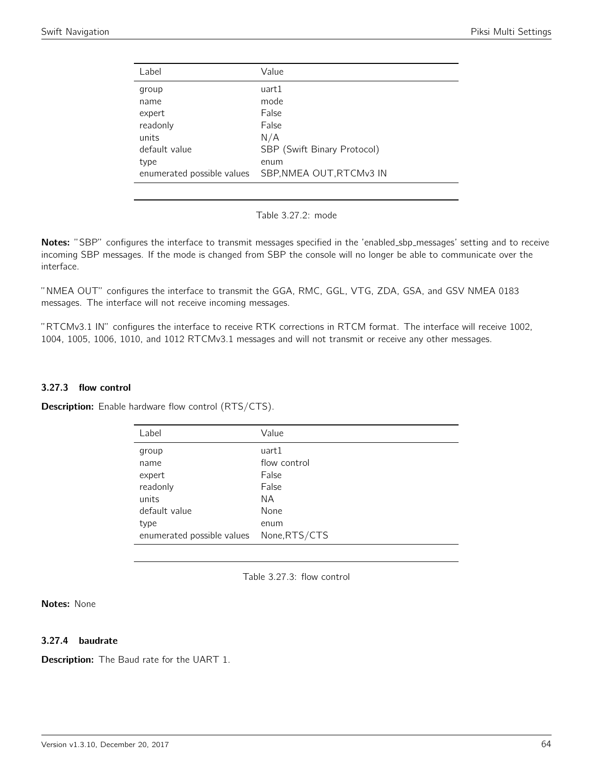| Label | Value |
| --- | --- |
| group | uart1 |
| name | mode |
| expert | False |
| readonly | False |
| units | N/A |
| default value | SBP (Swift Binary Protocol) |
| type | enum |
| enumerated possible values | SBP,NMEA OUT,RTCMv3 IN |

Table 3.27.2: mode

**Notes:** "SBP" configures the interface to transmit messages specified in the 'enabled_sbp_messages' setting and to receive incoming SBP messages. If the mode is changed from SBP the console will no longer be able to communicate over the interface.

"NMEA OUT" configures the interface to transmit the GGA, RMC, GGL, VTG, ZDA, GSA, and GSV NMEA 0183 messages. The interface will not receive incoming messages.

"RTCMv3.1 IN" configures the interface to receive RTK corrections in RTCM format. The interface will receive 1002, 1004, 1005, 1006, 1010, and 1012 RTCMv3.1 messages and will not transmit or receive any other messages.

### 3.27.3 flow control

**Description:** Enable hardware flow control (RTS/CTS).

| Label | Value |
| --- | --- |
| group | uart1 |
| name | flow control |
| expert | False |
| readonly | False |
| units | NA |
| default value | None |
| type | enum |
| enumerated possible values | None,RTS/CTS |

Table 3.27.3: flow control

**Notes:** None

### 3.27.4 baudrate

**Description:** The Baud rate for the UART 1.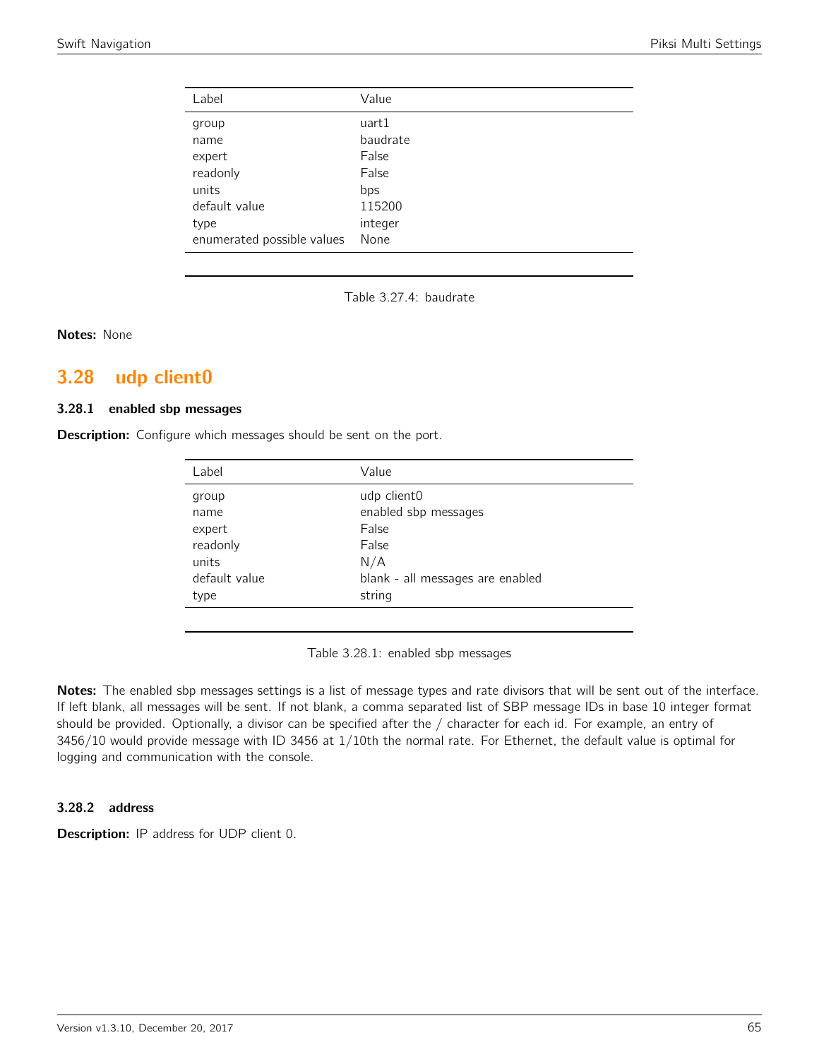| Label | Value |
|---|---|
| group | uart1 |
| name | baudrate |
| expert | False |
| readonly | False |
| units | bps |
| default value | 115200 |
| type | integer |
| enumerated possible values | None |

Table 3.27.4: baudrate

**Notes:** None

## 3.28 udp client0

### 3.28.1 enabled sbp messages

**Description:** Configure which messages should be sent on the port.

| Label | Value |
|---|---|
| group | udp client0 |
| name | enabled sbp messages |
| expert | False |
| readonly | False |
| units | N/A |
| default value | blank - all messages are enabled |
| type | string |

Table 3.28.1: enabled sbp messages

**Notes:** The enabled sbp messages settings is a list of message types and rate divisors that will be sent out of the interface. If left blank, all messages will be sent. If not blank, a comma separated list of SBP message IDs in base 10 integer format should be provided. Optionally, a divisor can be specified after the / character for each id. For example, an entry of 3456/10 would provide message with ID 3456 at 1/10th the normal rate. For Ethernet, the default value is optimal for logging and communication with the console.

### 3.28.2 address

**Description:** IP address for UDP client 0.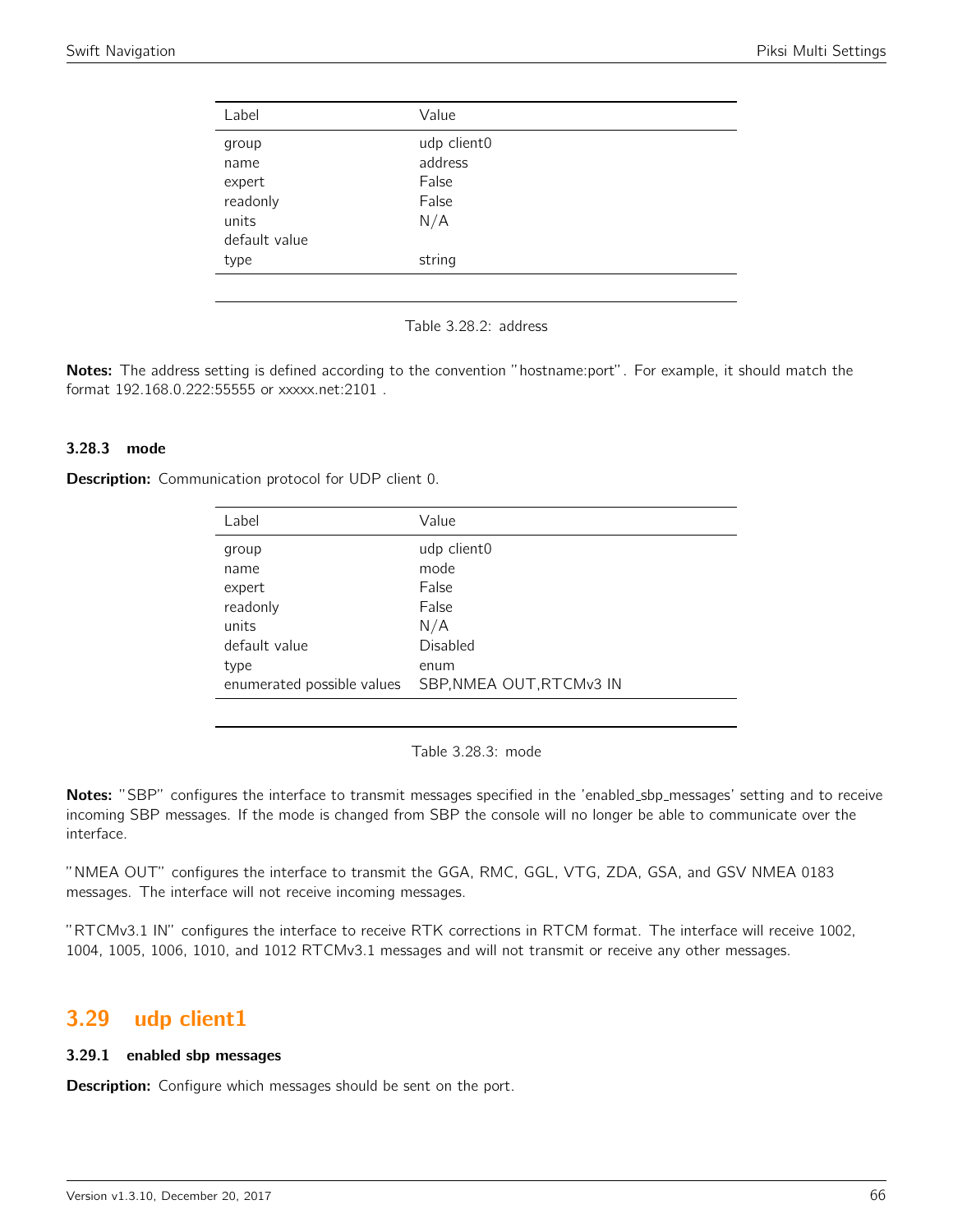| Label | Value |
| --- | --- |
| group | udp client0 |
| name | address |
| expert | False |
| readonly | False |
| units | N/A |
| default value | |
| type | string |

Table 3.28.2: address

**Notes:** The address setting is defined according to the convention "hostname:port". For example, it should match the format 192.168.0.222:55555 or xxxxx.net:2101 .

### 3.28.3 mode

**Description:** Communication protocol for UDP client 0.

| Label | Value |
| --- | --- |
| group | udp client0 |
| name | mode |
| expert | False |
| readonly | False |
| units | N/A |
| default value | Disabled |
| type | enum |
| enumerated possible values | SBP,NMEA OUT,RTCMv3 IN |

Table 3.28.3: mode

**Notes:** "SBP" configures the interface to transmit messages specified in the 'enabled_sbp_messages' setting and to receive incoming SBP messages. If the mode is changed from SBP the console will no longer be able to communicate over the interface.

"NMEA OUT" configures the interface to transmit the GGA, RMC, GGL, VTG, ZDA, GSA, and GSV NMEA 0183 messages. The interface will not receive incoming messages.

"RTCMv3.1 IN" configures the interface to receive RTK corrections in RTCM format. The interface will receive 1002, 1004, 1005, 1006, 1010, and 1012 RTCMv3.1 messages and will not transmit or receive any other messages.

## 3.29 udp client1

### 3.29.1 enabled sbp messages

**Description:** Configure which messages should be sent on the port.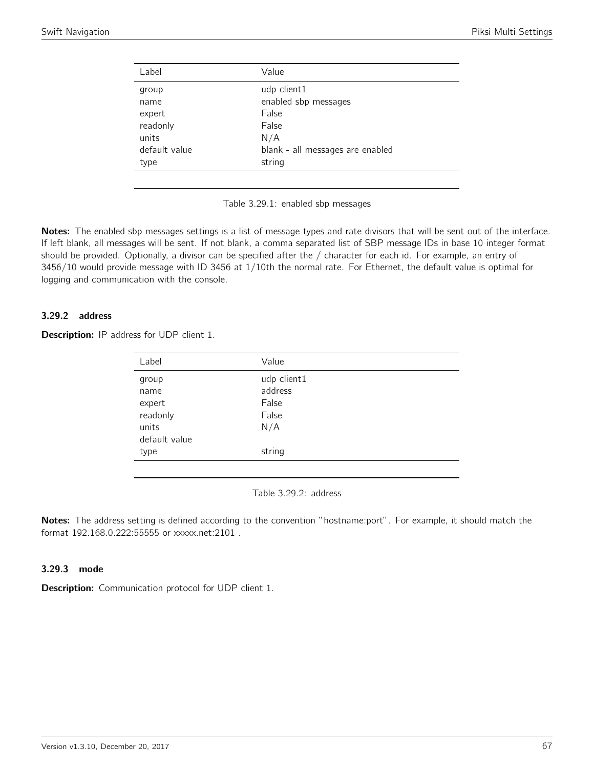| Label | Value |
|---|---|
| group | udp client1 |
| name | enabled sbp messages |
| expert | False |
| readonly | False |
| units | N/A |
| default value | blank - all messages are enabled |
| type | string |

Table 3.29.1: enabled sbp messages

**Notes:** The enabled sbp messages settings is a list of message types and rate divisors that will be sent out of the interface. If left blank, all messages will be sent. If not blank, a comma separated list of SBP message IDs in base 10 integer format should be provided. Optionally, a divisor can be specified after the / character for each id. For example, an entry of 3456/10 would provide message with ID 3456 at 1/10th the normal rate. For Ethernet, the default value is optimal for logging and communication with the console.

### 3.29.2 address

**Description:** IP address for UDP client 1.

| Label | Value |
|---|---|
| group | udp client1 |
| name | address |
| expert | False |
| readonly | False |
| units | N/A |
| default value | |
| type | string |

Table 3.29.2: address

**Notes:** The address setting is defined according to the convention "hostname:port". For example, it should match the format 192.168.0.222:55555 or xxxxx.net:2101 .

### 3.29.3 mode

**Description:** Communication protocol for UDP client 1.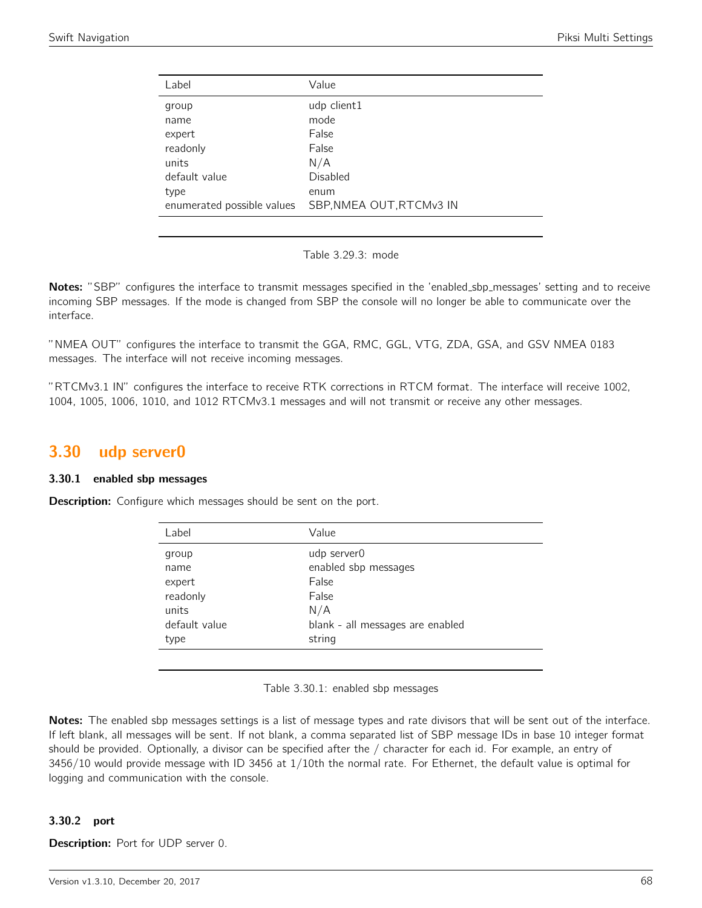| Label | Value |
|---|---|
| group | udp client1 |
| name | mode |
| expert | False |
| readonly | False |
| units | N/A |
| default value | Disabled |
| type | enum |
| enumerated possible values | SBP,NMEA OUT,RTCMv3 IN |

Table 3.29.3: mode

**Notes:** "SBP" configures the interface to transmit messages specified in the 'enabled_sbp_messages' setting and to receive incoming SBP messages. If the mode is changed from SBP the console will no longer be able to communicate over the interface.

"NMEA OUT" configures the interface to transmit the GGA, RMC, GGL, VTG, ZDA, GSA, and GSV NMEA 0183 messages. The interface will not receive incoming messages.

"RTCMv3.1 IN" configures the interface to receive RTK corrections in RTCM format. The interface will receive 1002, 1004, 1005, 1006, 1010, and 1012 RTCMv3.1 messages and will not transmit or receive any other messages.

## 3.30 udp server0

### 3.30.1 enabled sbp messages

**Description:** Configure which messages should be sent on the port.

| Label | Value |
|---|---|
| group | udp server0 |
| name | enabled sbp messages |
| expert | False |
| readonly | False |
| units | N/A |
| default value | blank - all messages are enabled |
| type | string |

Table 3.30.1: enabled sbp messages

**Notes:** The enabled sbp messages settings is a list of message types and rate divisors that will be sent out of the interface. If left blank, all messages will be sent. If not blank, a comma separated list of SBP message IDs in base 10 integer format should be provided. Optionally, a divisor can be specified after the / character for each id. For example, an entry of 3456/10 would provide message with ID 3456 at 1/10th the normal rate. For Ethernet, the default value is optimal for logging and communication with the console.

### 3.30.2 port

**Description:** Port for UDP server 0.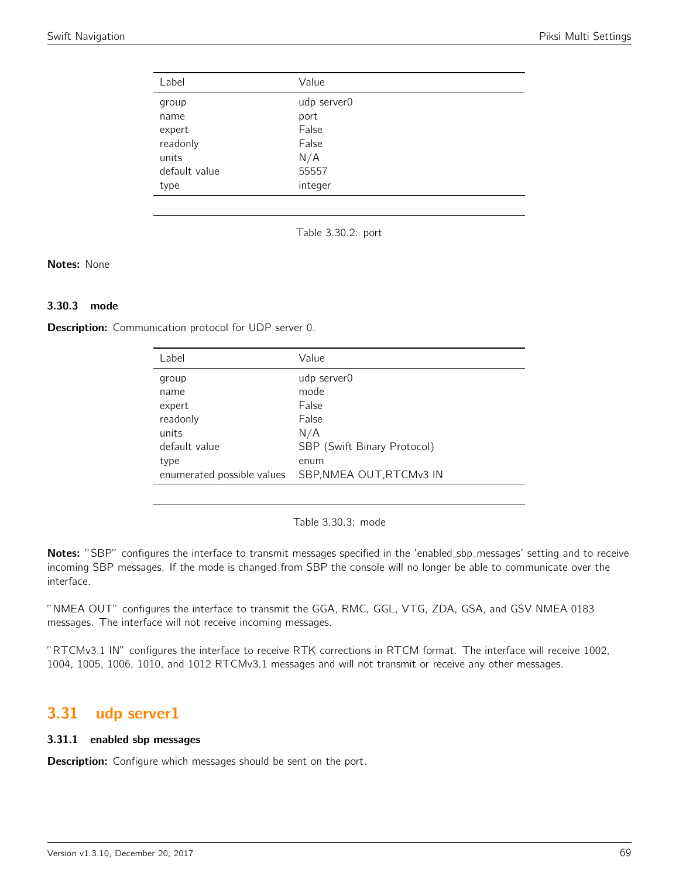| Label | Value |
|---|---|
| group | udp server0 |
| name | port |
| expert | False |
| readonly | False |
| units | N/A |
| default value | 55557 |
| type | integer |

Table 3.30.2: port

**Notes:** None

### 3.30.3 mode

**Description:** Communication protocol for UDP server 0.

| Label | Value |
|---|---|
| group | udp server0 |
| name | mode |
| expert | False |
| readonly | False |
| units | N/A |
| default value | SBP (Swift Binary Protocol) |
| type | enum |
| enumerated possible values | SBP,NMEA OUT,RTCMv3 IN |

Table 3.30.3: mode

**Notes:** "SBP" configures the interface to transmit messages specified in the 'enabled_sbp_messages' setting and to receive incoming SBP messages. If the mode is changed from SBP the console will no longer be able to communicate over the interface.

"NMEA OUT" configures the interface to transmit the GGA, RMC, GGL, VTG, ZDA, GSA, and GSV NMEA 0183 messages. The interface will not receive incoming messages.

"RTCMv3.1 IN" configures the interface to receive RTK corrections in RTCM format. The interface will receive 1002, 1004, 1005, 1006, 1010, and 1012 RTCMv3.1 messages and will not transmit or receive any other messages.

## 3.31 udp server1

### 3.31.1 enabled sbp messages

**Description:** Configure which messages should be sent on the port.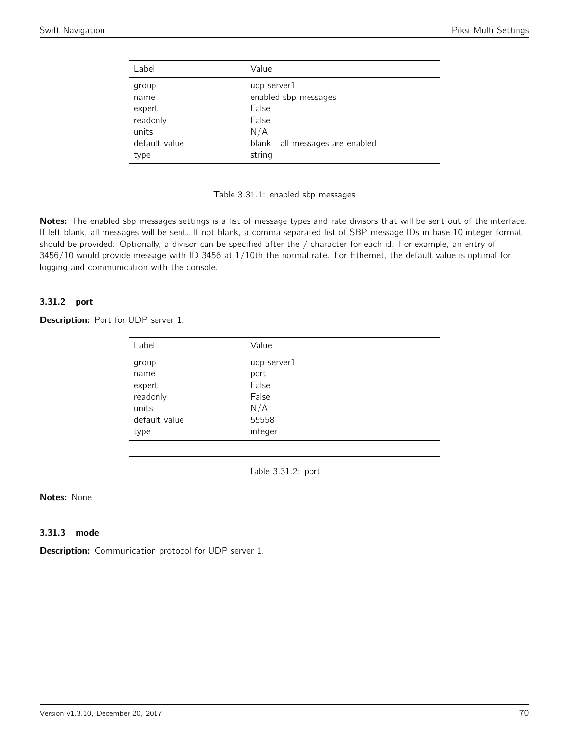| Label | Value |
| --- | --- |
| group | udp server1 |
| name | enabled sbp messages |
| expert | False |
| readonly | False |
| units | N/A |
| default value | blank - all messages are enabled |
| type | string |

Table 3.31.1: enabled sbp messages

**Notes:** The enabled sbp messages settings is a list of message types and rate divisors that will be sent out of the interface. If left blank, all messages will be sent. If not blank, a comma separated list of SBP message IDs in base 10 integer format should be provided. Optionally, a divisor can be specified after the / character for each id. For example, an entry of 3456/10 would provide message with ID 3456 at 1/10th the normal rate. For Ethernet, the default value is optimal for logging and communication with the console.

### 3.31.2 port

**Description:** Port for UDP server 1.

| Label | Value |
| --- | --- |
| group | udp server1 |
| name | port |
| expert | False |
| readonly | False |
| units | N/A |
| default value | 55558 |
| type | integer |

Table 3.31.2: port

**Notes:** None

### 3.31.3 mode

**Description:** Communication protocol for UDP server 1.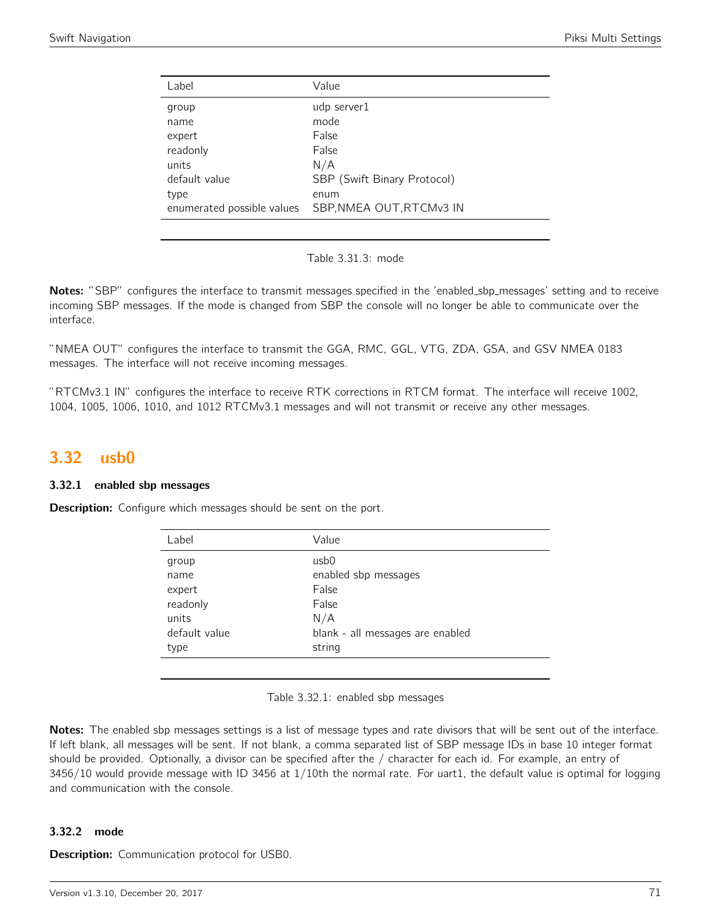| Label | Value |
|---|---|
| group | udp server1 |
| name | mode |
| expert | False |
| readonly | False |
| units | N/A |
| default value | SBP (Swift Binary Protocol) |
| type | enum |
| enumerated possible values | SBP,NMEA OUT,RTCMv3 IN |

Table 3.31.3: mode

**Notes:** "SBP" configures the interface to transmit messages specified in the 'enabled_sbp_messages' setting and to receive incoming SBP messages. If the mode is changed from SBP the console will no longer be able to communicate over the interface.

"NMEA OUT" configures the interface to transmit the GGA, RMC, GGL, VTG, ZDA, GSA, and GSV NMEA 0183 messages. The interface will not receive incoming messages.

"RTCMv3.1 IN" configures the interface to receive RTK corrections in RTCM format. The interface will receive 1002, 1004, 1005, 1006, 1010, and 1012 RTCMv3.1 messages and will not transmit or receive any other messages.

## 3.32 usb0

### 3.32.1 enabled sbp messages

**Description:** Configure which messages should be sent on the port.

| Label | Value |
|---|---|
| group | usb0 |
| name | enabled sbp messages |
| expert | False |
| readonly | False |
| units | N/A |
| default value | blank - all messages are enabled |
| type | string |

Table 3.32.1: enabled sbp messages

**Notes:** The enabled sbp messages settings is a list of message types and rate divisors that will be sent out of the interface. If left blank, all messages will be sent. If not blank, a comma separated list of SBP message IDs in base 10 integer format should be provided. Optionally, a divisor can be specified after the / character for each id. For example, an entry of 3456/10 would provide message with ID 3456 at 1/10th the normal rate. For uart1, the default value is optimal for logging and communication with the console.

### 3.32.2 mode

**Description:** Communication protocol for USB0.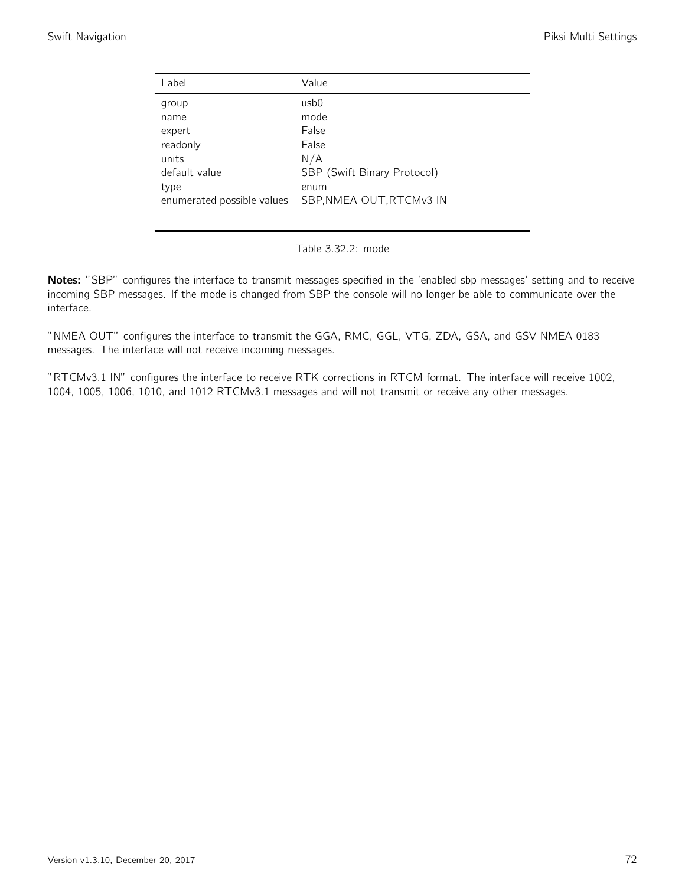| Label | Value |
|---|---|
| group | usb0 |
| name | mode |
| expert | False |
| readonly | False |
| units | N/A |
| default value | SBP (Swift Binary Protocol) |
| type | enum |
| enumerated possible values | SBP,NMEA OUT,RTCMv3 IN |

Table 3.32.2: mode

**Notes:** "SBP" configures the interface to transmit messages specified in the 'enabled_sbp_messages' setting and to receive incoming SBP messages. If the mode is changed from SBP the console will no longer be able to communicate over the interface.

"NMEA OUT" configures the interface to transmit the GGA, RMC, GGL, VTG, ZDA, GSA, and GSV NMEA 0183 messages. The interface will not receive incoming messages.

"RTCMv3.1 IN" configures the interface to receive RTK corrections in RTCM format. The interface will receive 1002, 1004, 1005, 1006, 1010, and 1012 RTCMv3.1 messages and will not transmit or receive any other messages.